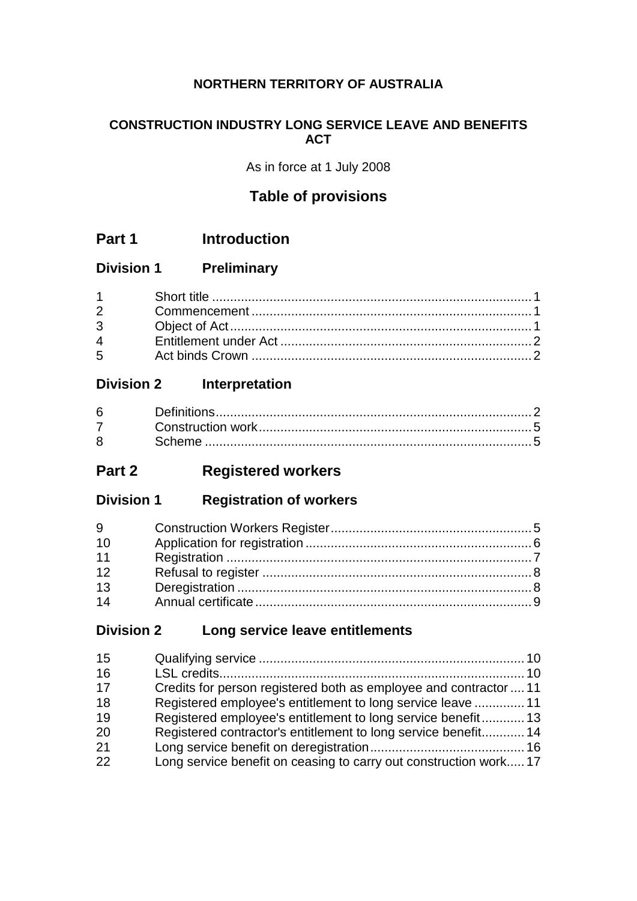**NORTHERN TERRITORY OF AUSTRALIA**

**CONSTRUCTION INDUSTRY LONG SERVICE LEAVE AND BENEFITS ACT**

As in force at 1 July 2008

## Table of provisions

## Part 1 Introduction

### Division 1 Preliminary

| | | |
|---|---|---|
| 1 | Short title | 1 |
| 2 | Commencement | 1 |
| 3 | Object of Act | 1 |
| 4 | Entitlement under Act | 2 |
| 5 | Act binds Crown | 2 |

### Division 2 Interpretation

| | | |
|---|---|---|
| 6 | Definitions | 2 |
| 7 | Construction work | 5 |
| 8 | Scheme | 5 |

## Part 2 Registered workers

### Division 1 Registration of workers

| | | |
|---|---|---|
| 9 | Construction Workers Register | 5 |
| 10 | Application for registration | 6 |
| 11 | Registration | 7 |
| 12 | Refusal to register | 8 |
| 13 | Deregistration | 8 |
| 14 | Annual certificate | 9 |

### Division 2 Long service leave entitlements

| | | |
|---|---|---|
| 15 | Qualifying service | 10 |
| 16 | LSL credits | 10 |
| 17 | Credits for person registered both as employee and contractor | 11 |
| 18 | Registered employee's entitlement to long service leave | 11 |
| 19 | Registered employee's entitlement to long service benefit | 13 |
| 20 | Registered contractor's entitlement to long service benefit | 14 |
| 21 | Long service benefit on deregistration | 16 |
| 22 | Long service benefit on ceasing to carry out construction work | 17 |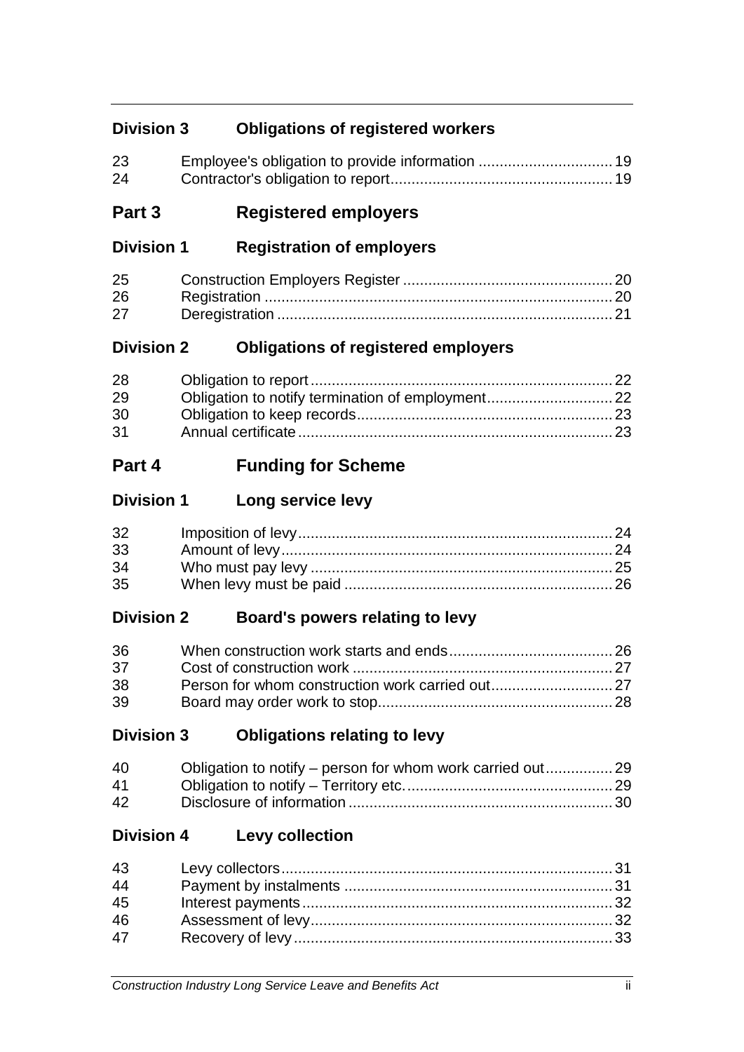## Division 3 Obligations of registered workers

| | | |
|---|---|---|
| 23 | Employee's obligation to provide information | 19 |
| 24 | Contractor's obligation to report | 19 |

# Part 3 Registered employers

## Division 1 Registration of employers

| | | |
|---|---|---|
| 25 | Construction Employers Register | 20 |
| 26 | Registration | 20 |
| 27 | Deregistration | 21 |

## Division 2 Obligations of registered employers

| | | |
|---|---|---|
| 28 | Obligation to report | 22 |
| 29 | Obligation to notify termination of employment | 22 |
| 30 | Obligation to keep records | 23 |
| 31 | Annual certificate | 23 |

# Part 4 Funding for Scheme

## Division 1 Long service levy

| | | |
|---|---|---|
| 32 | Imposition of levy | 24 |
| 33 | Amount of levy | 24 |
| 34 | Who must pay levy | 25 |
| 35 | When levy must be paid | 26 |

## Division 2 Board's powers relating to levy

| | | |
|---|---|---|
| 36 | When construction work starts and ends | 26 |
| 37 | Cost of construction work | 27 |
| 38 | Person for whom construction work carried out | 27 |
| 39 | Board may order work to stop | 28 |

## Division 3 Obligations relating to levy

| | | |
|---|---|---|
| 40 | Obligation to notify – person for whom work carried out | 29 |
| 41 | Obligation to notify – Territory etc. | 29 |
| 42 | Disclosure of information | 30 |

## Division 4 Levy collection

| | | |
|---|---|---|
| 43 | Levy collectors | 31 |
| 44 | Payment by instalments | 31 |
| 45 | Interest payments | 32 |
| 46 | Assessment of levy | 32 |
| 47 | Recovery of levy | 33 |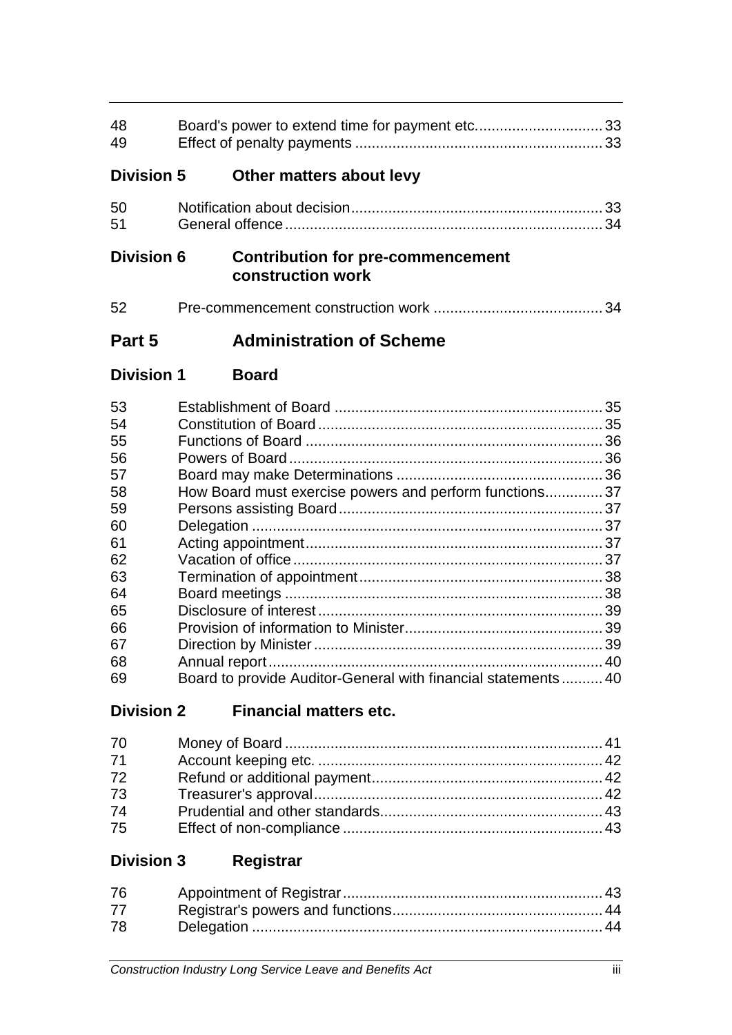| | | |
|---|---|---|
| 48 | Board's power to extend time for payment etc. | 33 |
| 49 | Effect of penalty payments | 33 |

**Division 5 Other matters about levy**

| | | |
|---|---|---|
| 50 | Notification about decision | 33 |
| 51 | General offence | 34 |

**Division 6 Contribution for pre-commencement construction work**

| | | |
|---|---|---|
| 52 | Pre-commencement construction work | 34 |

## Part 5 Administration of Scheme

**Division 1 Board**

| | | |
|---|---|---|
| 53 | Establishment of Board | 35 |
| 54 | Constitution of Board | 35 |
| 55 | Functions of Board | 36 |
| 56 | Powers of Board | 36 |
| 57 | Board may make Determinations | 36 |
| 58 | How Board must exercise powers and perform functions | 37 |
| 59 | Persons assisting Board | 37 |
| 60 | Delegation | 37 |
| 61 | Acting appointment | 37 |
| 62 | Vacation of office | 37 |
| 63 | Termination of appointment | 38 |
| 64 | Board meetings | 38 |
| 65 | Disclosure of interest | 39 |
| 66 | Provision of information to Minister | 39 |
| 67 | Direction by Minister | 39 |
| 68 | Annual report | 40 |
| 69 | Board to provide Auditor-General with financial statements | 40 |

**Division 2 Financial matters etc.**

| | | |
|---|---|---|
| 70 | Money of Board | 41 |
| 71 | Account keeping etc. | 42 |
| 72 | Refund or additional payment | 42 |
| 73 | Treasurer's approval | 42 |
| 74 | Prudential and other standards | 43 |
| 75 | Effect of non-compliance | 43 |

**Division 3 Registrar**

| | | |
|---|---|---|
| 76 | Appointment of Registrar | 43 |
| 77 | Registrar's powers and functions | 44 |
| 78 | Delegation | 44 |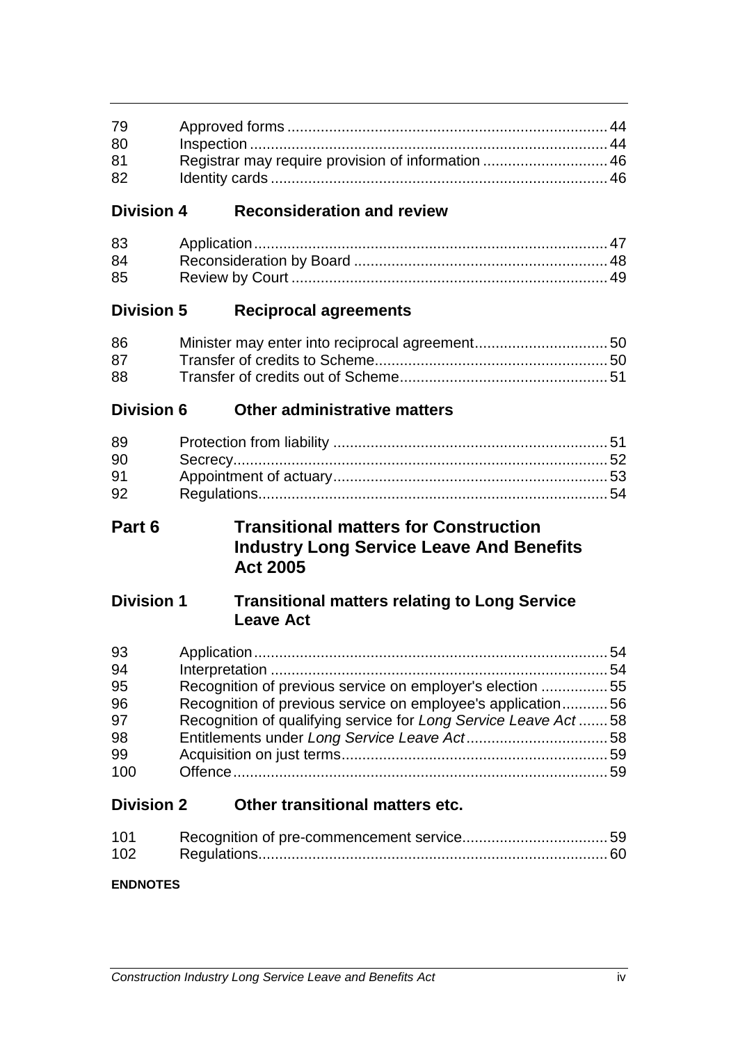| | | |
|---|---|---|
| 79 | Approved forms | 44 |
| 80 | Inspection | 44 |
| 81 | Registrar may require provision of information | 46 |
| 82 | Identity cards | 46 |

**Division 4 Reconsideration and review**

| | | |
|---|---|---|
| 83 | Application | 47 |
| 84 | Reconsideration by Board | 48 |
| 85 | Review by Court | 49 |

**Division 5 Reciprocal agreements**

| | | |
|---|---|---|
| 86 | Minister may enter into reciprocal agreement | 50 |
| 87 | Transfer of credits to Scheme | 50 |
| 88 | Transfer of credits out of Scheme | 51 |

**Division 6 Other administrative matters**

| | | |
|---|---|---|
| 89 | Protection from liability | 51 |
| 90 | Secrecy | 52 |
| 91 | Appointment of actuary | 53 |
| 92 | Regulations | 54 |

**Part 6 Transitional matters for Construction Industry Long Service Leave And Benefits Act 2005**

**Division 1 Transitional matters relating to Long Service Leave Act**

| | | |
|---|---|---|
| 93 | Application | 54 |
| 94 | Interpretation | 54 |
| 95 | Recognition of previous service on employer's election | 55 |
| 96 | Recognition of previous service on employee's application | 56 |
| 97 | Recognition of qualifying service for *Long Service Leave Act* | 58 |
| 98 | Entitlements under *Long Service Leave Act* | 58 |
| 99 | Acquisition on just terms | 59 |
| 100 | Offence | 59 |

**Division 2 Other transitional matters etc.**

| | | |
|---|---|---|
| 101 | Recognition of pre-commencement service | 59 |
| 102 | Regulations | 60 |

**ENDNOTES**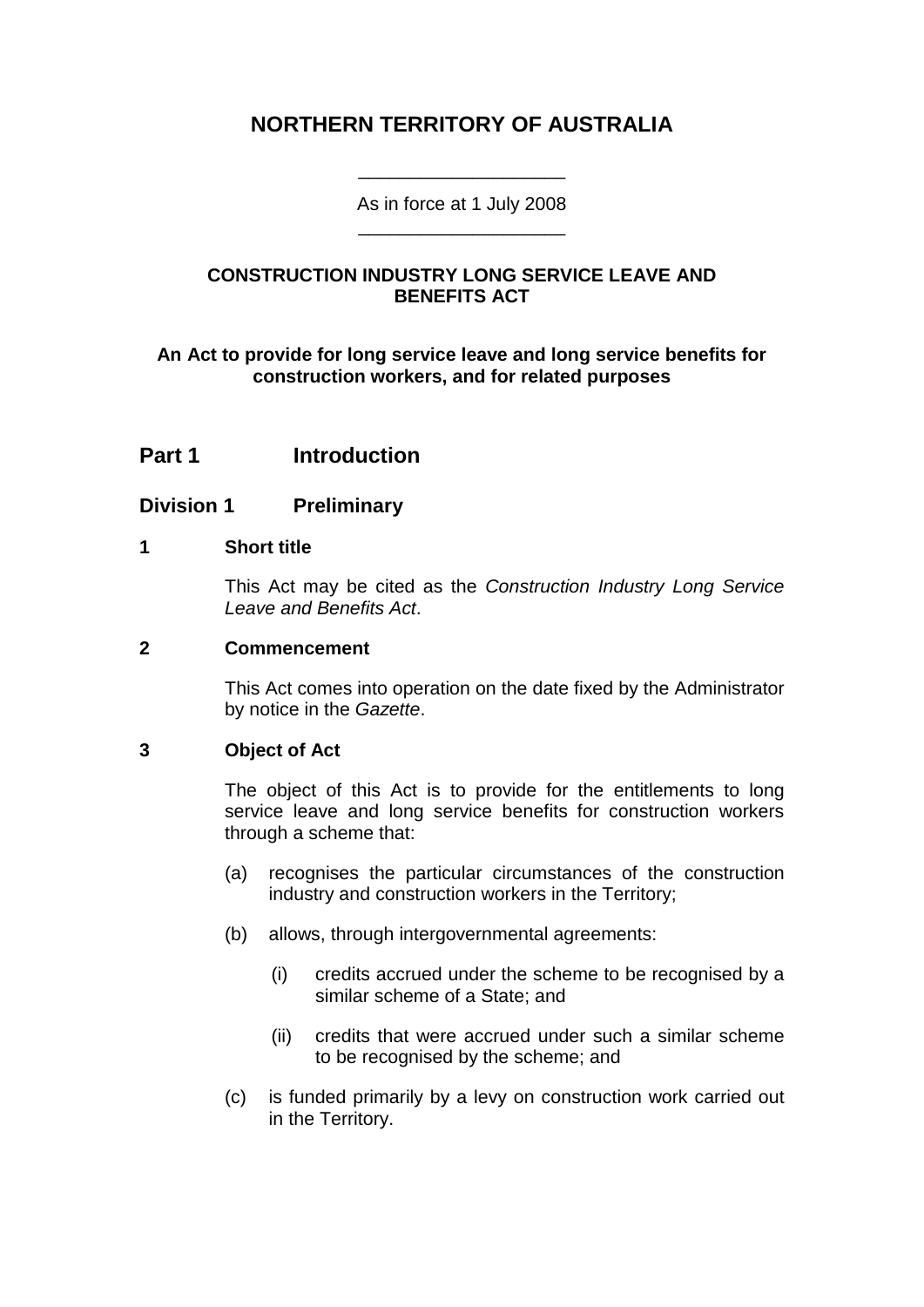# NORTHERN TERRITORY OF AUSTRALIA

As in force at 1 July 2008

**CONSTRUCTION INDUSTRY LONG SERVICE LEAVE AND BENEFITS ACT**

**An Act to provide for long service leave and long service benefits for construction workers, and for related purposes**

## Part 1 Introduction

### Division 1 Preliminary

#### 1 Short title

This Act may be cited as the *Construction Industry Long Service Leave and Benefits Act*.

#### 2 Commencement

This Act comes into operation on the date fixed by the Administrator by notice in the *Gazette*.

#### 3 Object of Act

The object of this Act is to provide for the entitlements to long service leave and long service benefits for construction workers through a scheme that:

(a) recognises the particular circumstances of the construction industry and construction workers in the Territory;

(b) allows, through intergovernmental agreements:

(i) credits accrued under the scheme to be recognised by a similar scheme of a State; and

(ii) credits that were accrued under such a similar scheme to be recognised by the scheme; and

(c) is funded primarily by a levy on construction work carried out in the Territory.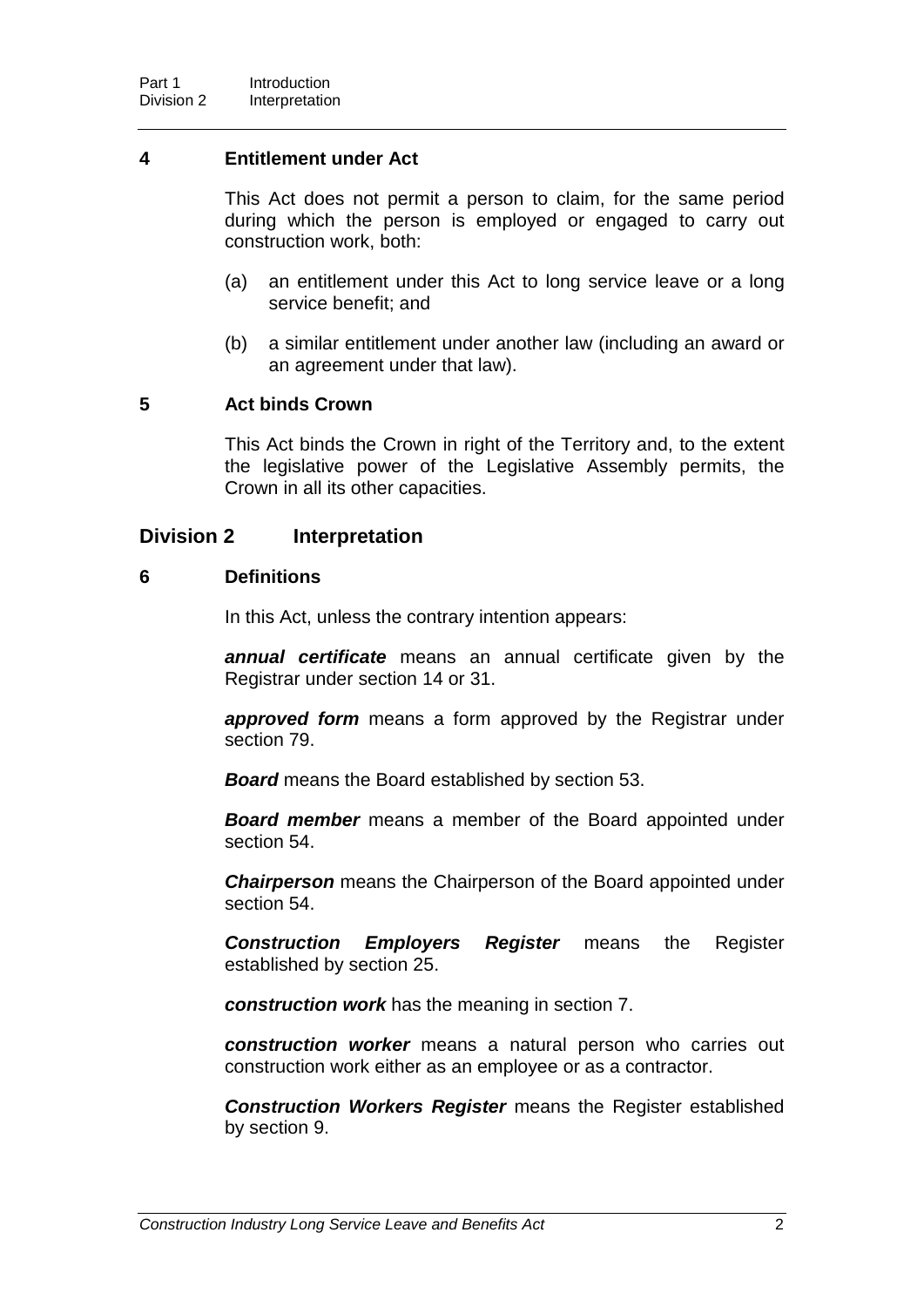### 4 Entitlement under Act

This Act does not permit a person to claim, for the same period during which the person is employed or engaged to carry out construction work, both:

(a) an entitlement under this Act to long service leave or a long service benefit; and

(b) a similar entitlement under another law (including an award or an agreement under that law).

### 5 Act binds Crown

This Act binds the Crown in right of the Territory and, to the extent the legislative power of the Legislative Assembly permits, the Crown in all its other capacities.

## Division 2 Interpretation

### 6 Definitions

In this Act, unless the contrary intention appears:

***annual certificate*** means an annual certificate given by the Registrar under section 14 or 31.

***approved form*** means a form approved by the Registrar under section 79.

***Board*** means the Board established by section 53.

***Board member*** means a member of the Board appointed under section 54.

***Chairperson*** means the Chairperson of the Board appointed under section 54.

***Construction Employers Register*** means the Register established by section 25.

***construction work*** has the meaning in section 7.

***construction worker*** means a natural person who carries out construction work either as an employee or as a contractor.

***Construction Workers Register*** means the Register established by section 9.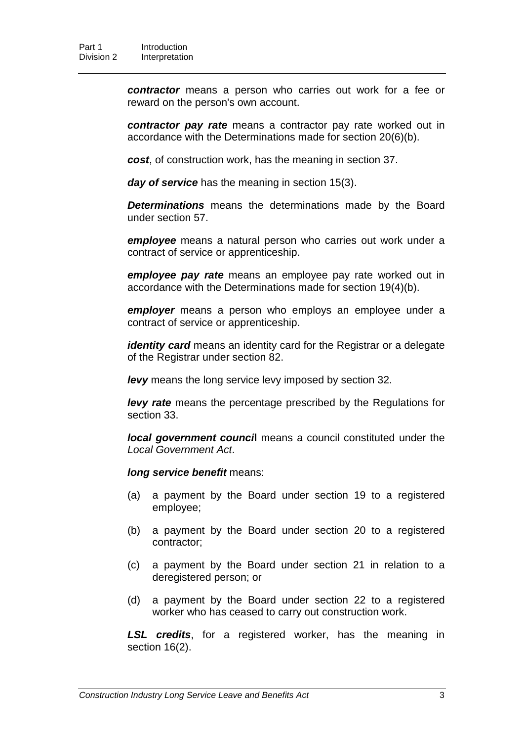***contractor*** means a person who carries out work for a fee or reward on the person's own account.

***contractor pay rate*** means a contractor pay rate worked out in accordance with the Determinations made for section 20(6)(b).

***cost***, of construction work, has the meaning in section 37.

***day of service*** has the meaning in section 15(3).

***Determinations*** means the determinations made by the Board under section 57.

***employee*** means a natural person who carries out work under a contract of service or apprenticeship.

***employee pay rate*** means an employee pay rate worked out in accordance with the Determinations made for section 19(4)(b).

***employer*** means a person who employs an employee under a contract of service or apprenticeship.

***identity card*** means an identity card for the Registrar or a delegate of the Registrar under section 82.

***levy*** means the long service levy imposed by section 32.

***levy rate*** means the percentage prescribed by the Regulations for section 33.

***local government council*** means a council constituted under the *Local Government Act*.

***long service benefit*** means:

(a) a payment by the Board under section 19 to a registered employee;

(b) a payment by the Board under section 20 to a registered contractor;

(c) a payment by the Board under section 21 in relation to a deregistered person; or

(d) a payment by the Board under section 22 to a registered worker who has ceased to carry out construction work.

***LSL credits***, for a registered worker, has the meaning in section 16(2).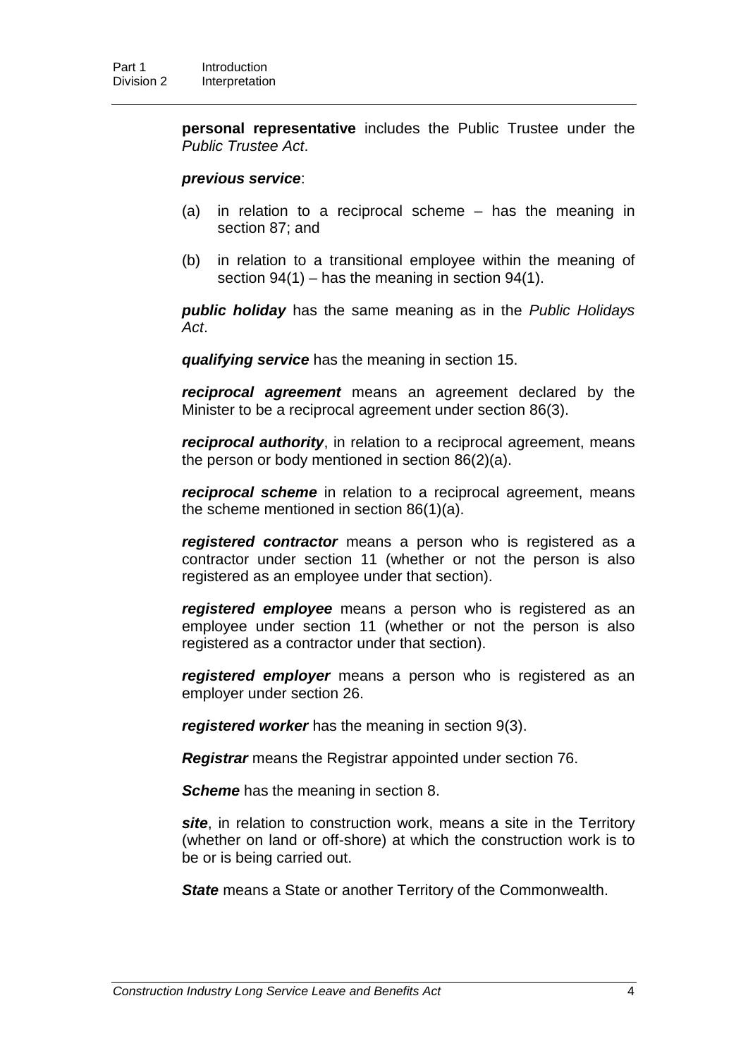**personal representative** includes the Public Trustee under the *Public Trustee Act*.

***previous service***:

(a) in relation to a reciprocal scheme – has the meaning in section 87; and

(b) in relation to a transitional employee within the meaning of section 94(1) – has the meaning in section 94(1).

***public holiday*** has the same meaning as in the *Public Holidays Act*.

***qualifying service*** has the meaning in section 15.

***reciprocal agreement*** means an agreement declared by the Minister to be a reciprocal agreement under section 86(3).

***reciprocal authority***, in relation to a reciprocal agreement, means the person or body mentioned in section 86(2)(a).

***reciprocal scheme*** in relation to a reciprocal agreement, means the scheme mentioned in section 86(1)(a).

***registered contractor*** means a person who is registered as a contractor under section 11 (whether or not the person is also registered as an employee under that section).

***registered employee*** means a person who is registered as an employee under section 11 (whether or not the person is also registered as a contractor under that section).

***registered employer*** means a person who is registered as an employer under section 26.

***registered worker*** has the meaning in section 9(3).

***Registrar*** means the Registrar appointed under section 76.

***Scheme*** has the meaning in section 8.

***site***, in relation to construction work, means a site in the Territory (whether on land or off-shore) at which the construction work is to be or is being carried out.

***State*** means a State or another Territory of the Commonwealth.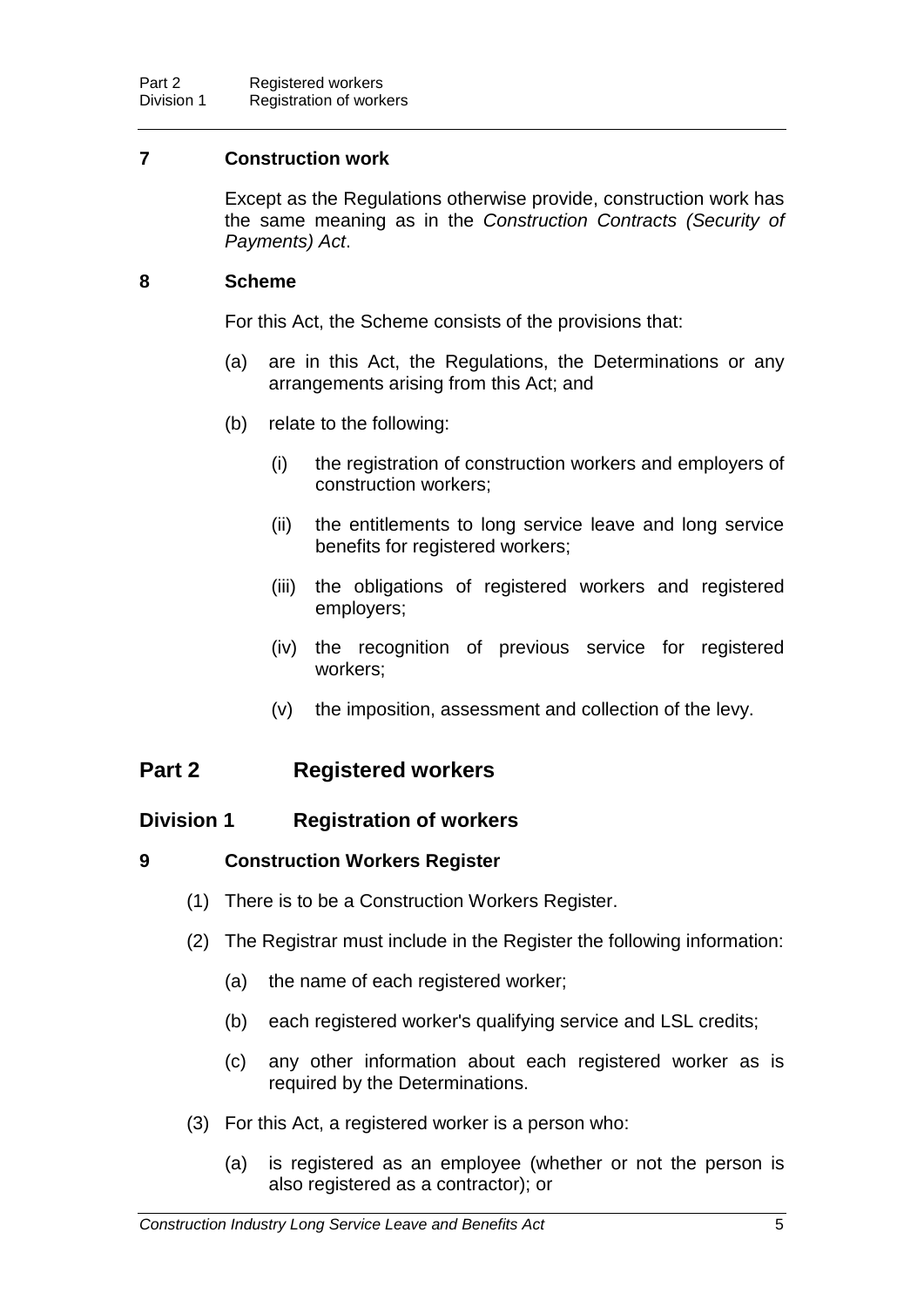**7 Construction work**

Except as the Regulations otherwise provide, construction work has the same meaning as in the *Construction Contracts (Security of Payments) Act*.

**8 Scheme**

For this Act, the Scheme consists of the provisions that:

(a) are in this Act, the Regulations, the Determinations or any arrangements arising from this Act; and

(b) relate to the following:

(i) the registration of construction workers and employers of construction workers;

(ii) the entitlements to long service leave and long service benefits for registered workers;

(iii) the obligations of registered workers and registered employers;

(iv) the recognition of previous service for registered workers;

(v) the imposition, assessment and collection of the levy.

## Part 2 Registered workers

### Division 1 Registration of workers

**9 Construction Workers Register**

(1) There is to be a Construction Workers Register.

(2) The Registrar must include in the Register the following information:

(a) the name of each registered worker;

(b) each registered worker's qualifying service and LSL credits;

(c) any other information about each registered worker as is required by the Determinations.

(3) For this Act, a registered worker is a person who:

(a) is registered as an employee (whether or not the person is also registered as a contractor); or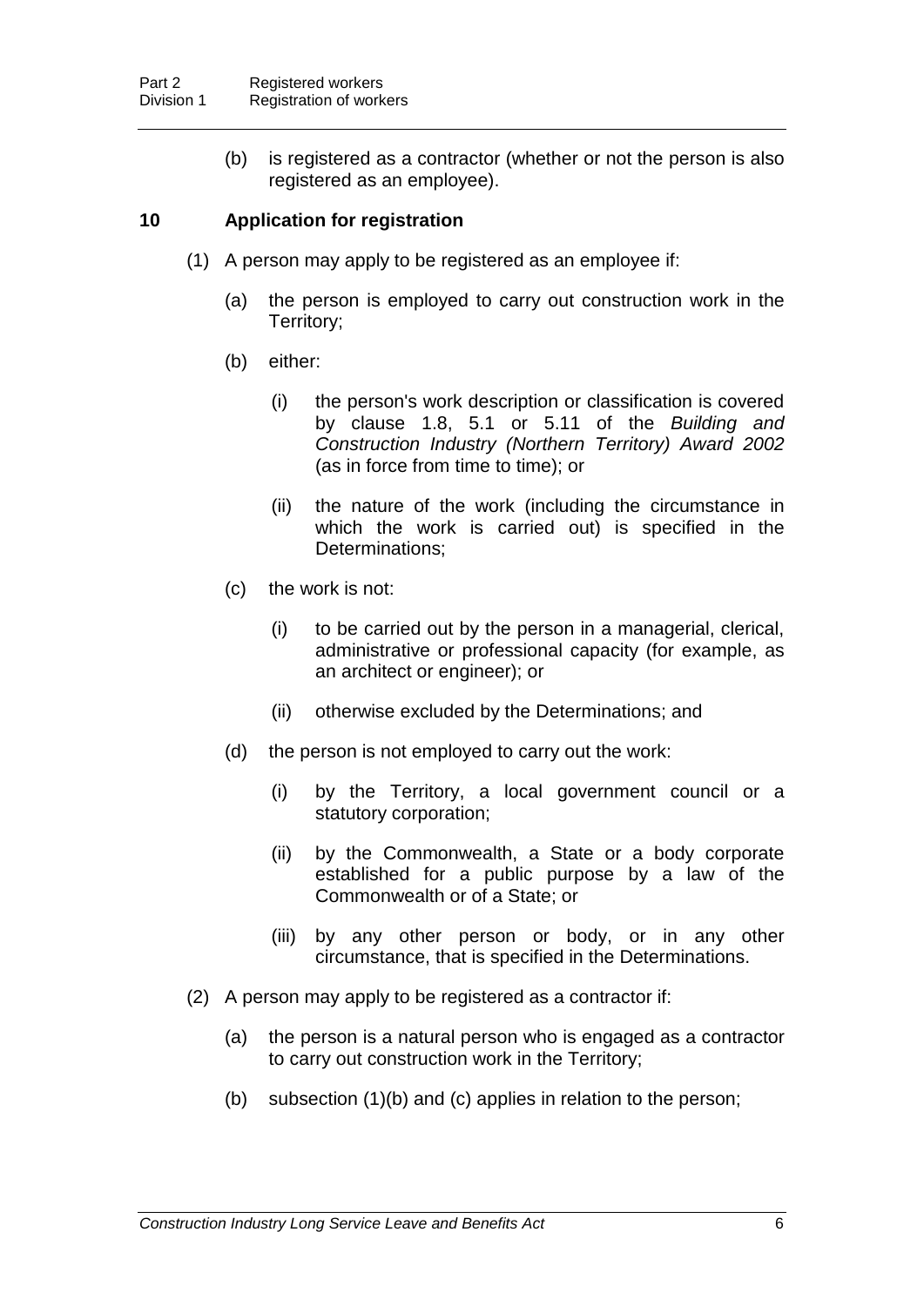(b) is registered as a contractor (whether or not the person is also registered as an employee).

### 10 Application for registration

(1) A person may apply to be registered as an employee if:

(a) the person is employed to carry out construction work in the Territory;

(b) either:

(i) the person's work description or classification is covered by clause 1.8, 5.1 or 5.11 of the *Building and Construction Industry (Northern Territory) Award 2002* (as in force from time to time); or

(ii) the nature of the work (including the circumstance in which the work is carried out) is specified in the Determinations;

(c) the work is not:

(i) to be carried out by the person in a managerial, clerical, administrative or professional capacity (for example, as an architect or engineer); or

(ii) otherwise excluded by the Determinations; and

(d) the person is not employed to carry out the work:

(i) by the Territory, a local government council or a statutory corporation;

(ii) by the Commonwealth, a State or a body corporate established for a public purpose by a law of the Commonwealth or of a State; or

(iii) by any other person or body, or in any other circumstance, that is specified in the Determinations.

(2) A person may apply to be registered as a contractor if:

(a) the person is a natural person who is engaged as a contractor to carry out construction work in the Territory;

(b) subsection (1)(b) and (c) applies in relation to the person;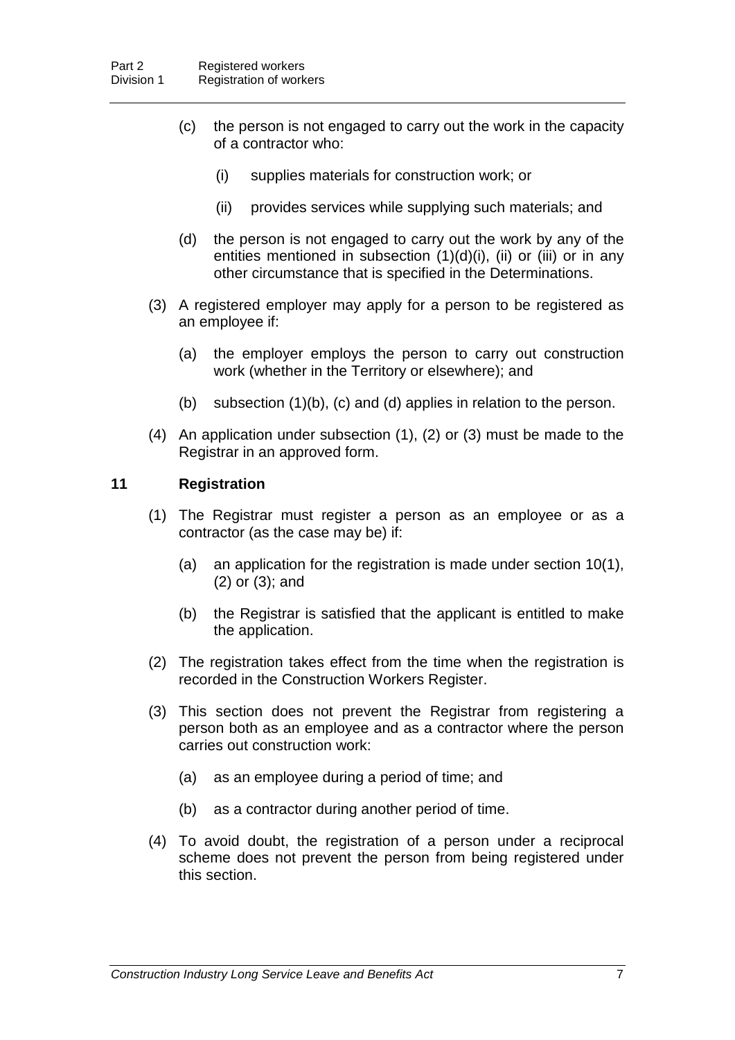(c) the person is not engaged to carry out the work in the capacity of a contractor who:

(i) supplies materials for construction work; or

(ii) provides services while supplying such materials; and

(d) the person is not engaged to carry out the work by any of the entities mentioned in subsection (1)(d)(i), (ii) or (iii) or in any other circumstance that is specified in the Determinations.

(3) A registered employer may apply for a person to be registered as an employee if:

(a) the employer employs the person to carry out construction work (whether in the Territory or elsewhere); and

(b) subsection (1)(b), (c) and (d) applies in relation to the person.

(4) An application under subsection (1), (2) or (3) must be made to the Registrar in an approved form.

### 11 Registration

(1) The Registrar must register a person as an employee or as a contractor (as the case may be) if:

(a) an application for the registration is made under section 10(1), (2) or (3); and

(b) the Registrar is satisfied that the applicant is entitled to make the application.

(2) The registration takes effect from the time when the registration is recorded in the Construction Workers Register.

(3) This section does not prevent the Registrar from registering a person both as an employee and as a contractor where the person carries out construction work:

(a) as an employee during a period of time; and

(b) as a contractor during another period of time.

(4) To avoid doubt, the registration of a person under a reciprocal scheme does not prevent the person from being registered under this section.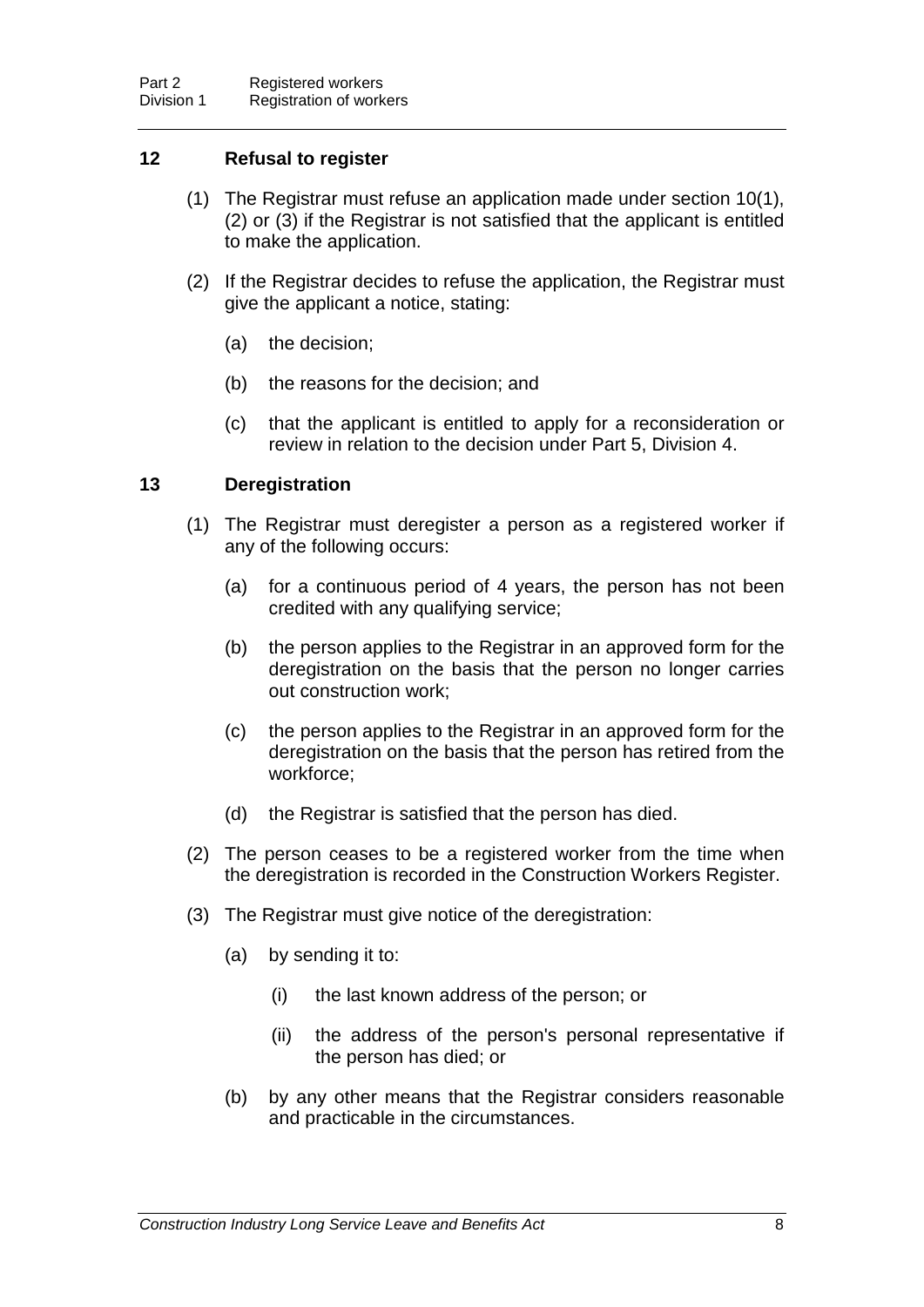## 12 Refusal to register

(1) The Registrar must refuse an application made under section 10(1), (2) or (3) if the Registrar is not satisfied that the applicant is entitled to make the application.

(2) If the Registrar decides to refuse the application, the Registrar must give the applicant a notice, stating:

(a) the decision;

(b) the reasons for the decision; and

(c) that the applicant is entitled to apply for a reconsideration or review in relation to the decision under Part 5, Division 4.

## 13 Deregistration

(1) The Registrar must deregister a person as a registered worker if any of the following occurs:

(a) for a continuous period of 4 years, the person has not been credited with any qualifying service;

(b) the person applies to the Registrar in an approved form for the deregistration on the basis that the person no longer carries out construction work;

(c) the person applies to the Registrar in an approved form for the deregistration on the basis that the person has retired from the workforce;

(d) the Registrar is satisfied that the person has died.

(2) The person ceases to be a registered worker from the time when the deregistration is recorded in the Construction Workers Register.

(3) The Registrar must give notice of the deregistration:

(a) by sending it to:

(i) the last known address of the person; or

(ii) the address of the person's personal representative if the person has died; or

(b) by any other means that the Registrar considers reasonable and practicable in the circumstances.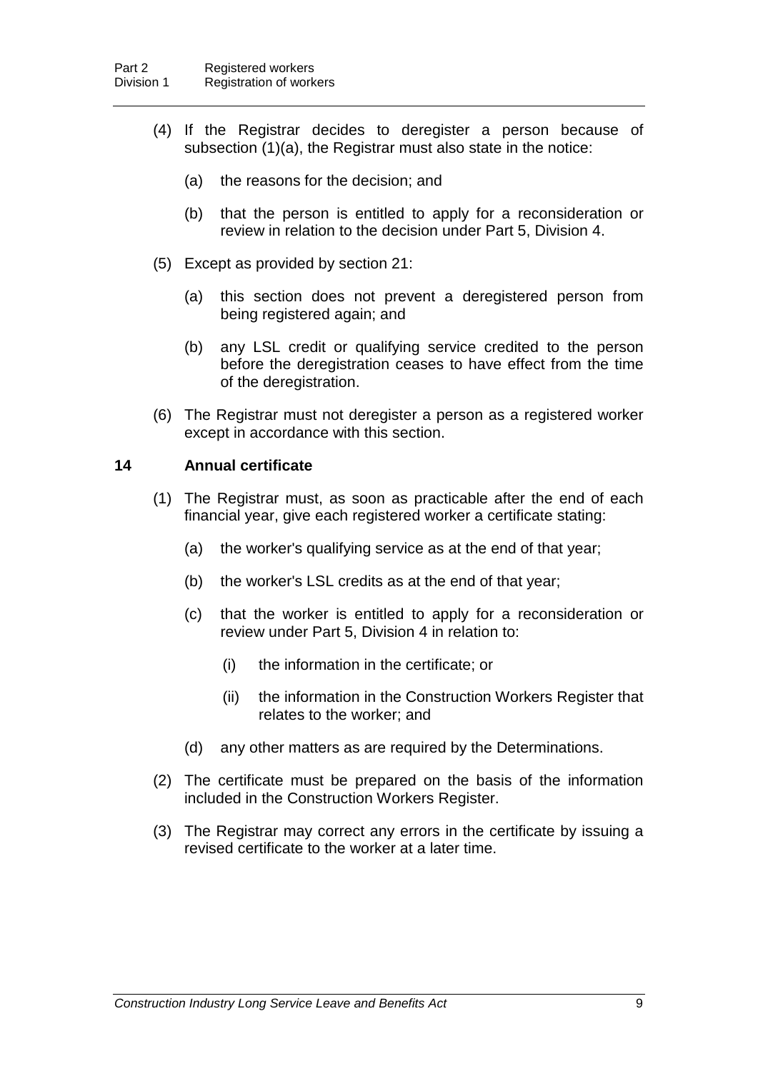(4) If the Registrar decides to deregister a person because of subsection (1)(a), the Registrar must also state in the notice:

   (a) the reasons for the decision; and

   (b) that the person is entitled to apply for a reconsideration or review in relation to the decision under Part 5, Division 4.

(5) Except as provided by section 21:

   (a) this section does not prevent a deregistered person from being registered again; and

   (b) any LSL credit or qualifying service credited to the person before the deregistration ceases to have effect from the time of the deregistration.

(6) The Registrar must not deregister a person as a registered worker except in accordance with this section.

### 14 Annual certificate

(1) The Registrar must, as soon as practicable after the end of each financial year, give each registered worker a certificate stating:

   (a) the worker's qualifying service as at the end of that year;

   (b) the worker's LSL credits as at the end of that year;

   (c) that the worker is entitled to apply for a reconsideration or review under Part 5, Division 4 in relation to:

      (i) the information in the certificate; or

      (ii) the information in the Construction Workers Register that relates to the worker; and

   (d) any other matters as are required by the Determinations.

(2) The certificate must be prepared on the basis of the information included in the Construction Workers Register.

(3) The Registrar may correct any errors in the certificate by issuing a revised certificate to the worker at a later time.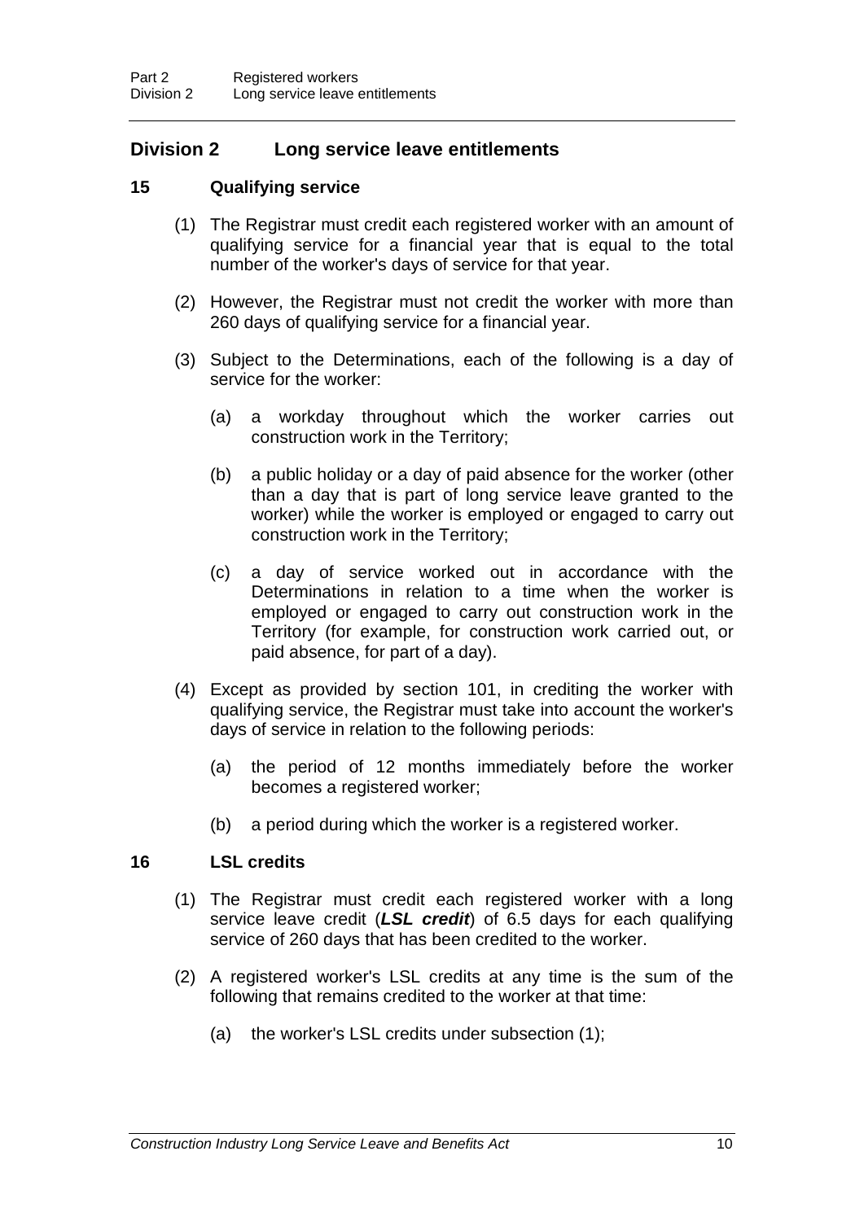## Division 2 Long service leave entitlements

### 15 Qualifying service

(1) The Registrar must credit each registered worker with an amount of qualifying service for a financial year that is equal to the total number of the worker's days of service for that year.

(2) However, the Registrar must not credit the worker with more than 260 days of qualifying service for a financial year.

(3) Subject to the Determinations, each of the following is a day of service for the worker:

(a) a workday throughout which the worker carries out construction work in the Territory;

(b) a public holiday or a day of paid absence for the worker (other than a day that is part of long service leave granted to the worker) while the worker is employed or engaged to carry out construction work in the Territory;

(c) a day of service worked out in accordance with the Determinations in relation to a time when the worker is employed or engaged to carry out construction work in the Territory (for example, for construction work carried out, or paid absence, for part of a day).

(4) Except as provided by section 101, in crediting the worker with qualifying service, the Registrar must take into account the worker's days of service in relation to the following periods:

(a) the period of 12 months immediately before the worker becomes a registered worker;

(b) a period during which the worker is a registered worker.

### 16 LSL credits

(1) The Registrar must credit each registered worker with a long service leave credit (***LSL credit***) of 6.5 days for each qualifying service of 260 days that has been credited to the worker.

(2) A registered worker's LSL credits at any time is the sum of the following that remains credited to the worker at that time:

(a) the worker's LSL credits under subsection (1);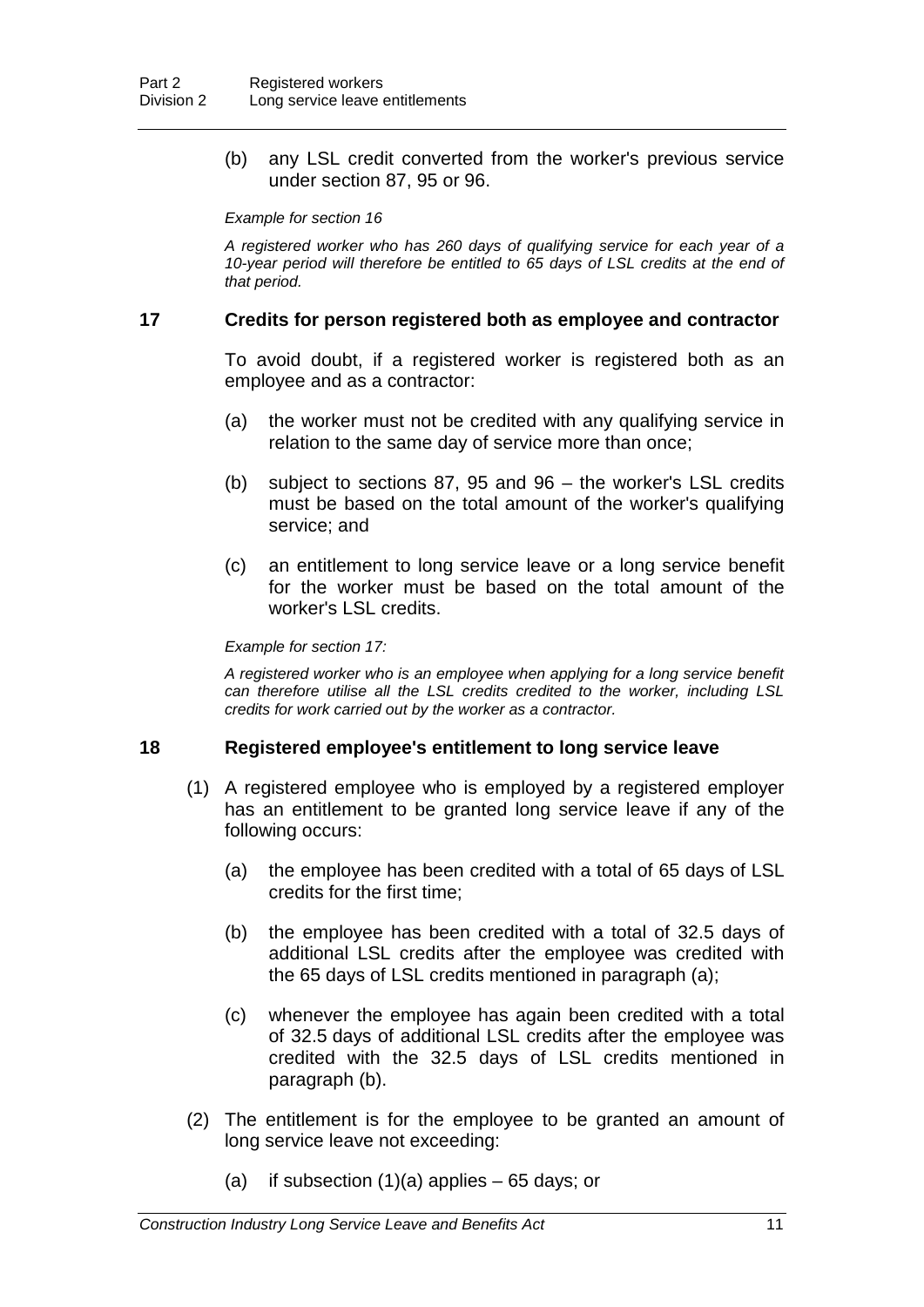(b) any LSL credit converted from the worker's previous service under section 87, 95 or 96.

*Example for section 16*

*A registered worker who has 260 days of qualifying service for each year of a 10-year period will therefore be entitled to 65 days of LSL credits at the end of that period.*

### 17 Credits for person registered both as employee and contractor

To avoid doubt, if a registered worker is registered both as an employee and as a contractor:

(a) the worker must not be credited with any qualifying service in relation to the same day of service more than once;

(b) subject to sections 87, 95 and 96 – the worker's LSL credits must be based on the total amount of the worker's qualifying service; and

(c) an entitlement to long service leave or a long service benefit for the worker must be based on the total amount of the worker's LSL credits.

*Example for section 17:*

*A registered worker who is an employee when applying for a long service benefit can therefore utilise all the LSL credits credited to the worker, including LSL credits for work carried out by the worker as a contractor.*

### 18 Registered employee's entitlement to long service leave

(1) A registered employee who is employed by a registered employer has an entitlement to be granted long service leave if any of the following occurs:

(a) the employee has been credited with a total of 65 days of LSL credits for the first time;

(b) the employee has been credited with a total of 32.5 days of additional LSL credits after the employee was credited with the 65 days of LSL credits mentioned in paragraph (a);

(c) whenever the employee has again been credited with a total of 32.5 days of additional LSL credits after the employee was credited with the 32.5 days of LSL credits mentioned in paragraph (b).

(2) The entitlement is for the employee to be granted an amount of long service leave not exceeding:

(a) if subsection (1)(a) applies – 65 days; or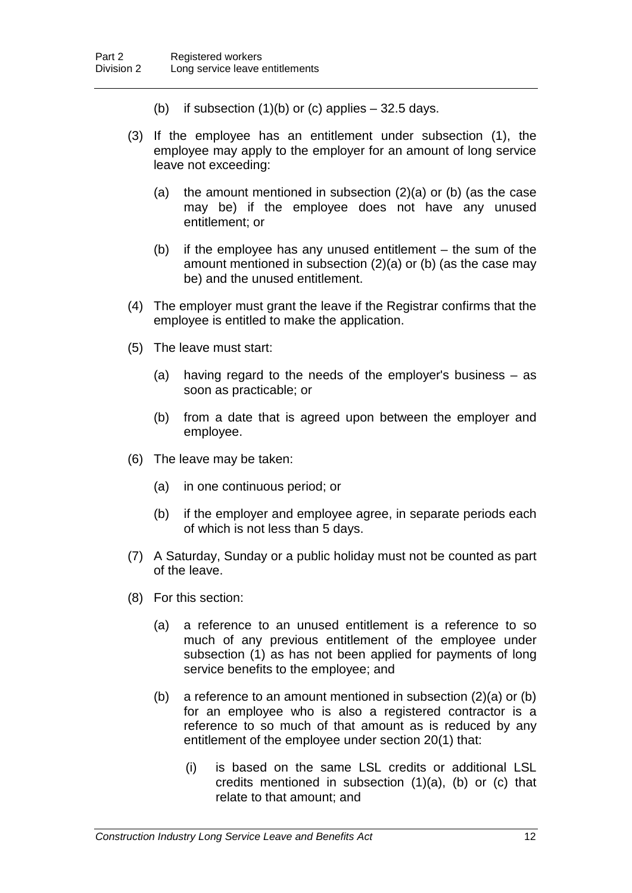(b) if subsection (1)(b) or (c) applies – 32.5 days.

(3) If the employee has an entitlement under subsection (1), the employee may apply to the employer for an amount of long service leave not exceeding:

(a) the amount mentioned in subsection (2)(a) or (b) (as the case may be) if the employee does not have any unused entitlement; or

(b) if the employee has any unused entitlement – the sum of the amount mentioned in subsection (2)(a) or (b) (as the case may be) and the unused entitlement.

(4) The employer must grant the leave if the Registrar confirms that the employee is entitled to make the application.

(5) The leave must start:

(a) having regard to the needs of the employer's business – as soon as practicable; or

(b) from a date that is agreed upon between the employer and employee.

(6) The leave may be taken:

(a) in one continuous period; or

(b) if the employer and employee agree, in separate periods each of which is not less than 5 days.

(7) A Saturday, Sunday or a public holiday must not be counted as part of the leave.

(8) For this section:

(a) a reference to an unused entitlement is a reference to so much of any previous entitlement of the employee under subsection (1) as has not been applied for payments of long service benefits to the employee; and

(b) a reference to an amount mentioned in subsection (2)(a) or (b) for an employee who is also a registered contractor is a reference to so much of that amount as is reduced by any entitlement of the employee under section 20(1) that:

(i) is based on the same LSL credits or additional LSL credits mentioned in subsection (1)(a), (b) or (c) that relate to that amount; and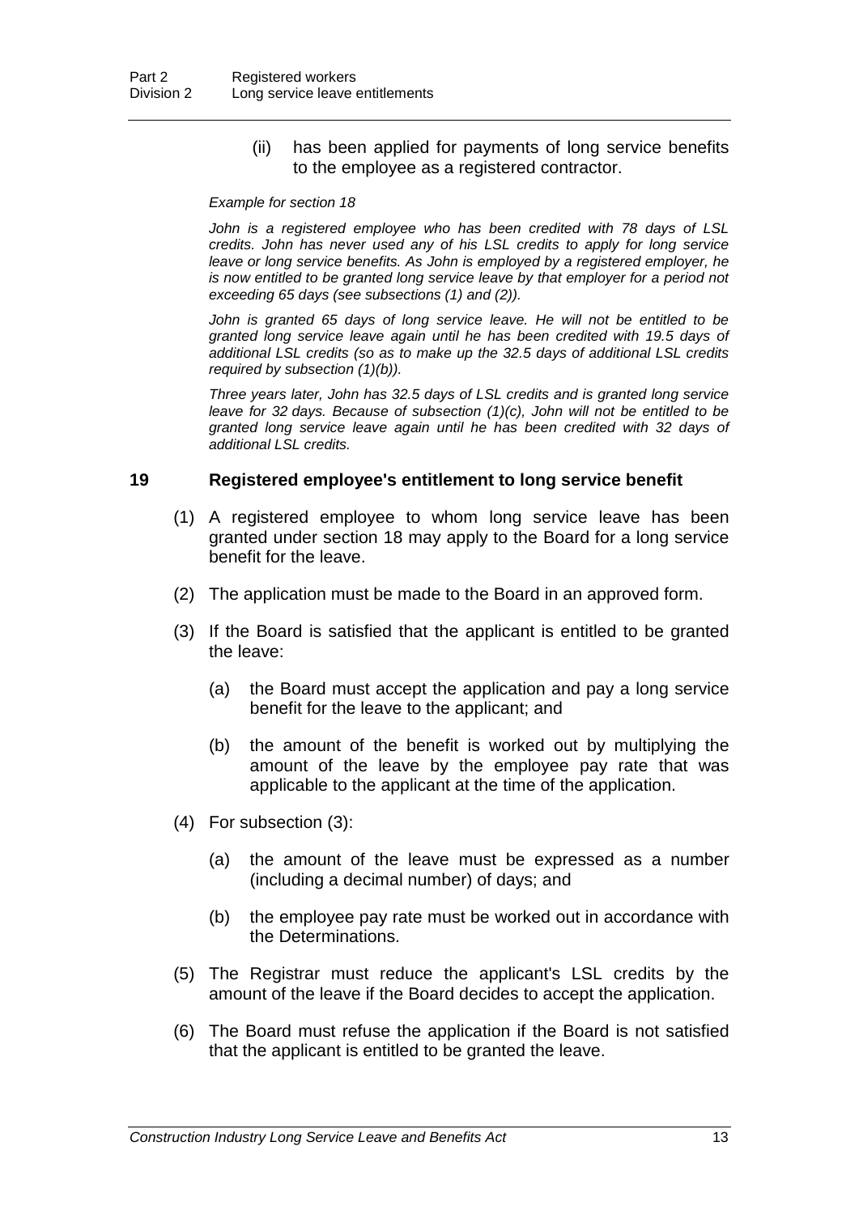(ii) has been applied for payments of long service benefits to the employee as a registered contractor.

*Example for section 18*

*John is a registered employee who has been credited with 78 days of LSL credits. John has never used any of his LSL credits to apply for long service leave or long service benefits. As John is employed by a registered employer, he is now entitled to be granted long service leave by that employer for a period not exceeding 65 days (see subsections (1) and (2)).*

*John is granted 65 days of long service leave. He will not be entitled to be granted long service leave again until he has been credited with 19.5 days of additional LSL credits (so as to make up the 32.5 days of additional LSL credits required by subsection (1)(b)).*

*Three years later, John has 32.5 days of LSL credits and is granted long service leave for 32 days. Because of subsection (1)(c), John will not be entitled to be granted long service leave again until he has been credited with 32 days of additional LSL credits.*

### 19 Registered employee's entitlement to long service benefit

(1) A registered employee to whom long service leave has been granted under section 18 may apply to the Board for a long service benefit for the leave.

(2) The application must be made to the Board in an approved form.

(3) If the Board is satisfied that the applicant is entitled to be granted the leave:

(a) the Board must accept the application and pay a long service benefit for the leave to the applicant; and

(b) the amount of the benefit is worked out by multiplying the amount of the leave by the employee pay rate that was applicable to the applicant at the time of the application.

(4) For subsection (3):

(a) the amount of the leave must be expressed as a number (including a decimal number) of days; and

(b) the employee pay rate must be worked out in accordance with the Determinations.

(5) The Registrar must reduce the applicant's LSL credits by the amount of the leave if the Board decides to accept the application.

(6) The Board must refuse the application if the Board is not satisfied that the applicant is entitled to be granted the leave.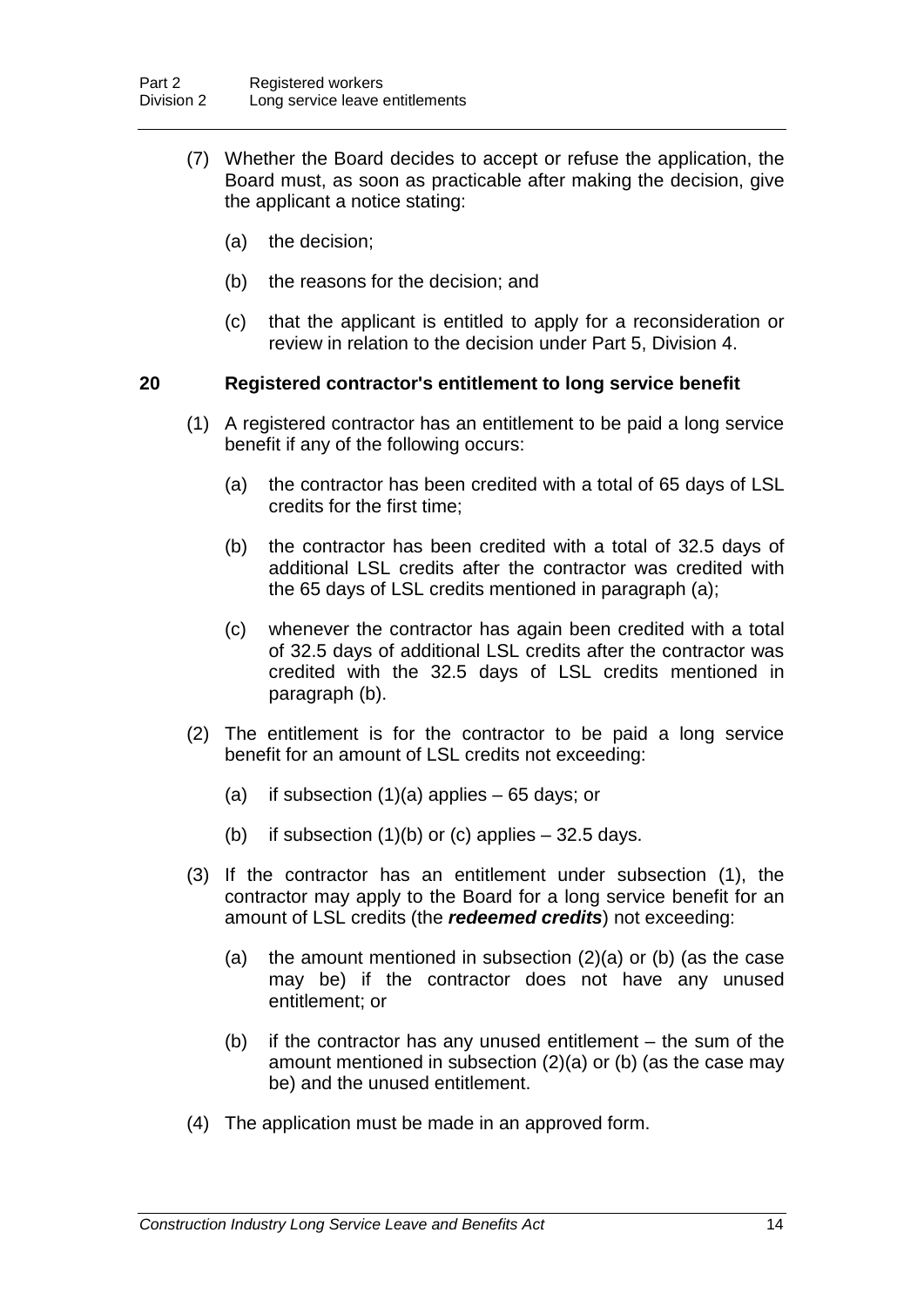(7) Whether the Board decides to accept or refuse the application, the Board must, as soon as practicable after making the decision, give the applicant a notice stating:

(a) the decision;

(b) the reasons for the decision; and

(c) that the applicant is entitled to apply for a reconsideration or review in relation to the decision under Part 5, Division 4.

### 20 Registered contractor's entitlement to long service benefit

(1) A registered contractor has an entitlement to be paid a long service benefit if any of the following occurs:

(a) the contractor has been credited with a total of 65 days of LSL credits for the first time;

(b) the contractor has been credited with a total of 32.5 days of additional LSL credits after the contractor was credited with the 65 days of LSL credits mentioned in paragraph (a);

(c) whenever the contractor has again been credited with a total of 32.5 days of additional LSL credits after the contractor was credited with the 32.5 days of LSL credits mentioned in paragraph (b).

(2) The entitlement is for the contractor to be paid a long service benefit for an amount of LSL credits not exceeding:

(a) if subsection (1)(a) applies – 65 days; or

(b) if subsection (1)(b) or (c) applies – 32.5 days.

(3) If the contractor has an entitlement under subsection (1), the contractor may apply to the Board for a long service benefit for an amount of LSL credits (the ***redeemed credits***) not exceeding:

(a) the amount mentioned in subsection (2)(a) or (b) (as the case may be) if the contractor does not have any unused entitlement; or

(b) if the contractor has any unused entitlement – the sum of the amount mentioned in subsection (2)(a) or (b) (as the case may be) and the unused entitlement.

(4) The application must be made in an approved form.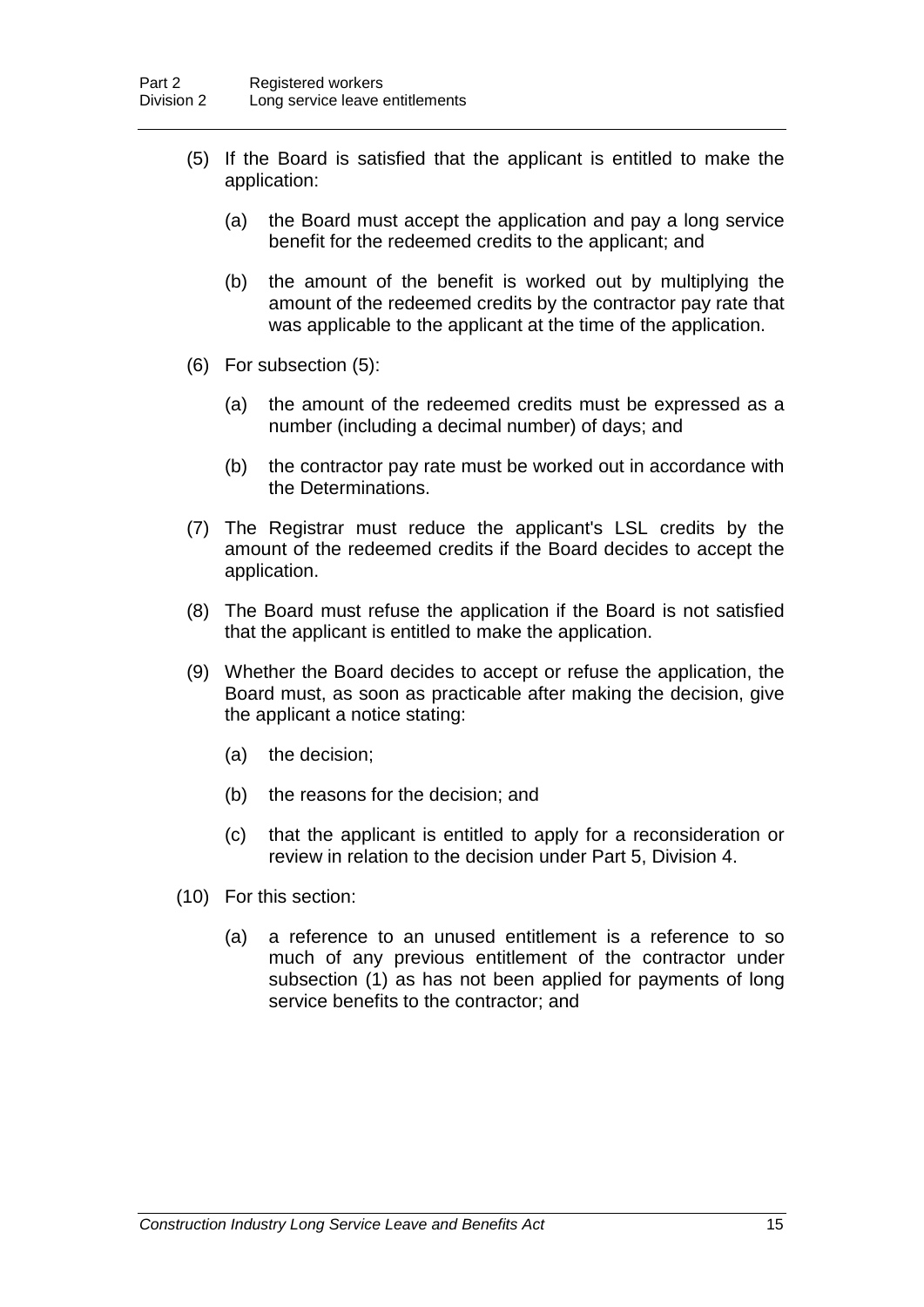(5) If the Board is satisfied that the applicant is entitled to make the application:

(a) the Board must accept the application and pay a long service benefit for the redeemed credits to the applicant; and

(b) the amount of the benefit is worked out by multiplying the amount of the redeemed credits by the contractor pay rate that was applicable to the applicant at the time of the application.

(6) For subsection (5):

(a) the amount of the redeemed credits must be expressed as a number (including a decimal number) of days; and

(b) the contractor pay rate must be worked out in accordance with the Determinations.

(7) The Registrar must reduce the applicant's LSL credits by the amount of the redeemed credits if the Board decides to accept the application.

(8) The Board must refuse the application if the Board is not satisfied that the applicant is entitled to make the application.

(9) Whether the Board decides to accept or refuse the application, the Board must, as soon as practicable after making the decision, give the applicant a notice stating:

(a) the decision;

(b) the reasons for the decision; and

(c) that the applicant is entitled to apply for a reconsideration or review in relation to the decision under Part 5, Division 4.

(10) For this section:

(a) a reference to an unused entitlement is a reference to so much of any previous entitlement of the contractor under subsection (1) as has not been applied for payments of long service benefits to the contractor; and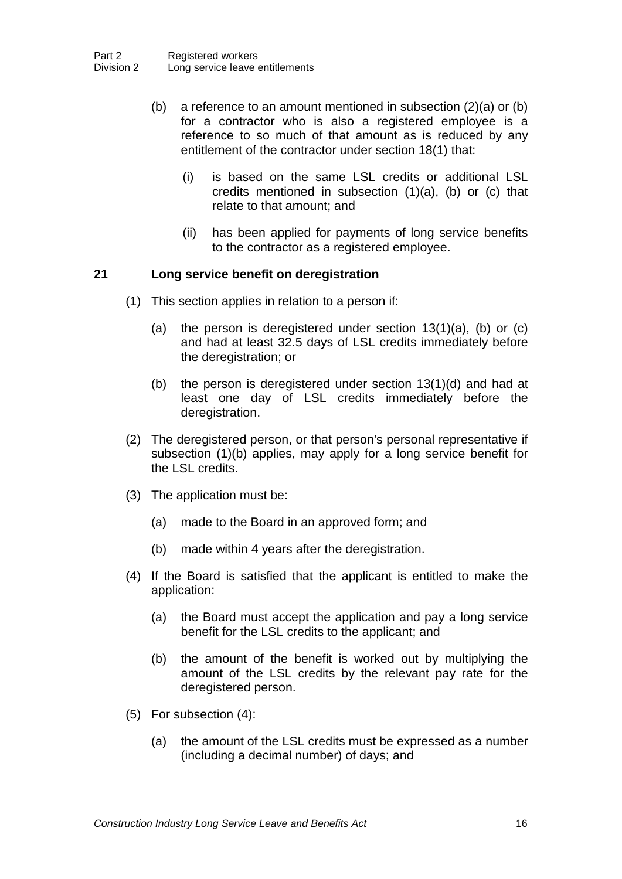(b) a reference to an amount mentioned in subsection (2)(a) or (b) for a contractor who is also a registered employee is a reference to so much of that amount as is reduced by any entitlement of the contractor under section 18(1) that:

   (i) is based on the same LSL credits or additional LSL credits mentioned in subsection (1)(a), (b) or (c) that relate to that amount; and

   (ii) has been applied for payments of long service benefits to the contractor as a registered employee.

## 21 Long service benefit on deregistration

(1) This section applies in relation to a person if:

   (a) the person is deregistered under section 13(1)(a), (b) or (c) and had at least 32.5 days of LSL credits immediately before the deregistration; or

   (b) the person is deregistered under section 13(1)(d) and had at least one day of LSL credits immediately before the deregistration.

(2) The deregistered person, or that person's personal representative if subsection (1)(b) applies, may apply for a long service benefit for the LSL credits.

(3) The application must be:

   (a) made to the Board in an approved form; and

   (b) made within 4 years after the deregistration.

(4) If the Board is satisfied that the applicant is entitled to make the application:

   (a) the Board must accept the application and pay a long service benefit for the LSL credits to the applicant; and

   (b) the amount of the benefit is worked out by multiplying the amount of the LSL credits by the relevant pay rate for the deregistered person.

(5) For subsection (4):

   (a) the amount of the LSL credits must be expressed as a number (including a decimal number) of days; and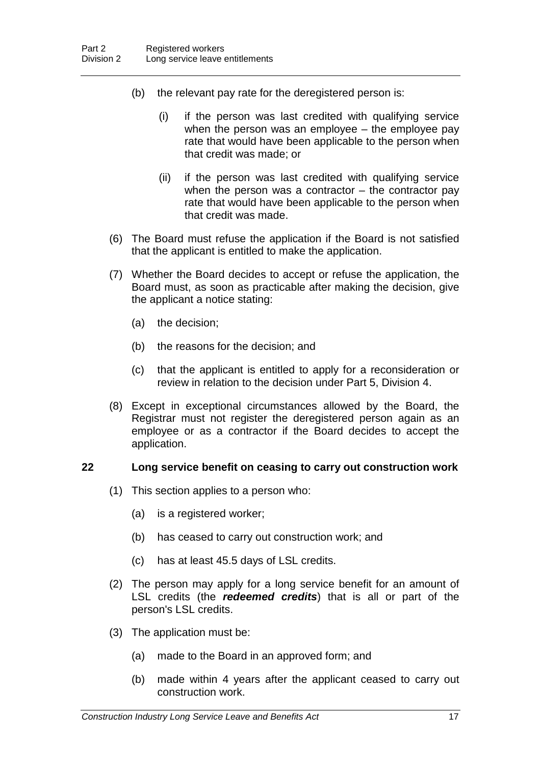(b) the relevant pay rate for the deregistered person is:

   (i) if the person was last credited with qualifying service when the person was an employee – the employee pay rate that would have been applicable to the person when that credit was made; or

   (ii) if the person was last credited with qualifying service when the person was a contractor – the contractor pay rate that would have been applicable to the person when that credit was made.

(6) The Board must refuse the application if the Board is not satisfied that the applicant is entitled to make the application.

(7) Whether the Board decides to accept or refuse the application, the Board must, as soon as practicable after making the decision, give the applicant a notice stating:

   (a) the decision;

   (b) the reasons for the decision; and

   (c) that the applicant is entitled to apply for a reconsideration or review in relation to the decision under Part 5, Division 4.

(8) Except in exceptional circumstances allowed by the Board, the Registrar must not register the deregistered person again as an employee or as a contractor if the Board decides to accept the application.

### 22 Long service benefit on ceasing to carry out construction work

(1) This section applies to a person who:

   (a) is a registered worker;

   (b) has ceased to carry out construction work; and

   (c) has at least 45.5 days of LSL credits.

(2) The person may apply for a long service benefit for an amount of LSL credits (the ***redeemed credits***) that is all or part of the person's LSL credits.

(3) The application must be:

   (a) made to the Board in an approved form; and

   (b) made within 4 years after the applicant ceased to carry out construction work.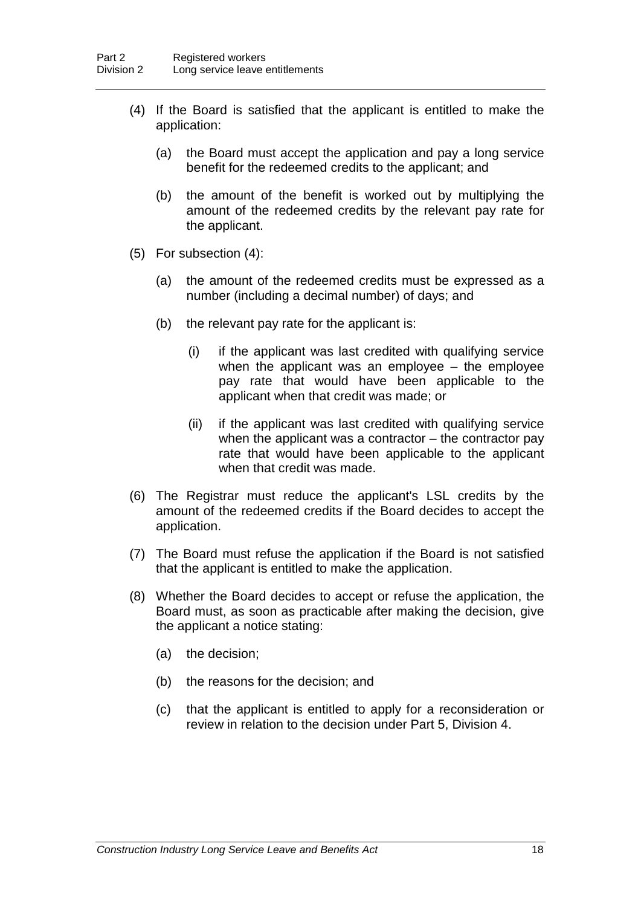(4) If the Board is satisfied that the applicant is entitled to make the application:

  (a) the Board must accept the application and pay a long service benefit for the redeemed credits to the applicant; and

  (b) the amount of the benefit is worked out by multiplying the amount of the redeemed credits by the relevant pay rate for the applicant.

(5) For subsection (4):

  (a) the amount of the redeemed credits must be expressed as a number (including a decimal number) of days; and

  (b) the relevant pay rate for the applicant is:

    (i) if the applicant was last credited with qualifying service when the applicant was an employee – the employee pay rate that would have been applicable to the applicant when that credit was made; or

    (ii) if the applicant was last credited with qualifying service when the applicant was a contractor – the contractor pay rate that would have been applicable to the applicant when that credit was made.

(6) The Registrar must reduce the applicant's LSL credits by the amount of the redeemed credits if the Board decides to accept the application.

(7) The Board must refuse the application if the Board is not satisfied that the applicant is entitled to make the application.

(8) Whether the Board decides to accept or refuse the application, the Board must, as soon as practicable after making the decision, give the applicant a notice stating:

  (a) the decision;

  (b) the reasons for the decision; and

  (c) that the applicant is entitled to apply for a reconsideration or review in relation to the decision under Part 5, Division 4.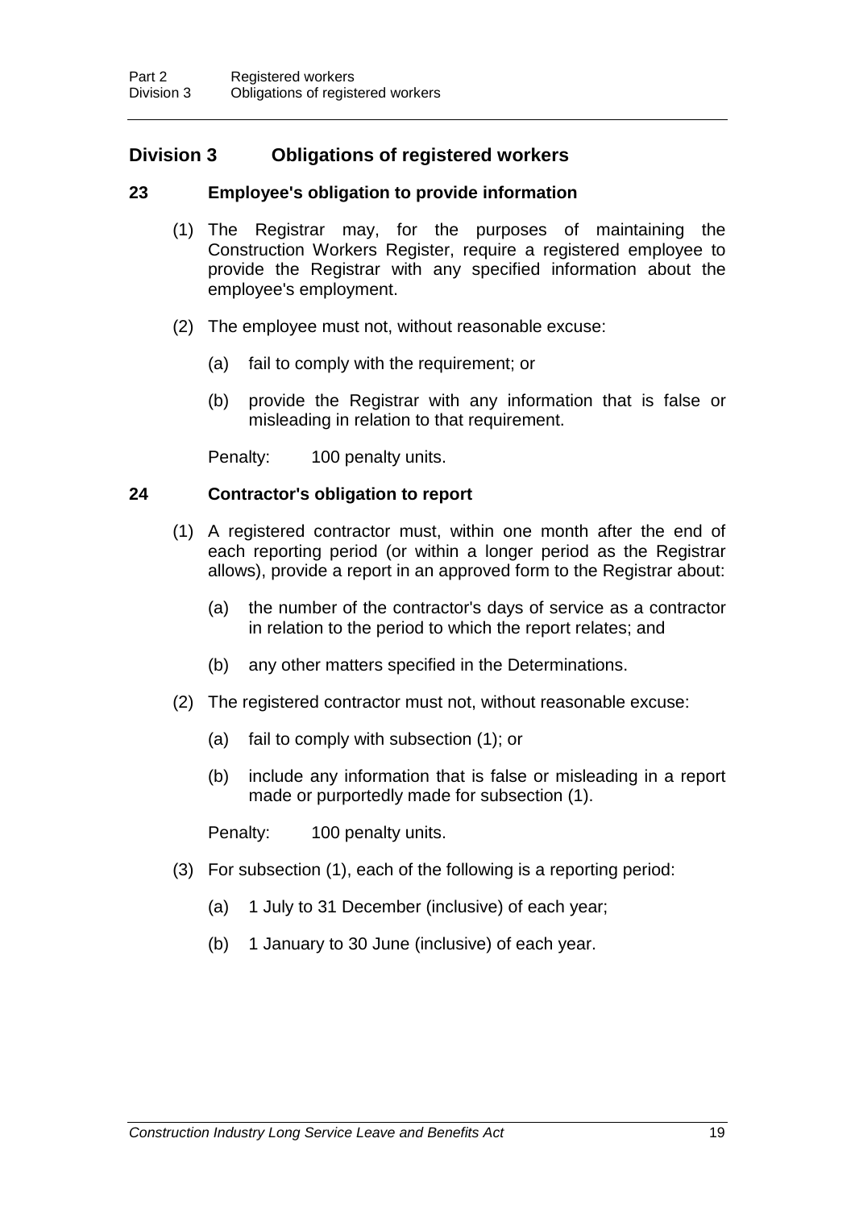## Division 3 Obligations of registered workers

### 23 Employee's obligation to provide information

(1) The Registrar may, for the purposes of maintaining the Construction Workers Register, require a registered employee to provide the Registrar with any specified information about the employee's employment.

(2) The employee must not, without reasonable excuse:

(a) fail to comply with the requirement; or

(b) provide the Registrar with any information that is false or misleading in relation to that requirement.

Penalty: 100 penalty units.

### 24 Contractor's obligation to report

(1) A registered contractor must, within one month after the end of each reporting period (or within a longer period as the Registrar allows), provide a report in an approved form to the Registrar about:

(a) the number of the contractor's days of service as a contractor in relation to the period to which the report relates; and

(b) any other matters specified in the Determinations.

(2) The registered contractor must not, without reasonable excuse:

(a) fail to comply with subsection (1); or

(b) include any information that is false or misleading in a report made or purportedly made for subsection (1).

Penalty: 100 penalty units.

(3) For subsection (1), each of the following is a reporting period:

(a) 1 July to 31 December (inclusive) of each year;

(b) 1 January to 30 June (inclusive) of each year.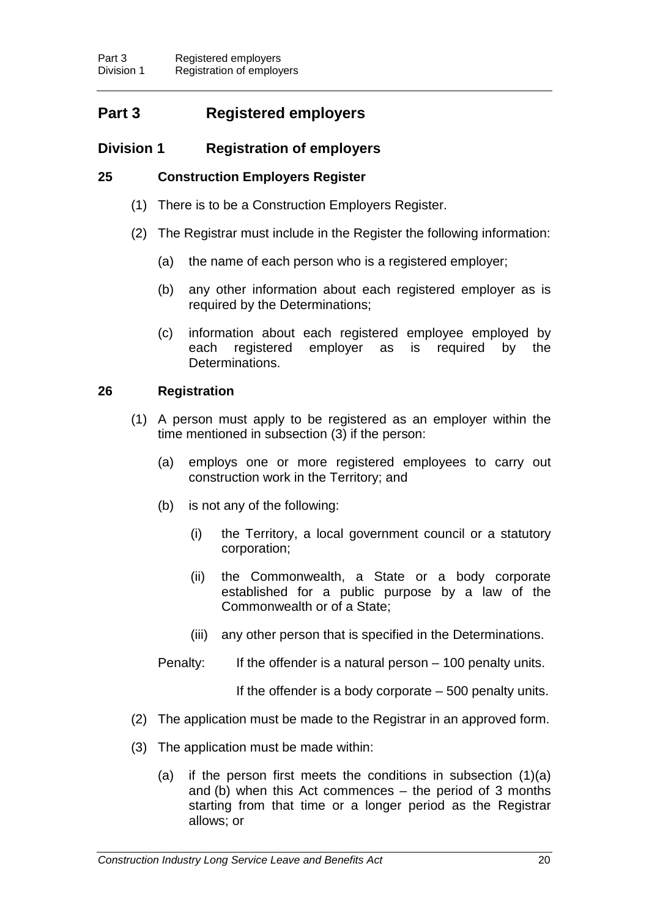# Part 3 Registered employers

## Division 1 Registration of employers

### 25 Construction Employers Register

(1) There is to be a Construction Employers Register.

(2) The Registrar must include in the Register the following information:

- (a) the name of each person who is a registered employer;
- (b) any other information about each registered employer as is required by the Determinations;
- (c) information about each registered employee employed by each registered employer as is required by the Determinations.

### 26 Registration

(1) A person must apply to be registered as an employer within the time mentioned in subsection (3) if the person:

- (a) employs one or more registered employees to carry out construction work in the Territory; and
- (b) is not any of the following:
  - (i) the Territory, a local government council or a statutory corporation;
  - (ii) the Commonwealth, a State or a body corporate established for a public purpose by a law of the Commonwealth or of a State;
  - (iii) any other person that is specified in the Determinations.

Penalty: If the offender is a natural person – 100 penalty units.

If the offender is a body corporate – 500 penalty units.

(2) The application must be made to the Registrar in an approved form.

(3) The application must be made within:

- (a) if the person first meets the conditions in subsection (1)(a) and (b) when this Act commences – the period of 3 months starting from that time or a longer period as the Registrar allows; or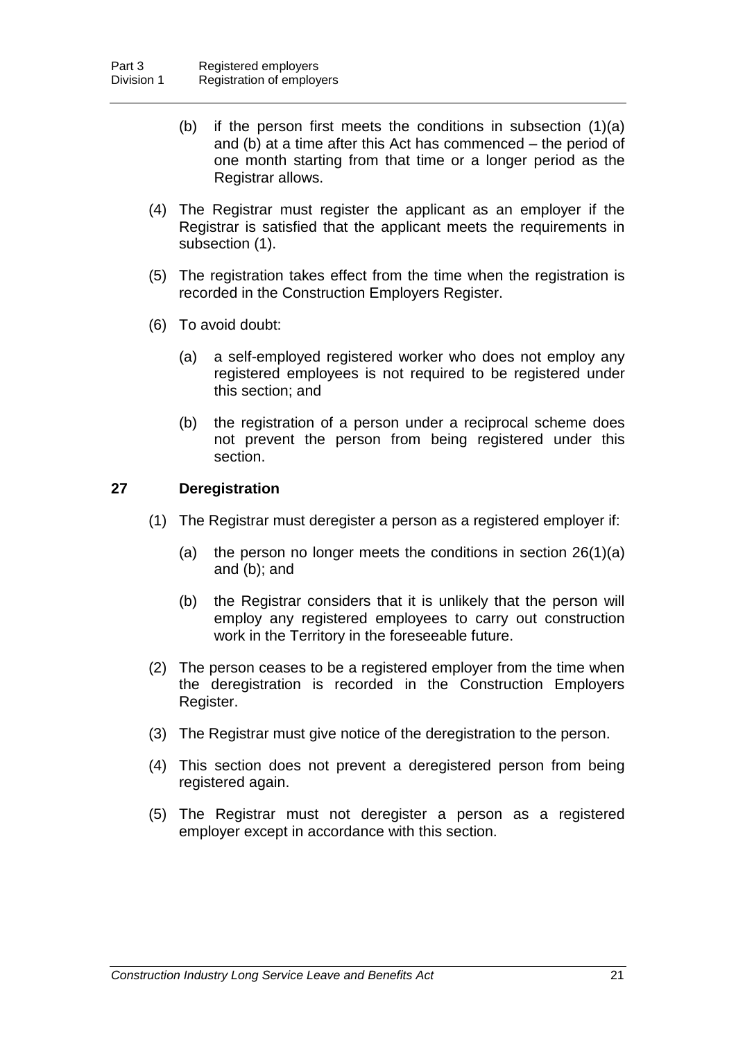(b) if the person first meets the conditions in subsection (1)(a) and (b) at a time after this Act has commenced – the period of one month starting from that time or a longer period as the Registrar allows.

(4) The Registrar must register the applicant as an employer if the Registrar is satisfied that the applicant meets the requirements in subsection (1).

(5) The registration takes effect from the time when the registration is recorded in the Construction Employers Register.

(6) To avoid doubt:

(a) a self-employed registered worker who does not employ any registered employees is not required to be registered under this section; and

(b) the registration of a person under a reciprocal scheme does not prevent the person from being registered under this section.

### 27 Deregistration

(1) The Registrar must deregister a person as a registered employer if:

(a) the person no longer meets the conditions in section 26(1)(a) and (b); and

(b) the Registrar considers that it is unlikely that the person will employ any registered employees to carry out construction work in the Territory in the foreseeable future.

(2) The person ceases to be a registered employer from the time when the deregistration is recorded in the Construction Employers Register.

(3) The Registrar must give notice of the deregistration to the person.

(4) This section does not prevent a deregistered person from being registered again.

(5) The Registrar must not deregister a person as a registered employer except in accordance with this section.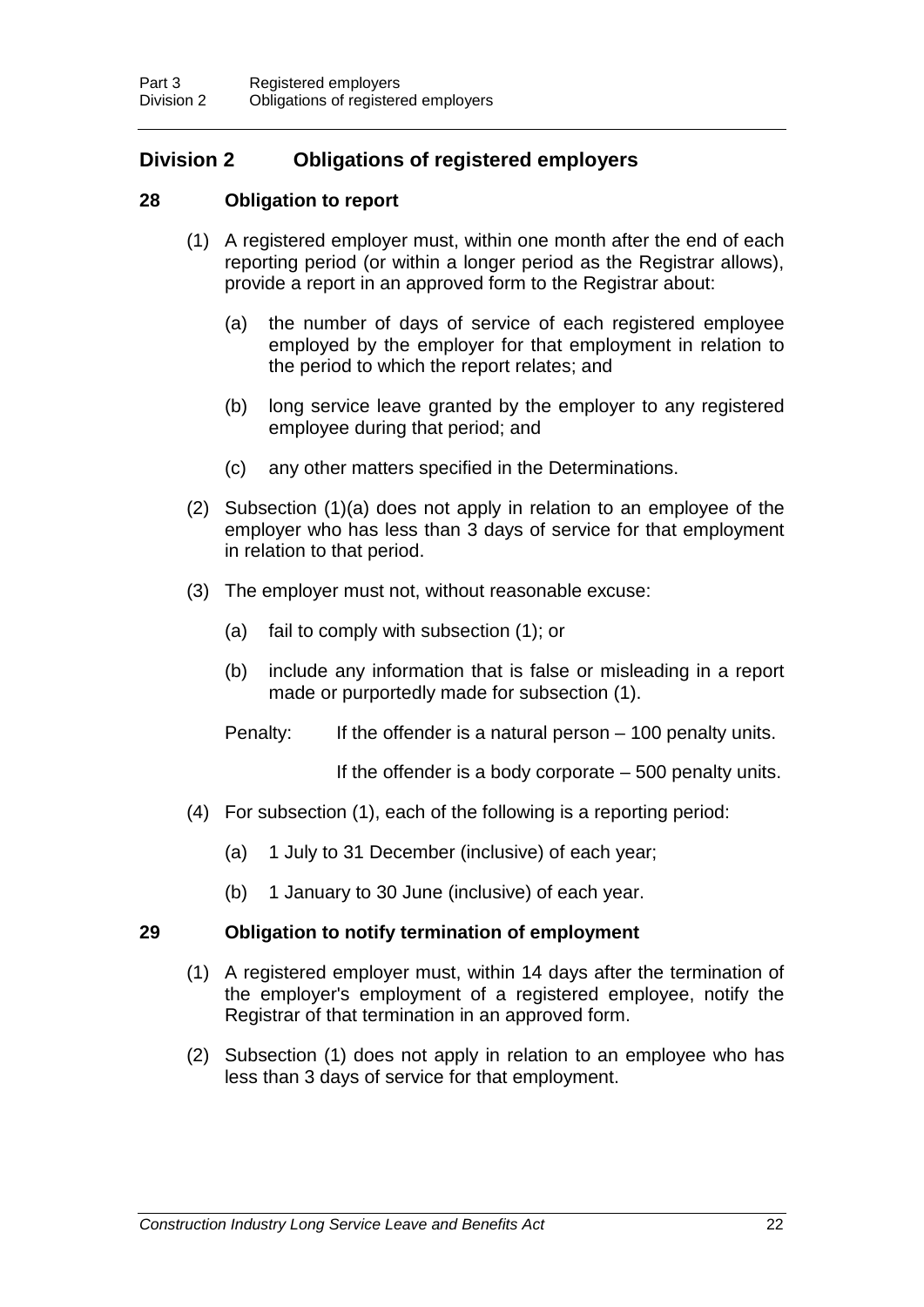## Division 2 Obligations of registered employers

### 28 Obligation to report

(1) A registered employer must, within one month after the end of each reporting period (or within a longer period as the Registrar allows), provide a report in an approved form to the Registrar about:

(a) the number of days of service of each registered employee employed by the employer for that employment in relation to the period to which the report relates; and

(b) long service leave granted by the employer to any registered employee during that period; and

(c) any other matters specified in the Determinations.

(2) Subsection (1)(a) does not apply in relation to an employee of the employer who has less than 3 days of service for that employment in relation to that period.

(3) The employer must not, without reasonable excuse:

(a) fail to comply with subsection (1); or

(b) include any information that is false or misleading in a report made or purportedly made for subsection (1).

Penalty: If the offender is a natural person – 100 penalty units.

If the offender is a body corporate – 500 penalty units.

(4) For subsection (1), each of the following is a reporting period:

(a) 1 July to 31 December (inclusive) of each year;

(b) 1 January to 30 June (inclusive) of each year.

### 29 Obligation to notify termination of employment

(1) A registered employer must, within 14 days after the termination of the employer's employment of a registered employee, notify the Registrar of that termination in an approved form.

(2) Subsection (1) does not apply in relation to an employee who has less than 3 days of service for that employment.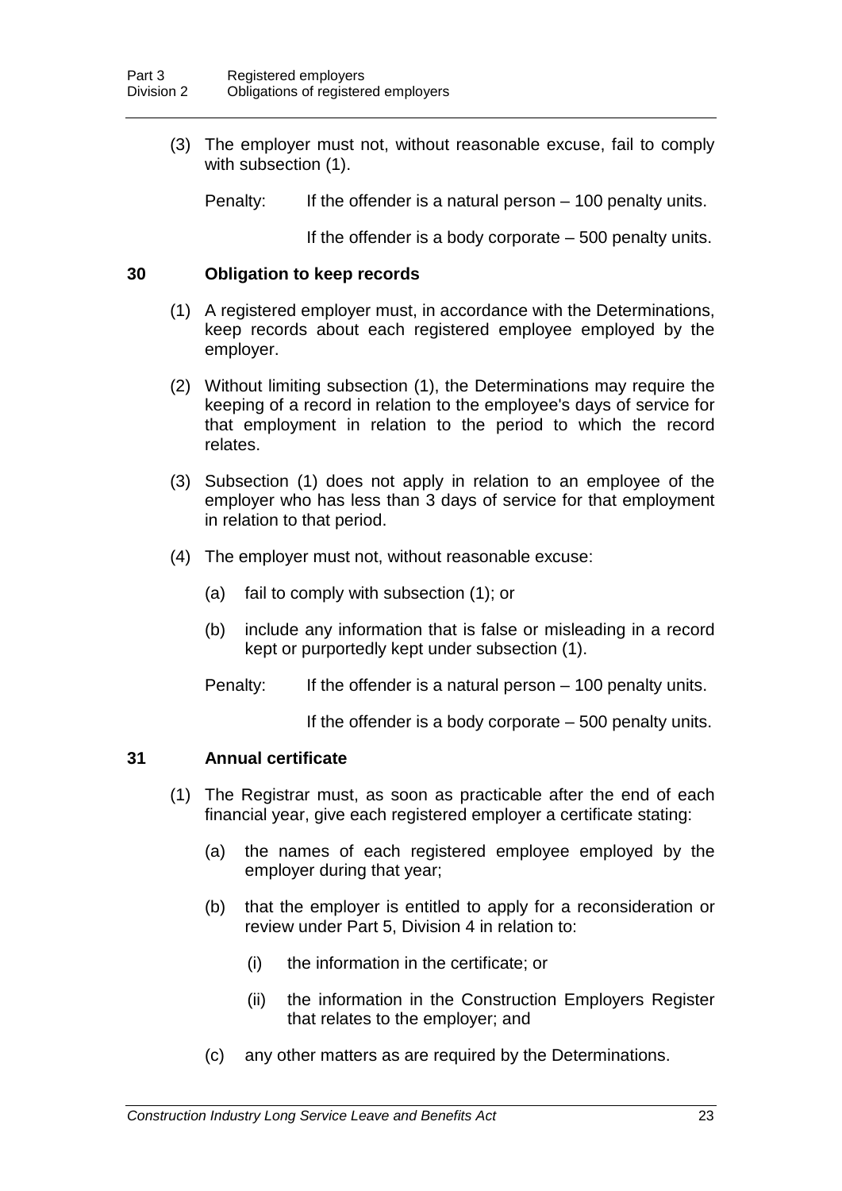(3) The employer must not, without reasonable excuse, fail to comply with subsection (1).

Penalty: If the offender is a natural person – 100 penalty units.

If the offender is a body corporate – 500 penalty units.

### 30 Obligation to keep records

(1) A registered employer must, in accordance with the Determinations, keep records about each registered employee employed by the employer.

(2) Without limiting subsection (1), the Determinations may require the keeping of a record in relation to the employee's days of service for that employment in relation to the period to which the record relates.

(3) Subsection (1) does not apply in relation to an employee of the employer who has less than 3 days of service for that employment in relation to that period.

(4) The employer must not, without reasonable excuse:

(a) fail to comply with subsection (1); or

(b) include any information that is false or misleading in a record kept or purportedly kept under subsection (1).

Penalty: If the offender is a natural person – 100 penalty units.

If the offender is a body corporate – 500 penalty units.

### 31 Annual certificate

(1) The Registrar must, as soon as practicable after the end of each financial year, give each registered employer a certificate stating:

(a) the names of each registered employee employed by the employer during that year;

(b) that the employer is entitled to apply for a reconsideration or review under Part 5, Division 4 in relation to:

(i) the information in the certificate; or

(ii) the information in the Construction Employers Register that relates to the employer; and

(c) any other matters as are required by the Determinations.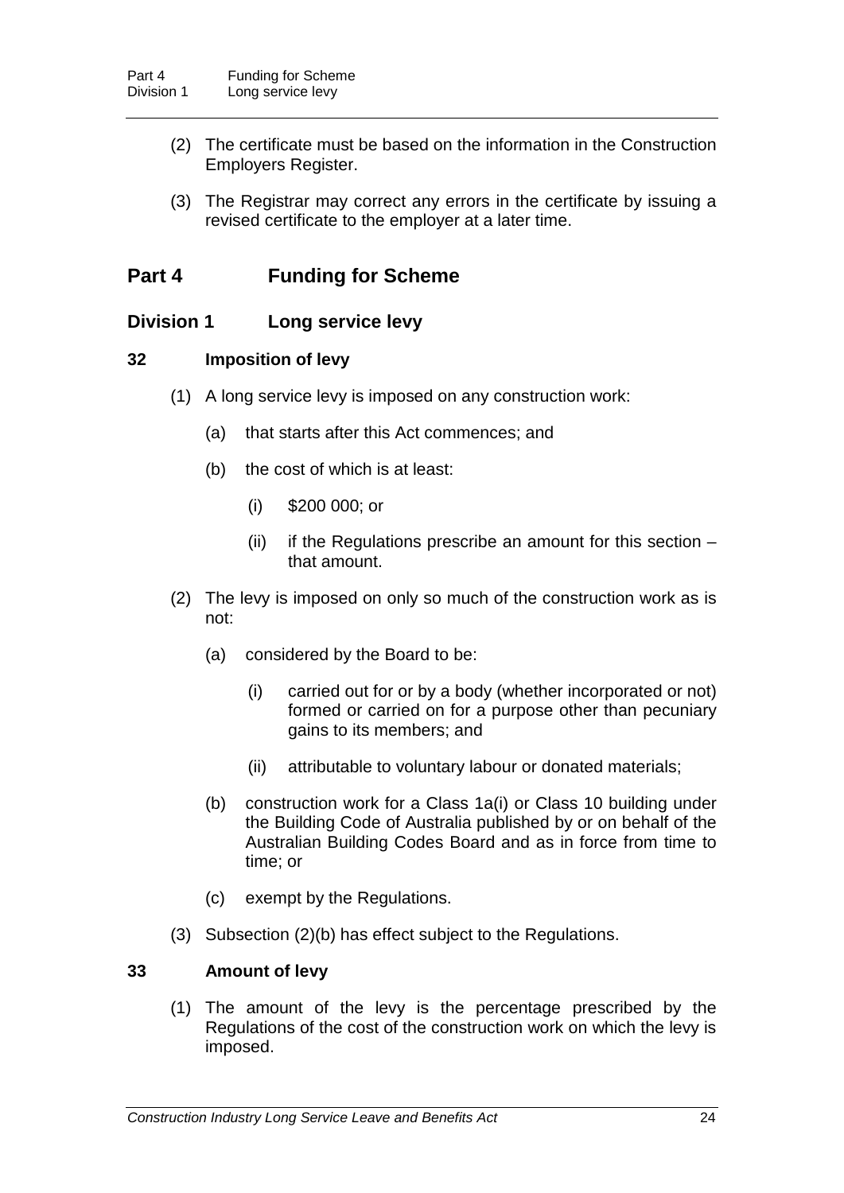(2) The certificate must be based on the information in the Construction Employers Register.

(3) The Registrar may correct any errors in the certificate by issuing a revised certificate to the employer at a later time.

# Part 4 Funding for Scheme

## Division 1 Long service levy

### 32 Imposition of levy

(1) A long service levy is imposed on any construction work:

  (a) that starts after this Act commences; and

  (b) the cost of which is at least:

    (i) \$200 000; or

    (ii) if the Regulations prescribe an amount for this section – that amount.

(2) The levy is imposed on only so much of the construction work as is not:

  (a) considered by the Board to be:

    (i) carried out for or by a body (whether incorporated or not) formed or carried on for a purpose other than pecuniary gains to its members; and

    (ii) attributable to voluntary labour or donated materials;

  (b) construction work for a Class 1a(i) or Class 10 building under the Building Code of Australia published by or on behalf of the Australian Building Codes Board and as in force from time to time; or

  (c) exempt by the Regulations.

(3) Subsection (2)(b) has effect subject to the Regulations.

### 33 Amount of levy

(1) The amount of the levy is the percentage prescribed by the Regulations of the cost of the construction work on which the levy is imposed.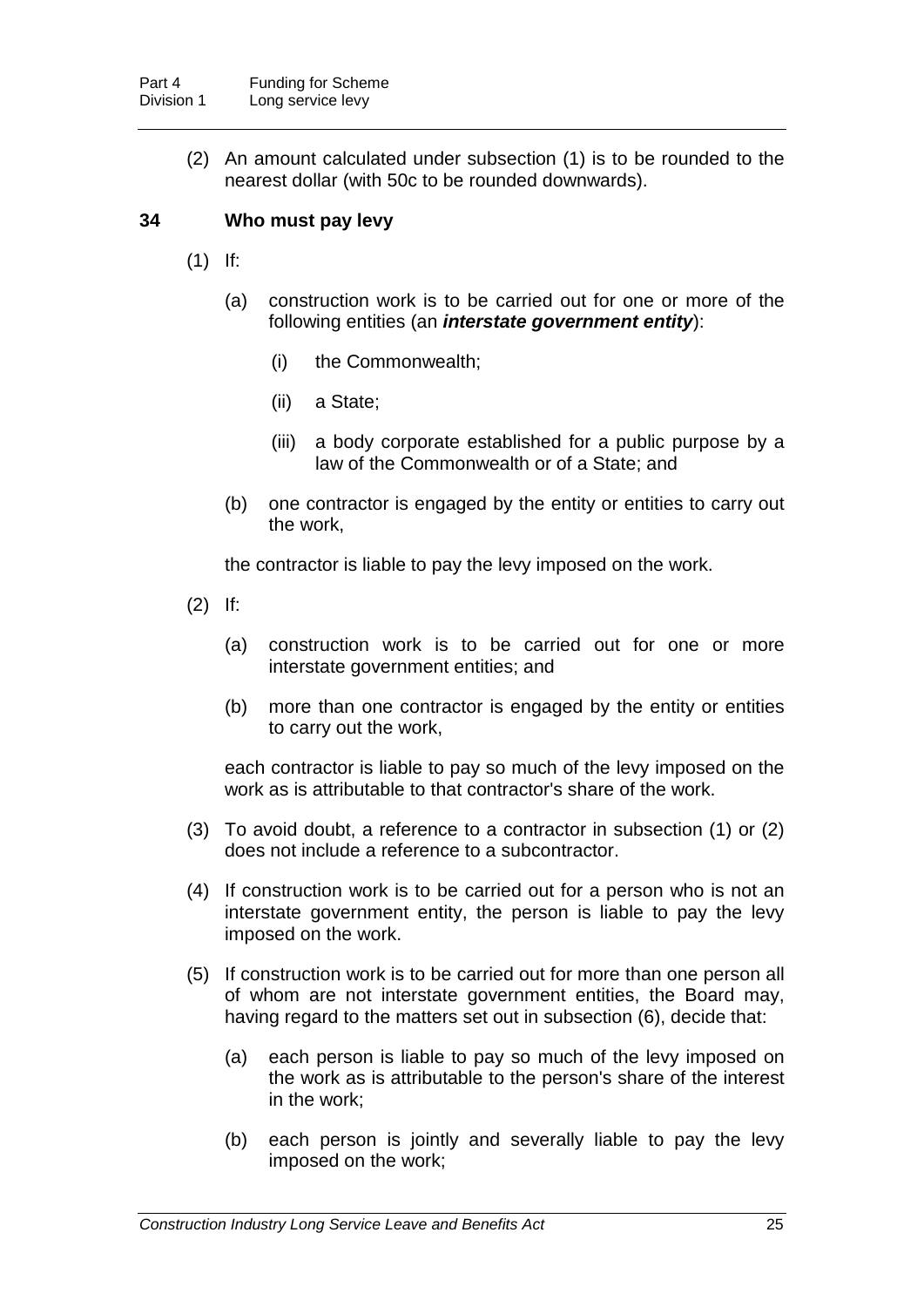(2) An amount calculated under subsection (1) is to be rounded to the nearest dollar (with 50c to be rounded downwards).

### 34 Who must pay levy

(1) If:

(a) construction work is to be carried out for one or more of the following entities (an ***interstate government entity***):

(i) the Commonwealth;

(ii) a State;

(iii) a body corporate established for a public purpose by a law of the Commonwealth or of a State; and

(b) one contractor is engaged by the entity or entities to carry out the work,

the contractor is liable to pay the levy imposed on the work.

(2) If:

(a) construction work is to be carried out for one or more interstate government entities; and

(b) more than one contractor is engaged by the entity or entities to carry out the work,

each contractor is liable to pay so much of the levy imposed on the work as is attributable to that contractor's share of the work.

(3) To avoid doubt, a reference to a contractor in subsection (1) or (2) does not include a reference to a subcontractor.

(4) If construction work is to be carried out for a person who is not an interstate government entity, the person is liable to pay the levy imposed on the work.

(5) If construction work is to be carried out for more than one person all of whom are not interstate government entities, the Board may, having regard to the matters set out in subsection (6), decide that:

(a) each person is liable to pay so much of the levy imposed on the work as is attributable to the person's share of the interest in the work;

(b) each person is jointly and severally liable to pay the levy imposed on the work;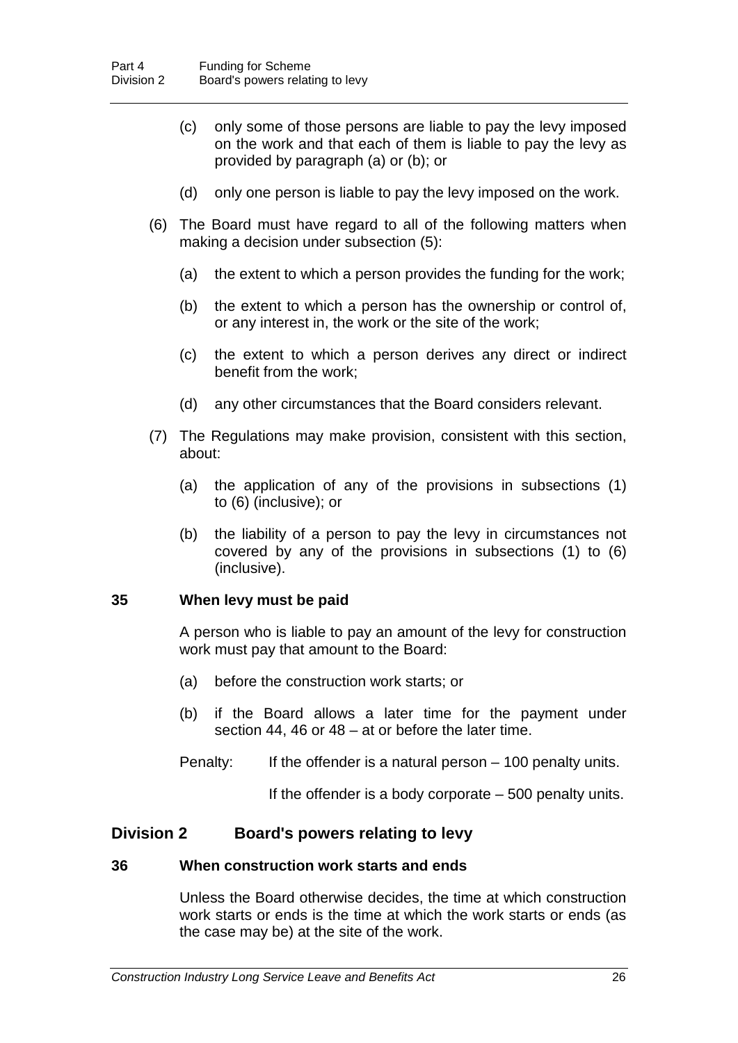(c) only some of those persons are liable to pay the levy imposed on the work and that each of them is liable to pay the levy as provided by paragraph (a) or (b); or

(d) only one person is liable to pay the levy imposed on the work.

(6) The Board must have regard to all of the following matters when making a decision under subsection (5):

(a) the extent to which a person provides the funding for the work;

(b) the extent to which a person has the ownership or control of, or any interest in, the work or the site of the work;

(c) the extent to which a person derives any direct or indirect benefit from the work;

(d) any other circumstances that the Board considers relevant.

(7) The Regulations may make provision, consistent with this section, about:

(a) the application of any of the provisions in subsections (1) to (6) (inclusive); or

(b) the liability of a person to pay the levy in circumstances not covered by any of the provisions in subsections (1) to (6) (inclusive).

### 35 When levy must be paid

A person who is liable to pay an amount of the levy for construction work must pay that amount to the Board:

(a) before the construction work starts; or

(b) if the Board allows a later time for the payment under section 44, 46 or 48 – at or before the later time.

Penalty: If the offender is a natural person – 100 penalty units.

If the offender is a body corporate – 500 penalty units.

## Division 2 Board's powers relating to levy

### 36 When construction work starts and ends

Unless the Board otherwise decides, the time at which construction work starts or ends is the time at which the work starts or ends (as the case may be) at the site of the work.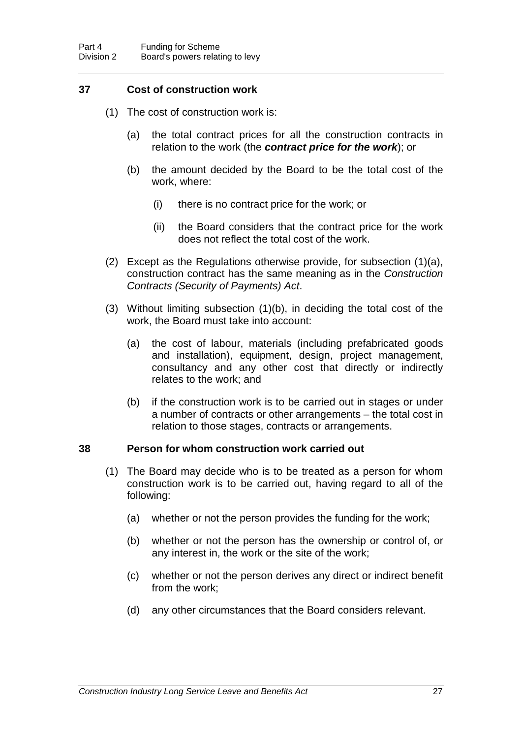## 37 Cost of construction work

(1) The cost of construction work is:

(a) the total contract prices for all the construction contracts in relation to the work (the ***contract price for the work***); or

(b) the amount decided by the Board to be the total cost of the work, where:

(i) there is no contract price for the work; or

(ii) the Board considers that the contract price for the work does not reflect the total cost of the work.

(2) Except as the Regulations otherwise provide, for subsection (1)(a), construction contract has the same meaning as in the *Construction Contracts (Security of Payments) Act*.

(3) Without limiting subsection (1)(b), in deciding the total cost of the work, the Board must take into account:

(a) the cost of labour, materials (including prefabricated goods and installation), equipment, design, project management, consultancy and any other cost that directly or indirectly relates to the work; and

(b) if the construction work is to be carried out in stages or under a number of contracts or other arrangements – the total cost in relation to those stages, contracts or arrangements.

## 38 Person for whom construction work carried out

(1) The Board may decide who is to be treated as a person for whom construction work is to be carried out, having regard to all of the following:

(a) whether or not the person provides the funding for the work;

(b) whether or not the person has the ownership or control of, or any interest in, the work or the site of the work;

(c) whether or not the person derives any direct or indirect benefit from the work;

(d) any other circumstances that the Board considers relevant.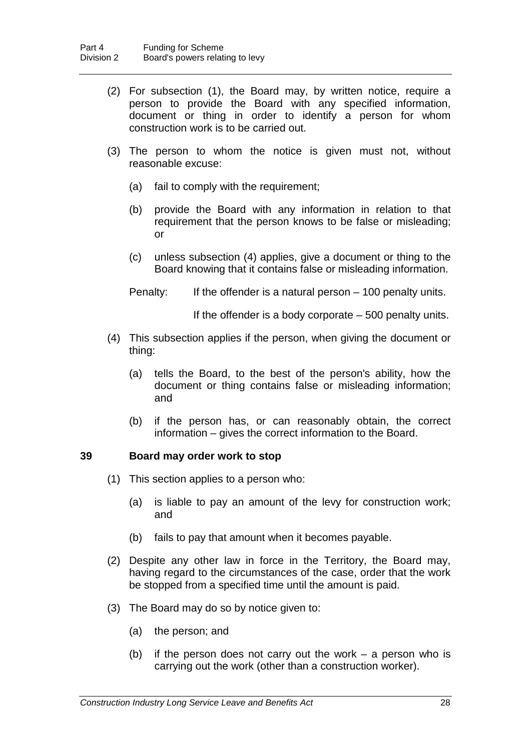(2) For subsection (1), the Board may, by written notice, require a person to provide the Board with any specified information, document or thing in order to identify a person for whom construction work is to be carried out.

(3) The person to whom the notice is given must not, without reasonable excuse:

(a) fail to comply with the requirement;

(b) provide the Board with any information in relation to that requirement that the person knows to be false or misleading; or

(c) unless subsection (4) applies, give a document or thing to the Board knowing that it contains false or misleading information.

Penalty: If the offender is a natural person – 100 penalty units.

If the offender is a body corporate – 500 penalty units.

(4) This subsection applies if the person, when giving the document or thing:

(a) tells the Board, to the best of the person's ability, how the document or thing contains false or misleading information; and

(b) if the person has, or can reasonably obtain, the correct information – gives the correct information to the Board.

### 39 Board may order work to stop

(1) This section applies to a person who:

(a) is liable to pay an amount of the levy for construction work; and

(b) fails to pay that amount when it becomes payable.

(2) Despite any other law in force in the Territory, the Board may, having regard to the circumstances of the case, order that the work be stopped from a specified time until the amount is paid.

(3) The Board may do so by notice given to:

(a) the person; and

(b) if the person does not carry out the work – a person who is carrying out the work (other than a construction worker).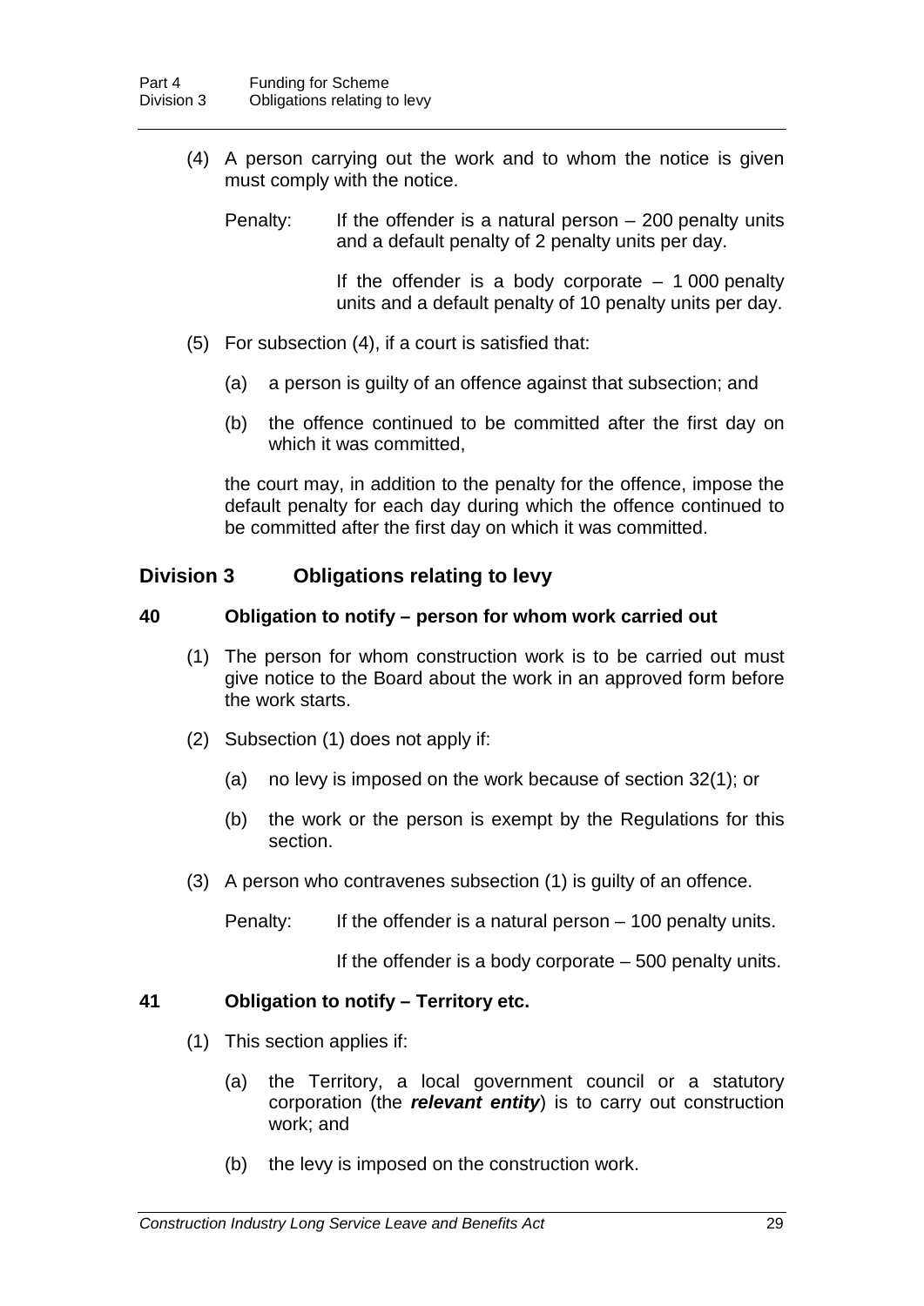(4) A person carrying out the work and to whom the notice is given must comply with the notice.

Penalty: If the offender is a natural person – 200 penalty units and a default penalty of 2 penalty units per day.

If the offender is a body corporate – 1 000 penalty units and a default penalty of 10 penalty units per day.

(5) For subsection (4), if a court is satisfied that:

(a) a person is guilty of an offence against that subsection; and

(b) the offence continued to be committed after the first day on which it was committed,

the court may, in addition to the penalty for the offence, impose the default penalty for each day during which the offence continued to be committed after the first day on which it was committed.

## Division 3 Obligations relating to levy

### 40 Obligation to notify – person for whom work carried out

(1) The person for whom construction work is to be carried out must give notice to the Board about the work in an approved form before the work starts.

(2) Subsection (1) does not apply if:

(a) no levy is imposed on the work because of section 32(1); or

(b) the work or the person is exempt by the Regulations for this section.

(3) A person who contravenes subsection (1) is guilty of an offence.

Penalty: If the offender is a natural person – 100 penalty units.

If the offender is a body corporate – 500 penalty units.

### 41 Obligation to notify – Territory etc.

(1) This section applies if:

(a) the Territory, a local government council or a statutory corporation (the ***relevant entity***) is to carry out construction work; and

(b) the levy is imposed on the construction work.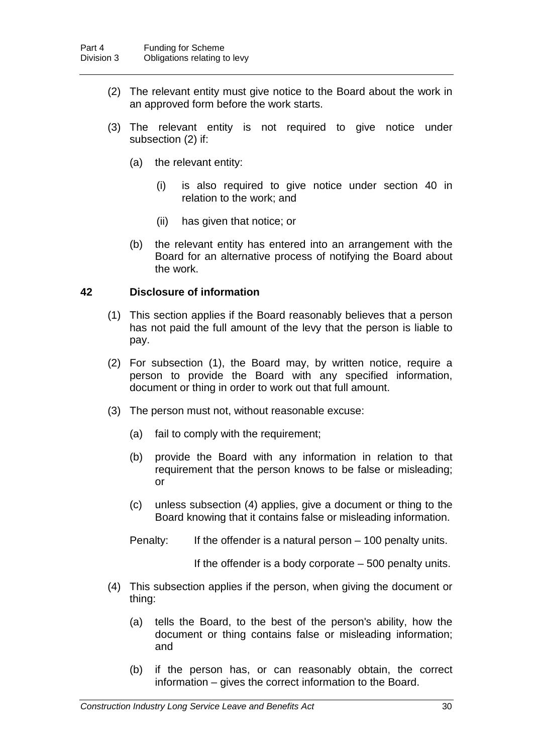(2) The relevant entity must give notice to the Board about the work in an approved form before the work starts.

(3) The relevant entity is not required to give notice under subsection (2) if:

(a) the relevant entity:

(i) is also required to give notice under section 40 in relation to the work; and

(ii) has given that notice; or

(b) the relevant entity has entered into an arrangement with the Board for an alternative process of notifying the Board about the work.

### 42 Disclosure of information

(1) This section applies if the Board reasonably believes that a person has not paid the full amount of the levy that the person is liable to pay.

(2) For subsection (1), the Board may, by written notice, require a person to provide the Board with any specified information, document or thing in order to work out that full amount.

(3) The person must not, without reasonable excuse:

(a) fail to comply with the requirement;

(b) provide the Board with any information in relation to that requirement that the person knows to be false or misleading; or

(c) unless subsection (4) applies, give a document or thing to the Board knowing that it contains false or misleading information.

Penalty: If the offender is a natural person – 100 penalty units.

If the offender is a body corporate – 500 penalty units.

(4) This subsection applies if the person, when giving the document or thing:

(a) tells the Board, to the best of the person's ability, how the document or thing contains false or misleading information; and

(b) if the person has, or can reasonably obtain, the correct information – gives the correct information to the Board.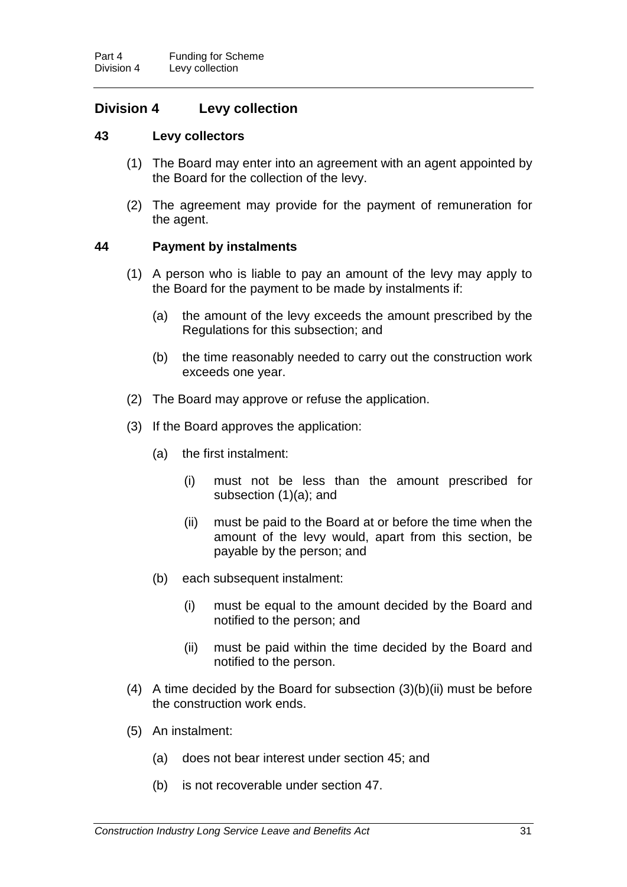## Division 4 Levy collection

### 43 Levy collectors

(1) The Board may enter into an agreement with an agent appointed by the Board for the collection of the levy.

(2) The agreement may provide for the payment of remuneration for the agent.

### 44 Payment by instalments

(1) A person who is liable to pay an amount of the levy may apply to the Board for the payment to be made by instalments if:

  (a) the amount of the levy exceeds the amount prescribed by the Regulations for this subsection; and

  (b) the time reasonably needed to carry out the construction work exceeds one year.

(2) The Board may approve or refuse the application.

(3) If the Board approves the application:

  (a) the first instalment:

    (i) must not be less than the amount prescribed for subsection (1)(a); and

    (ii) must be paid to the Board at or before the time when the amount of the levy would, apart from this section, be payable by the person; and

  (b) each subsequent instalment:

    (i) must be equal to the amount decided by the Board and notified to the person; and

    (ii) must be paid within the time decided by the Board and notified to the person.

(4) A time decided by the Board for subsection (3)(b)(ii) must be before the construction work ends.

(5) An instalment:

  (a) does not bear interest under section 45; and

  (b) is not recoverable under section 47.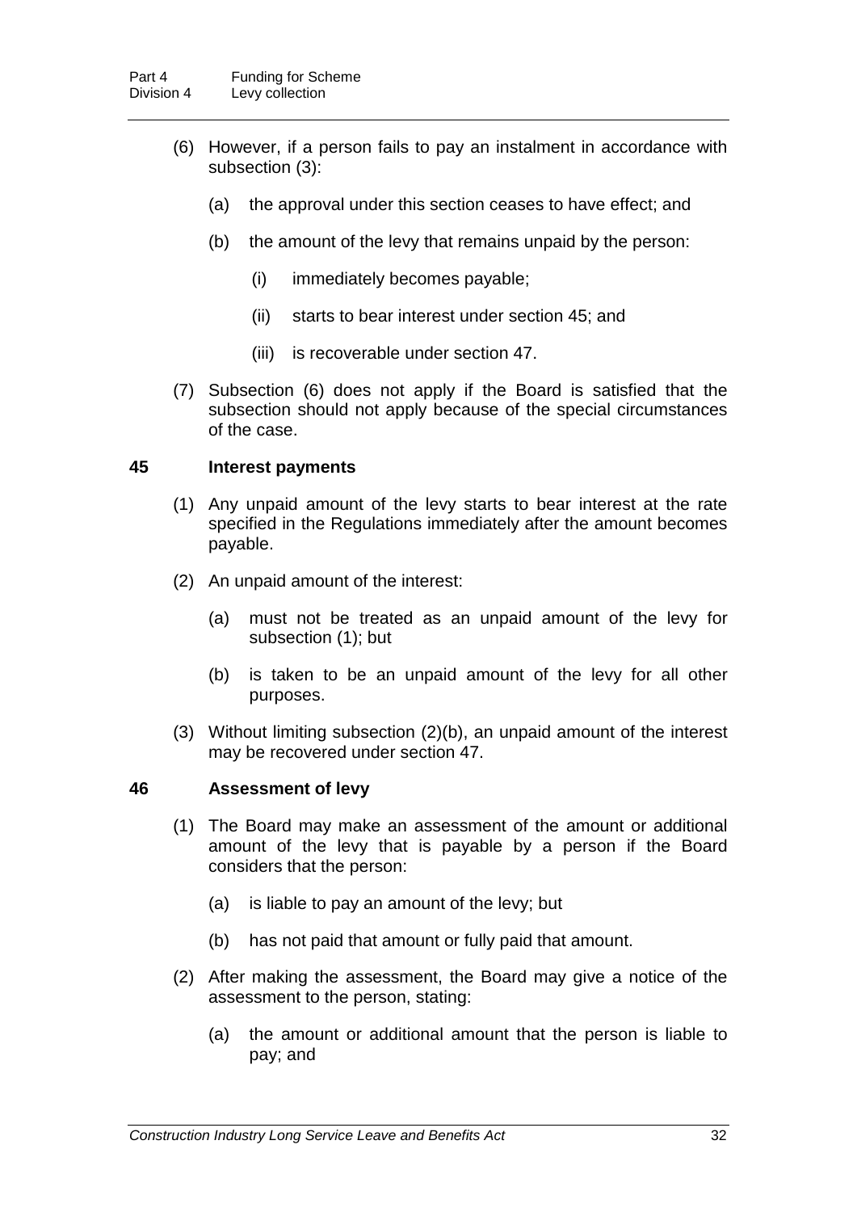(6) However, if a person fails to pay an instalment in accordance with subsection (3):

(a) the approval under this section ceases to have effect; and

(b) the amount of the levy that remains unpaid by the person:

(i) immediately becomes payable;

(ii) starts to bear interest under section 45; and

(iii) is recoverable under section 47.

(7) Subsection (6) does not apply if the Board is satisfied that the subsection should not apply because of the special circumstances of the case.

### 45 Interest payments

(1) Any unpaid amount of the levy starts to bear interest at the rate specified in the Regulations immediately after the amount becomes payable.

(2) An unpaid amount of the interest:

(a) must not be treated as an unpaid amount of the levy for subsection (1); but

(b) is taken to be an unpaid amount of the levy for all other purposes.

(3) Without limiting subsection (2)(b), an unpaid amount of the interest may be recovered under section 47.

### 46 Assessment of levy

(1) The Board may make an assessment of the amount or additional amount of the levy that is payable by a person if the Board considers that the person:

(a) is liable to pay an amount of the levy; but

(b) has not paid that amount or fully paid that amount.

(2) After making the assessment, the Board may give a notice of the assessment to the person, stating:

(a) the amount or additional amount that the person is liable to pay; and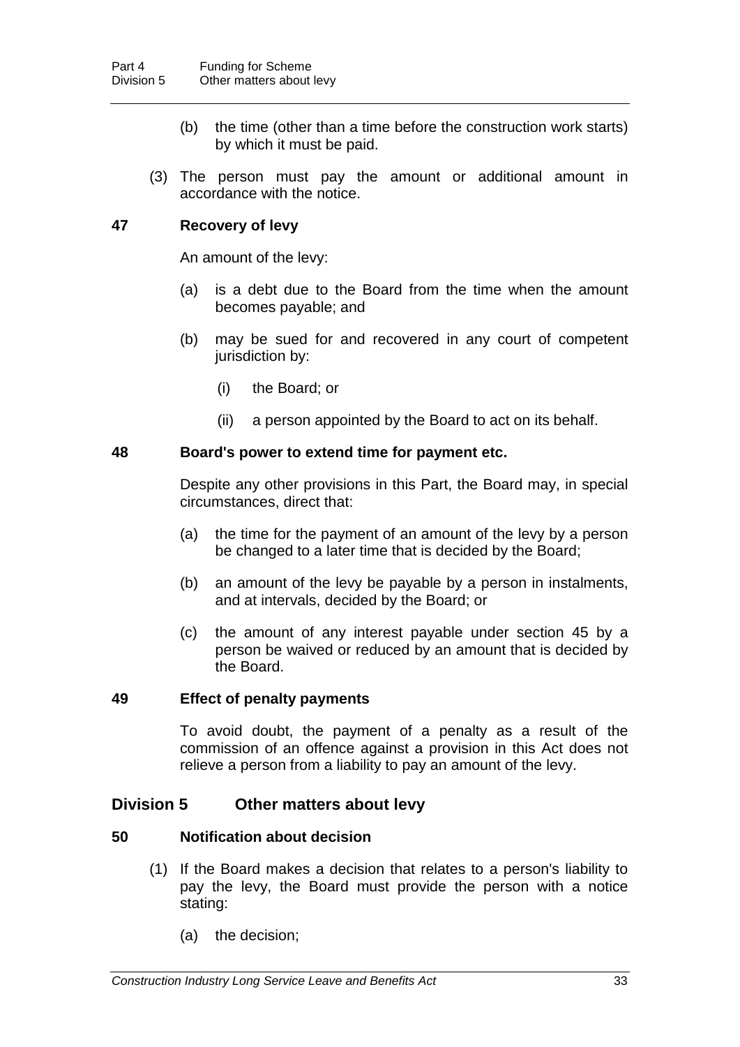(b) the time (other than a time before the construction work starts) by which it must be paid.

(3) The person must pay the amount or additional amount in accordance with the notice.

### 47 Recovery of levy

An amount of the levy:

(a) is a debt due to the Board from the time when the amount becomes payable; and

(b) may be sued for and recovered in any court of competent jurisdiction by:

(i) the Board; or

(ii) a person appointed by the Board to act on its behalf.

### 48 Board's power to extend time for payment etc.

Despite any other provisions in this Part, the Board may, in special circumstances, direct that:

(a) the time for the payment of an amount of the levy by a person be changed to a later time that is decided by the Board;

(b) an amount of the levy be payable by a person in instalments, and at intervals, decided by the Board; or

(c) the amount of any interest payable under section 45 by a person be waived or reduced by an amount that is decided by the Board.

### 49 Effect of penalty payments

To avoid doubt, the payment of a penalty as a result of the commission of an offence against a provision in this Act does not relieve a person from a liability to pay an amount of the levy.

## Division 5 Other matters about levy

### 50 Notification about decision

(1) If the Board makes a decision that relates to a person's liability to pay the levy, the Board must provide the person with a notice stating:

(a) the decision;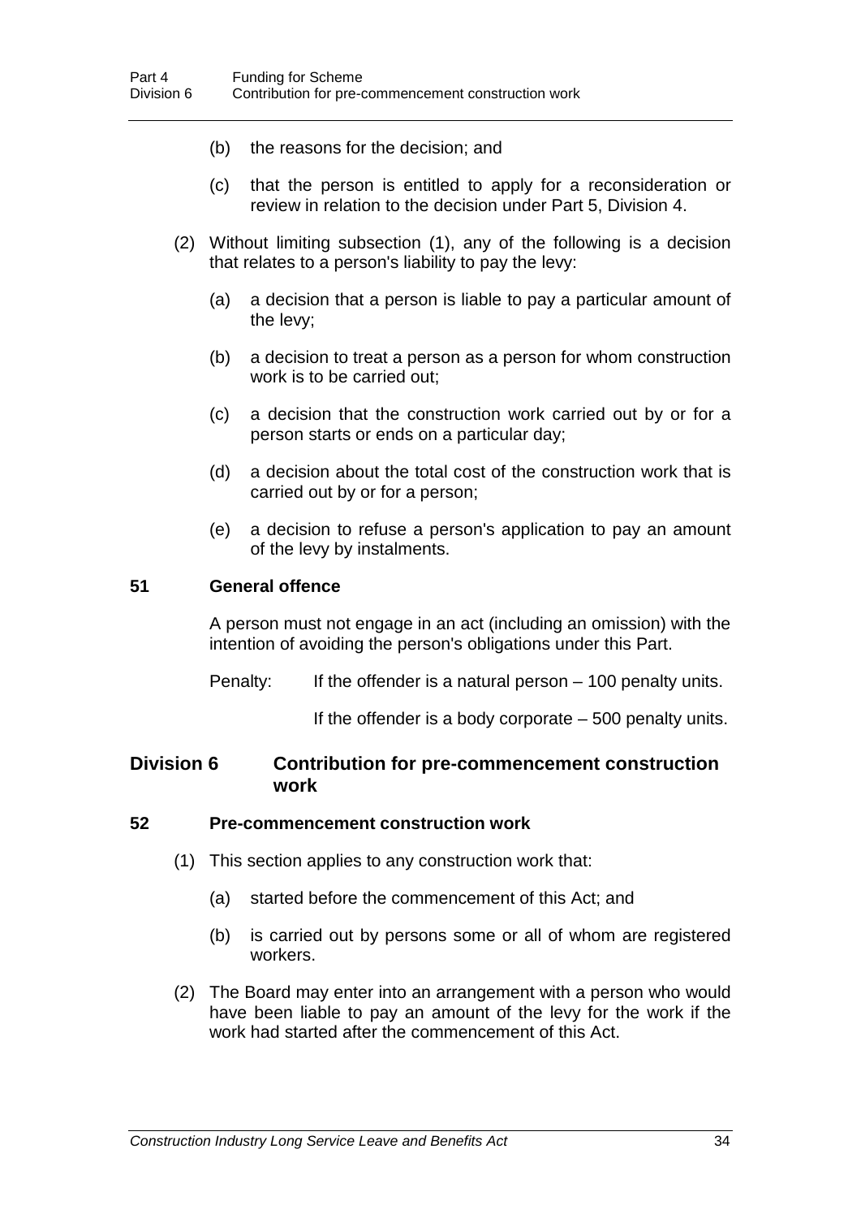(b) the reasons for the decision; and

(c) that the person is entitled to apply for a reconsideration or review in relation to the decision under Part 5, Division 4.

(2) Without limiting subsection (1), any of the following is a decision that relates to a person's liability to pay the levy:

(a) a decision that a person is liable to pay a particular amount of the levy;

(b) a decision to treat a person as a person for whom construction work is to be carried out;

(c) a decision that the construction work carried out by or for a person starts or ends on a particular day;

(d) a decision about the total cost of the construction work that is carried out by or for a person;

(e) a decision to refuse a person's application to pay an amount of the levy by instalments.

### 51 General offence

A person must not engage in an act (including an omission) with the intention of avoiding the person's obligations under this Part.

Penalty: If the offender is a natural person – 100 penalty units.

If the offender is a body corporate – 500 penalty units.

## Division 6 Contribution for pre-commencement construction work

### 52 Pre-commencement construction work

(1) This section applies to any construction work that:

(a) started before the commencement of this Act; and

(b) is carried out by persons some or all of whom are registered workers.

(2) The Board may enter into an arrangement with a person who would have been liable to pay an amount of the levy for the work if the work had started after the commencement of this Act.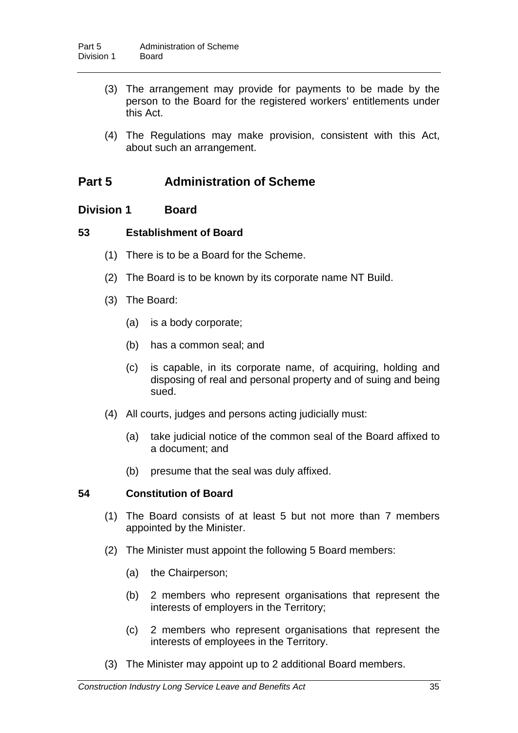(3) The arrangement may provide for payments to be made by the person to the Board for the registered workers' entitlements under this Act.

(4) The Regulations may make provision, consistent with this Act, about such an arrangement.

# Part 5 Administration of Scheme

## Division 1 Board

### 53 Establishment of Board

(1) There is to be a Board for the Scheme.

(2) The Board is to be known by its corporate name NT Build.

(3) The Board:

(a) is a body corporate;

(b) has a common seal; and

(c) is capable, in its corporate name, of acquiring, holding and disposing of real and personal property and of suing and being sued.

(4) All courts, judges and persons acting judicially must:

(a) take judicial notice of the common seal of the Board affixed to a document; and

(b) presume that the seal was duly affixed.

### 54 Constitution of Board

(1) The Board consists of at least 5 but not more than 7 members appointed by the Minister.

(2) The Minister must appoint the following 5 Board members:

(a) the Chairperson;

(b) 2 members who represent organisations that represent the interests of employers in the Territory;

(c) 2 members who represent organisations that represent the interests of employees in the Territory.

(3) The Minister may appoint up to 2 additional Board members.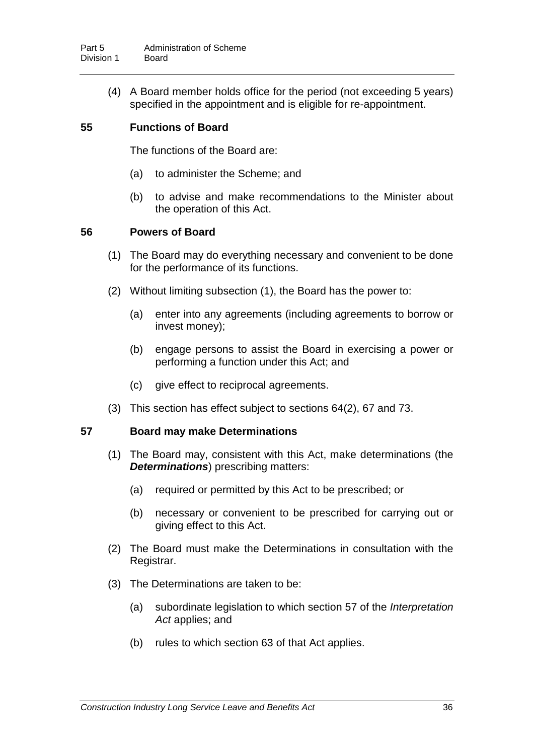(4) A Board member holds office for the period (not exceeding 5 years) specified in the appointment and is eligible for re-appointment.

### 55 Functions of Board

The functions of the Board are:

(a) to administer the Scheme; and

(b) to advise and make recommendations to the Minister about the operation of this Act.

### 56 Powers of Board

(1) The Board may do everything necessary and convenient to be done for the performance of its functions.

(2) Without limiting subsection (1), the Board has the power to:

(a) enter into any agreements (including agreements to borrow or invest money);

(b) engage persons to assist the Board in exercising a power or performing a function under this Act; and

(c) give effect to reciprocal agreements.

(3) This section has effect subject to sections 64(2), 67 and 73.

### 57 Board may make Determinations

(1) The Board may, consistent with this Act, make determinations (the ***Determinations***) prescribing matters:

(a) required or permitted by this Act to be prescribed; or

(b) necessary or convenient to be prescribed for carrying out or giving effect to this Act.

(2) The Board must make the Determinations in consultation with the Registrar.

(3) The Determinations are taken to be:

(a) subordinate legislation to which section 57 of the *Interpretation Act* applies; and

(b) rules to which section 63 of that Act applies.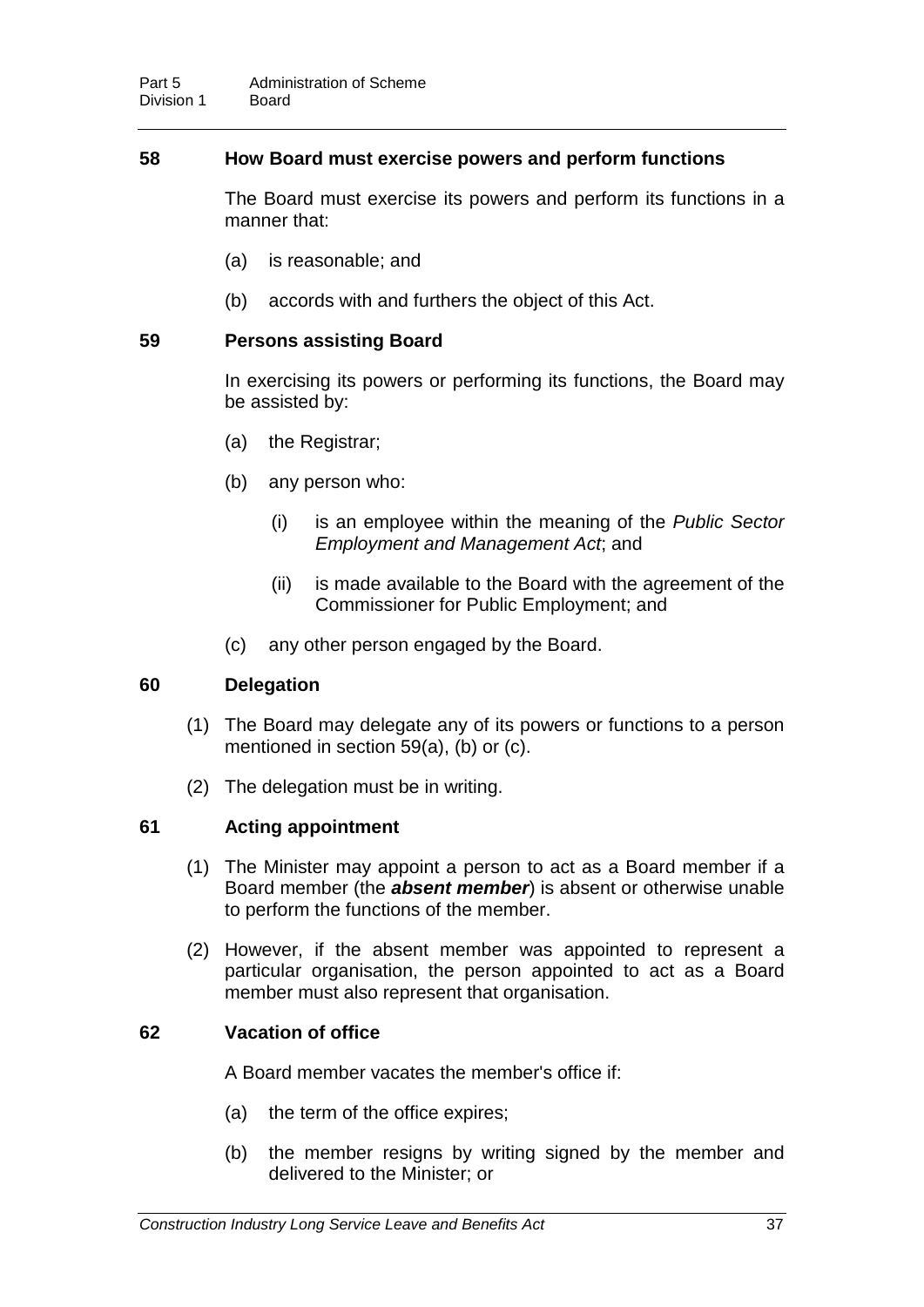### 58 How Board must exercise powers and perform functions

The Board must exercise its powers and perform its functions in a manner that:

(a) is reasonable; and

(b) accords with and furthers the object of this Act.

### 59 Persons assisting Board

In exercising its powers or performing its functions, the Board may be assisted by:

(a) the Registrar;

(b) any person who:

(i) is an employee within the meaning of the *Public Sector Employment and Management Act*; and

(ii) is made available to the Board with the agreement of the Commissioner for Public Employment; and

(c) any other person engaged by the Board.

### 60 Delegation

(1) The Board may delegate any of its powers or functions to a person mentioned in section 59(a), (b) or (c).

(2) The delegation must be in writing.

### 61 Acting appointment

(1) The Minister may appoint a person to act as a Board member if a Board member (the ***absent member***) is absent or otherwise unable to perform the functions of the member.

(2) However, if the absent member was appointed to represent a particular organisation, the person appointed to act as a Board member must also represent that organisation.

### 62 Vacation of office

A Board member vacates the member's office if:

(a) the term of the office expires;

(b) the member resigns by writing signed by the member and delivered to the Minister; or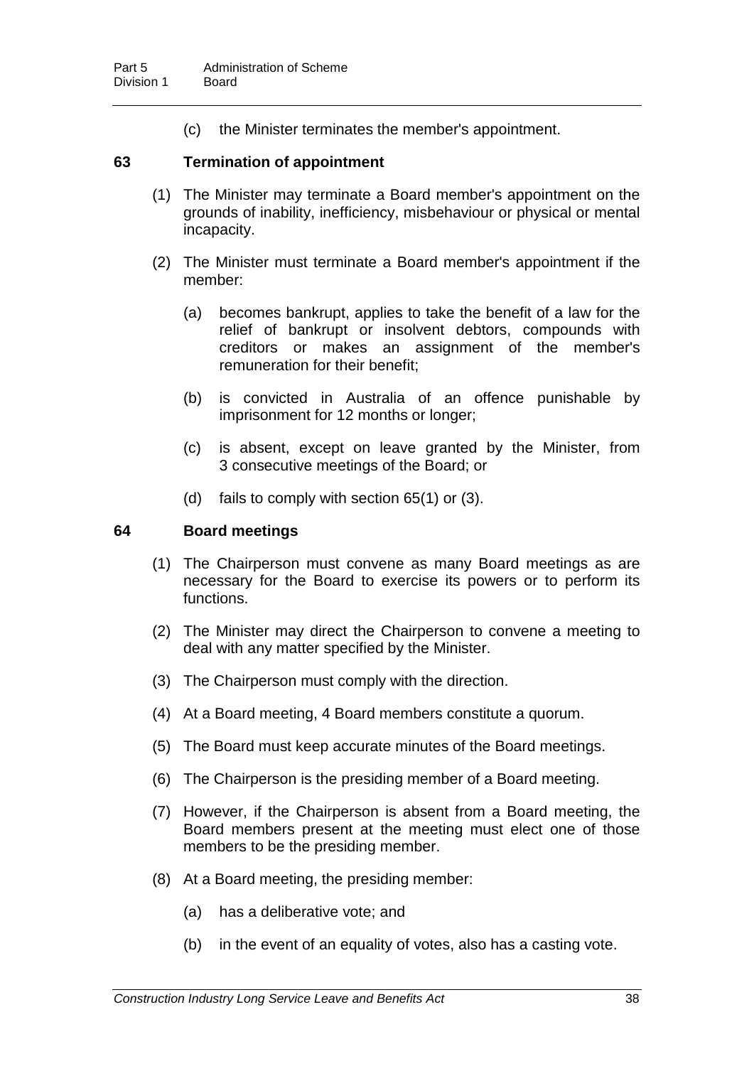(c) the Minister terminates the member's appointment.

### 63 Termination of appointment

(1) The Minister may terminate a Board member's appointment on the grounds of inability, inefficiency, misbehaviour or physical or mental incapacity.

(2) The Minister must terminate a Board member's appointment if the member:

(a) becomes bankrupt, applies to take the benefit of a law for the relief of bankrupt or insolvent debtors, compounds with creditors or makes an assignment of the member's remuneration for their benefit;

(b) is convicted in Australia of an offence punishable by imprisonment for 12 months or longer;

(c) is absent, except on leave granted by the Minister, from 3 consecutive meetings of the Board; or

(d) fails to comply with section 65(1) or (3).

### 64 Board meetings

(1) The Chairperson must convene as many Board meetings as are necessary for the Board to exercise its powers or to perform its functions.

(2) The Minister may direct the Chairperson to convene a meeting to deal with any matter specified by the Minister.

(3) The Chairperson must comply with the direction.

(4) At a Board meeting, 4 Board members constitute a quorum.

(5) The Board must keep accurate minutes of the Board meetings.

(6) The Chairperson is the presiding member of a Board meeting.

(7) However, if the Chairperson is absent from a Board meeting, the Board members present at the meeting must elect one of those members to be the presiding member.

(8) At a Board meeting, the presiding member:

(a) has a deliberative vote; and

(b) in the event of an equality of votes, also has a casting vote.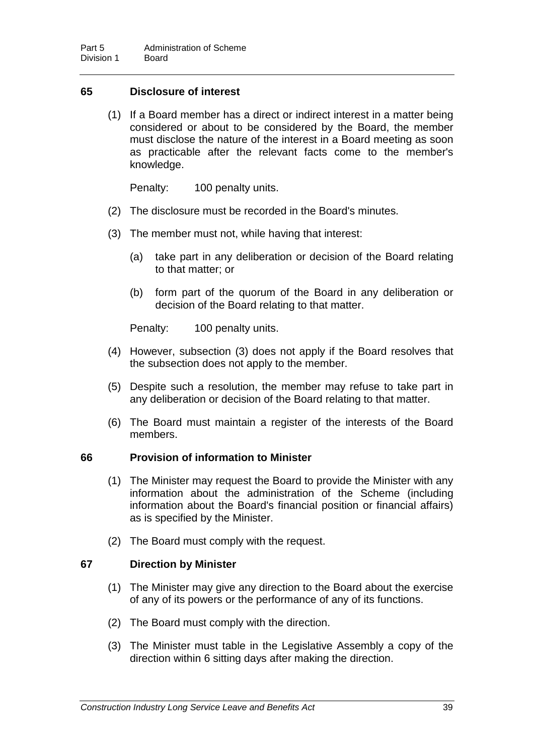### 65 Disclosure of interest

(1) If a Board member has a direct or indirect interest in a matter being considered or about to be considered by the Board, the member must disclose the nature of the interest in a Board meeting as soon as practicable after the relevant facts come to the member's knowledge.

Penalty: 100 penalty units.

(2) The disclosure must be recorded in the Board's minutes.

(3) The member must not, while having that interest:

(a) take part in any deliberation or decision of the Board relating to that matter; or

(b) form part of the quorum of the Board in any deliberation or decision of the Board relating to that matter.

Penalty: 100 penalty units.

(4) However, subsection (3) does not apply if the Board resolves that the subsection does not apply to the member.

(5) Despite such a resolution, the member may refuse to take part in any deliberation or decision of the Board relating to that matter.

(6) The Board must maintain a register of the interests of the Board members.

### 66 Provision of information to Minister

(1) The Minister may request the Board to provide the Minister with any information about the administration of the Scheme (including information about the Board's financial position or financial affairs) as is specified by the Minister.

(2) The Board must comply with the request.

### 67 Direction by Minister

(1) The Minister may give any direction to the Board about the exercise of any of its powers or the performance of any of its functions.

(2) The Board must comply with the direction.

(3) The Minister must table in the Legislative Assembly a copy of the direction within 6 sitting days after making the direction.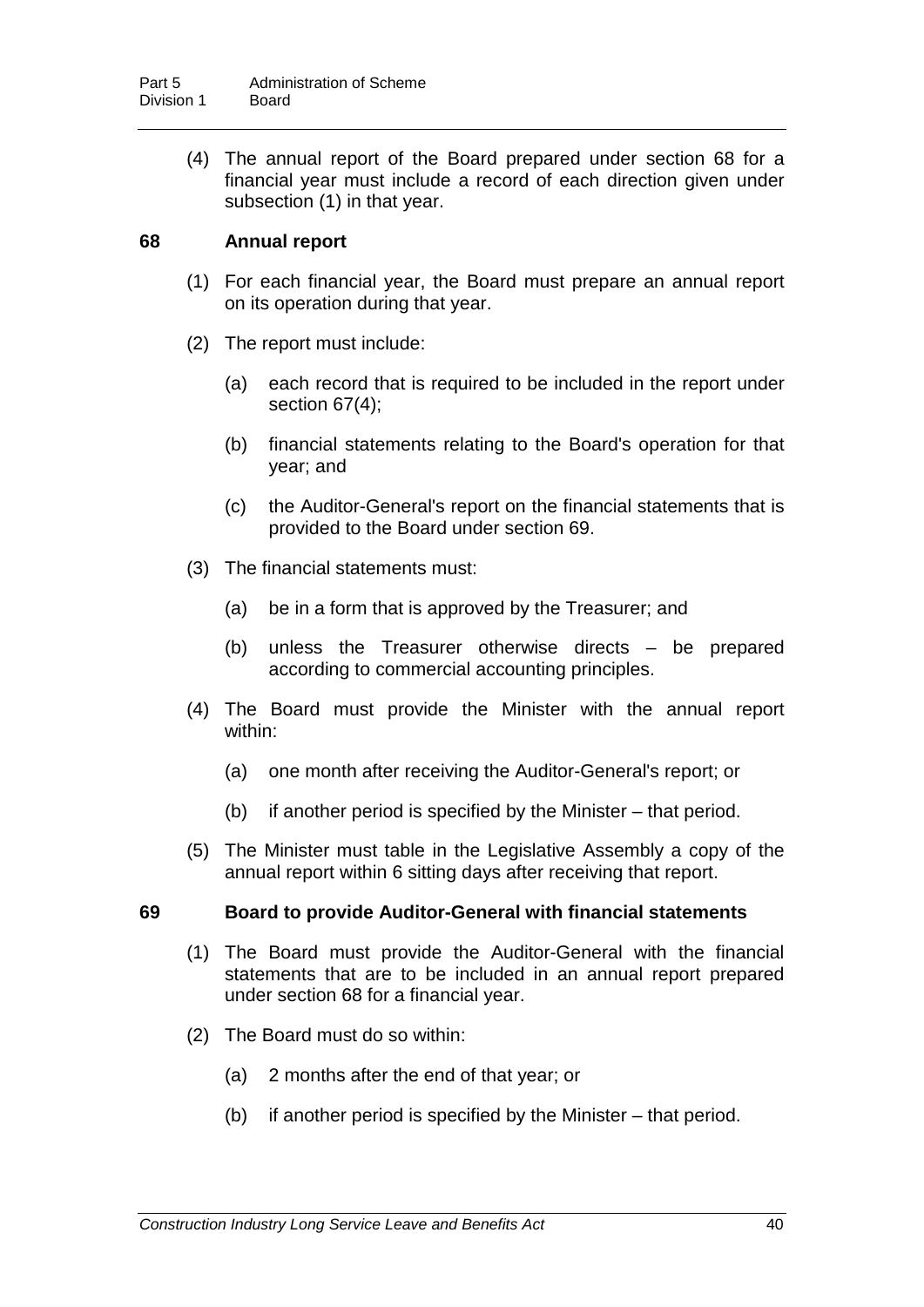(4) The annual report of the Board prepared under section 68 for a financial year must include a record of each direction given under subsection (1) in that year.

### 68 Annual report

(1) For each financial year, the Board must prepare an annual report on its operation during that year.

(2) The report must include:

(a) each record that is required to be included in the report under section 67(4);

(b) financial statements relating to the Board's operation for that year; and

(c) the Auditor-General's report on the financial statements that is provided to the Board under section 69.

(3) The financial statements must:

(a) be in a form that is approved by the Treasurer; and

(b) unless the Treasurer otherwise directs – be prepared according to commercial accounting principles.

(4) The Board must provide the Minister with the annual report within:

(a) one month after receiving the Auditor-General's report; or

(b) if another period is specified by the Minister – that period.

(5) The Minister must table in the Legislative Assembly a copy of the annual report within 6 sitting days after receiving that report.

### 69 Board to provide Auditor-General with financial statements

(1) The Board must provide the Auditor-General with the financial statements that are to be included in an annual report prepared under section 68 for a financial year.

(2) The Board must do so within:

(a) 2 months after the end of that year; or

(b) if another period is specified by the Minister – that period.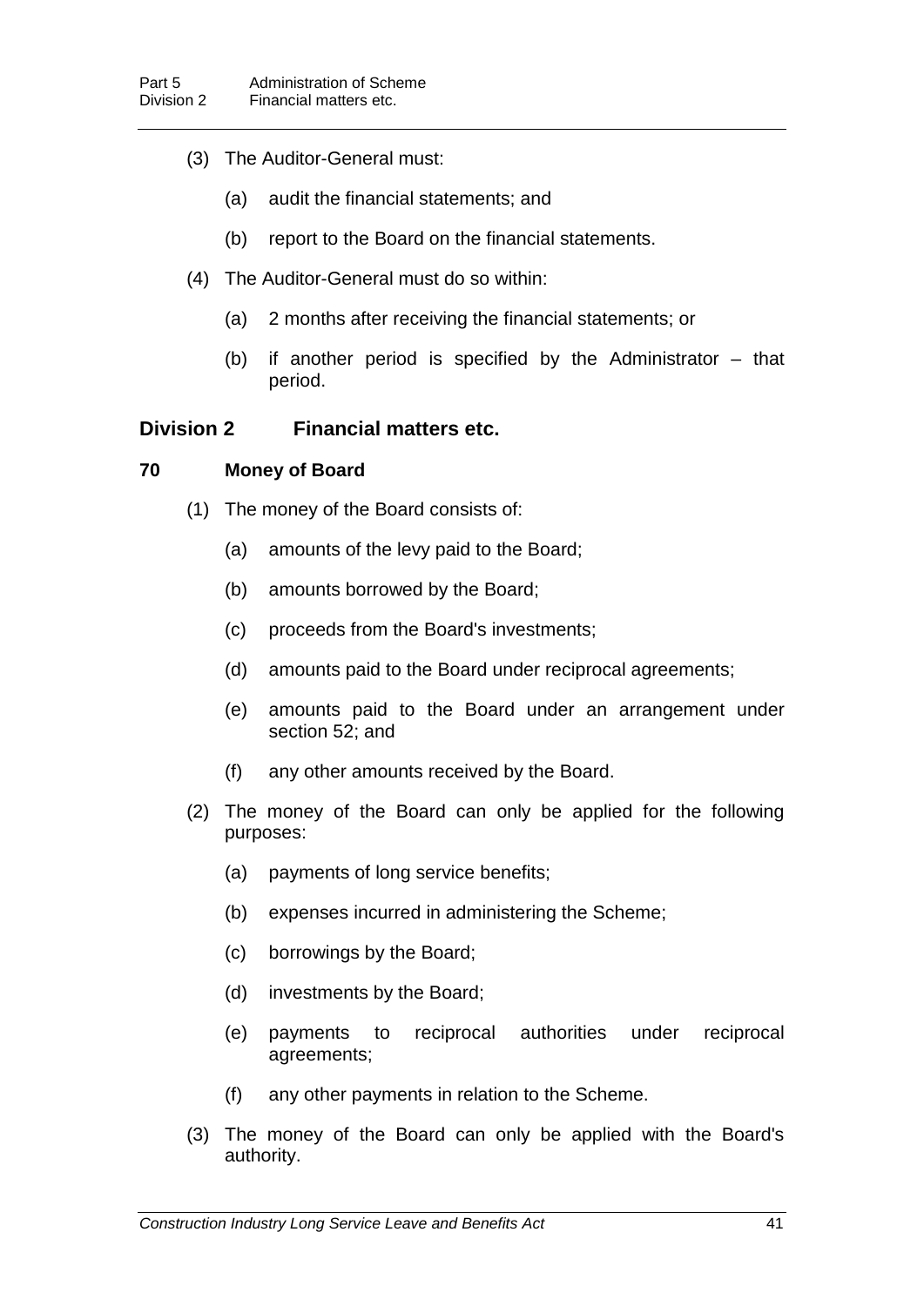(3) The Auditor-General must:

(a) audit the financial statements; and

(b) report to the Board on the financial statements.

(4) The Auditor-General must do so within:

(a) 2 months after receiving the financial statements; or

(b) if another period is specified by the Administrator – that period.

## Division 2 Financial matters etc.

### 70 Money of Board

(1) The money of the Board consists of:

(a) amounts of the levy paid to the Board;

(b) amounts borrowed by the Board;

(c) proceeds from the Board's investments;

(d) amounts paid to the Board under reciprocal agreements;

(e) amounts paid to the Board under an arrangement under section 52; and

(f) any other amounts received by the Board.

(2) The money of the Board can only be applied for the following purposes:

(a) payments of long service benefits;

(b) expenses incurred in administering the Scheme;

(c) borrowings by the Board;

(d) investments by the Board;

(e) payments to reciprocal authorities under reciprocal agreements;

(f) any other payments in relation to the Scheme.

(3) The money of the Board can only be applied with the Board's authority.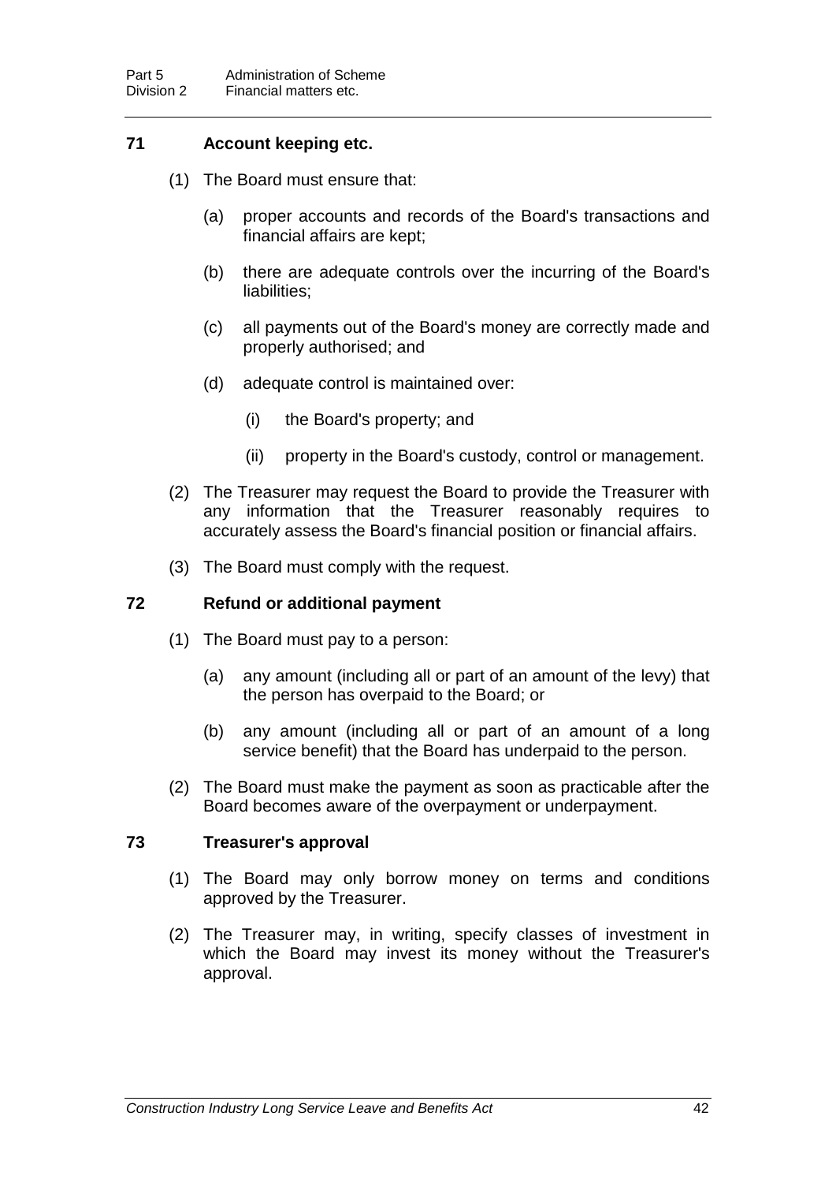### 71 Account keeping etc.

(1) The Board must ensure that:

(a) proper accounts and records of the Board's transactions and financial affairs are kept;

(b) there are adequate controls over the incurring of the Board's liabilities;

(c) all payments out of the Board's money are correctly made and properly authorised; and

(d) adequate control is maintained over:

(i) the Board's property; and

(ii) property in the Board's custody, control or management.

(2) The Treasurer may request the Board to provide the Treasurer with any information that the Treasurer reasonably requires to accurately assess the Board's financial position or financial affairs.

(3) The Board must comply with the request.

### 72 Refund or additional payment

(1) The Board must pay to a person:

(a) any amount (including all or part of an amount of the levy) that the person has overpaid to the Board; or

(b) any amount (including all or part of an amount of a long service benefit) that the Board has underpaid to the person.

(2) The Board must make the payment as soon as practicable after the Board becomes aware of the overpayment or underpayment.

### 73 Treasurer's approval

(1) The Board may only borrow money on terms and conditions approved by the Treasurer.

(2) The Treasurer may, in writing, specify classes of investment in which the Board may invest its money without the Treasurer's approval.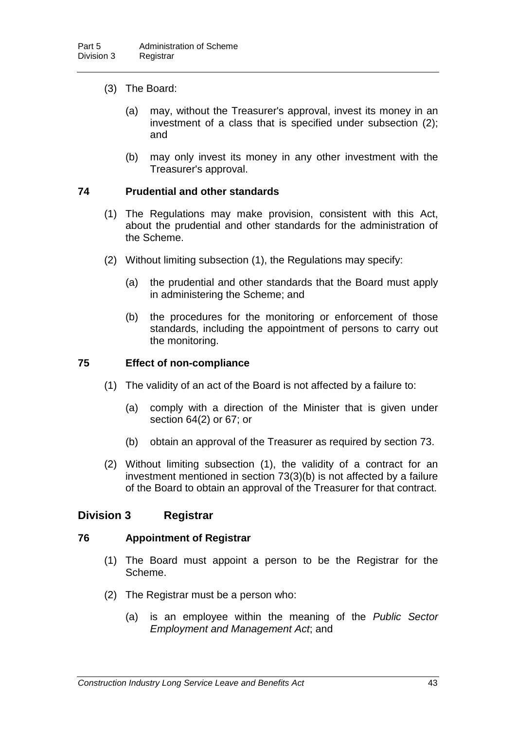(3) The Board:

(a) may, without the Treasurer's approval, invest its money in an investment of a class that is specified under subsection (2); and

(b) may only invest its money in any other investment with the Treasurer's approval.

### 74 Prudential and other standards

(1) The Regulations may make provision, consistent with this Act, about the prudential and other standards for the administration of the Scheme.

(2) Without limiting subsection (1), the Regulations may specify:

(a) the prudential and other standards that the Board must apply in administering the Scheme; and

(b) the procedures for the monitoring or enforcement of those standards, including the appointment of persons to carry out the monitoring.

### 75 Effect of non-compliance

(1) The validity of an act of the Board is not affected by a failure to:

(a) comply with a direction of the Minister that is given under section 64(2) or 67; or

(b) obtain an approval of the Treasurer as required by section 73.

(2) Without limiting subsection (1), the validity of a contract for an investment mentioned in section 73(3)(b) is not affected by a failure of the Board to obtain an approval of the Treasurer for that contract.

## Division 3 Registrar

### 76 Appointment of Registrar

(1) The Board must appoint a person to be the Registrar for the Scheme.

(2) The Registrar must be a person who:

(a) is an employee within the meaning of the *Public Sector Employment and Management Act*; and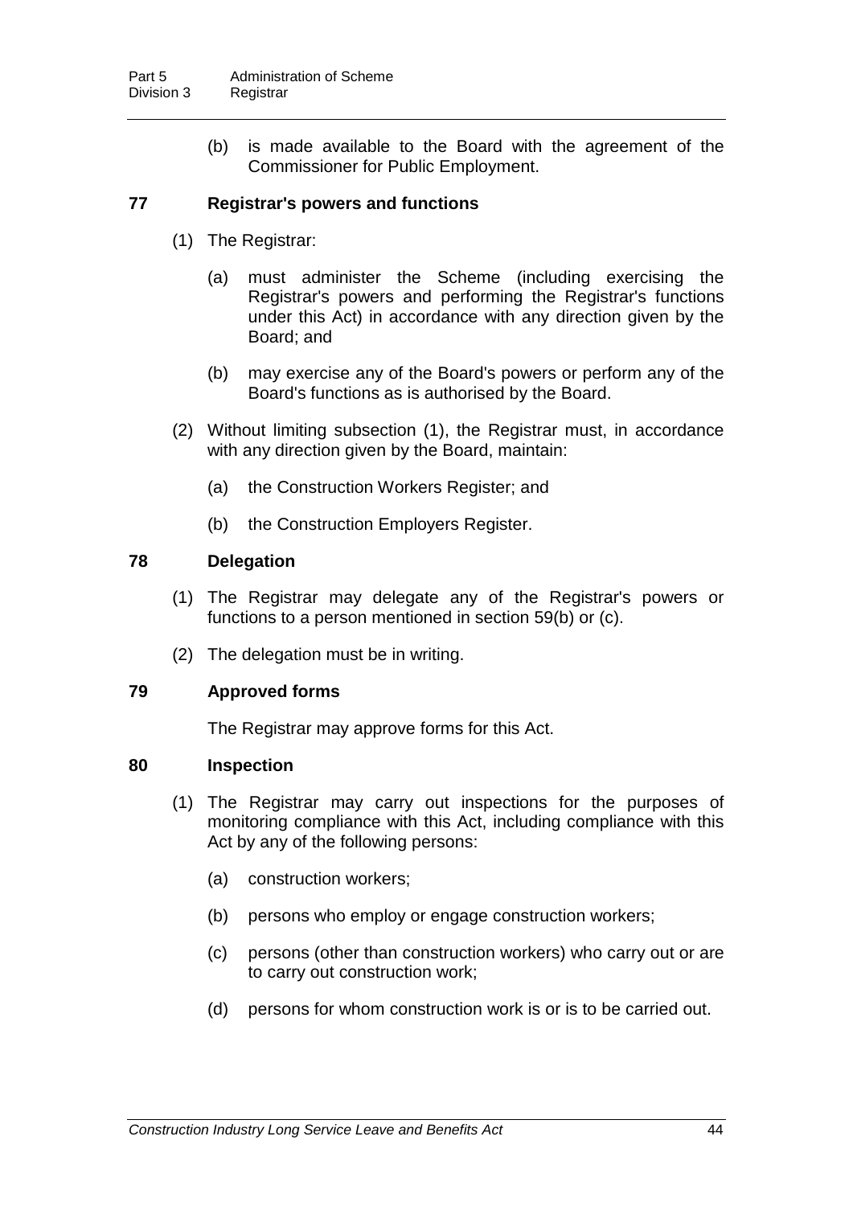(b) is made available to the Board with the agreement of the Commissioner for Public Employment.

### 77 Registrar's powers and functions

(1) The Registrar:

(a) must administer the Scheme (including exercising the Registrar's powers and performing the Registrar's functions under this Act) in accordance with any direction given by the Board; and

(b) may exercise any of the Board's powers or perform any of the Board's functions as is authorised by the Board.

(2) Without limiting subsection (1), the Registrar must, in accordance with any direction given by the Board, maintain:

(a) the Construction Workers Register; and

(b) the Construction Employers Register.

### 78 Delegation

(1) The Registrar may delegate any of the Registrar's powers or functions to a person mentioned in section 59(b) or (c).

(2) The delegation must be in writing.

### 79 Approved forms

The Registrar may approve forms for this Act.

### 80 Inspection

(1) The Registrar may carry out inspections for the purposes of monitoring compliance with this Act, including compliance with this Act by any of the following persons:

(a) construction workers;

(b) persons who employ or engage construction workers;

(c) persons (other than construction workers) who carry out or are to carry out construction work;

(d) persons for whom construction work is or is to be carried out.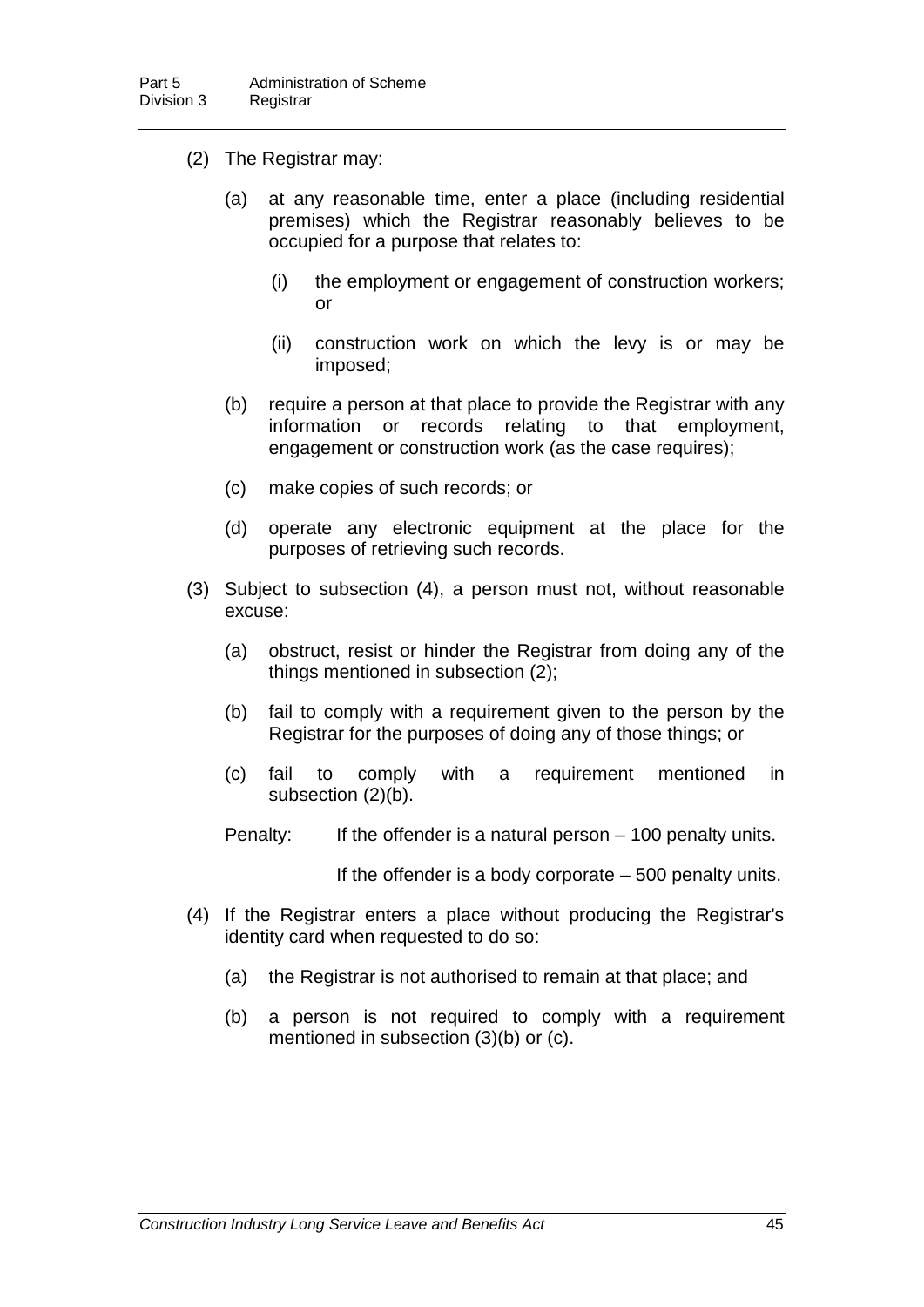(2) The Registrar may:

(a) at any reasonable time, enter a place (including residential premises) which the Registrar reasonably believes to be occupied for a purpose that relates to:

(i) the employment or engagement of construction workers; or

(ii) construction work on which the levy is or may be imposed;

(b) require a person at that place to provide the Registrar with any information or records relating to that employment, engagement or construction work (as the case requires);

(c) make copies of such records; or

(d) operate any electronic equipment at the place for the purposes of retrieving such records.

(3) Subject to subsection (4), a person must not, without reasonable excuse:

(a) obstruct, resist or hinder the Registrar from doing any of the things mentioned in subsection (2);

(b) fail to comply with a requirement given to the person by the Registrar for the purposes of doing any of those things; or

(c) fail to comply with a requirement mentioned in subsection (2)(b).

Penalty: If the offender is a natural person – 100 penalty units.

If the offender is a body corporate – 500 penalty units.

(4) If the Registrar enters a place without producing the Registrar's identity card when requested to do so:

(a) the Registrar is not authorised to remain at that place; and

(b) a person is not required to comply with a requirement mentioned in subsection (3)(b) or (c).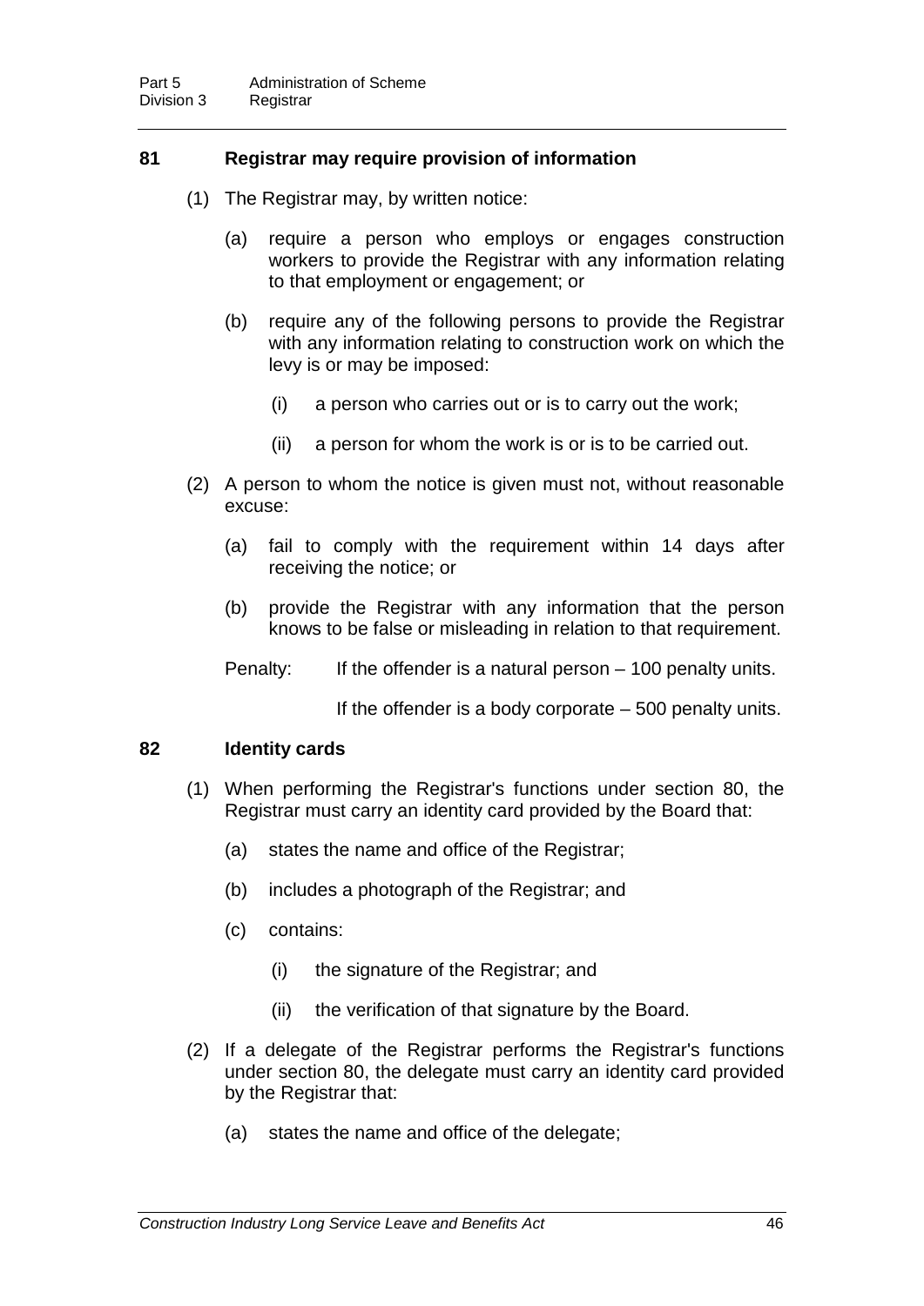### 81 Registrar may require provision of information

(1) The Registrar may, by written notice:

(a) require a person who employs or engages construction workers to provide the Registrar with any information relating to that employment or engagement; or

(b) require any of the following persons to provide the Registrar with any information relating to construction work on which the levy is or may be imposed:

(i) a person who carries out or is to carry out the work;

(ii) a person for whom the work is or is to be carried out.

(2) A person to whom the notice is given must not, without reasonable excuse:

(a) fail to comply with the requirement within 14 days after receiving the notice; or

(b) provide the Registrar with any information that the person knows to be false or misleading in relation to that requirement.

Penalty: If the offender is a natural person – 100 penalty units.

If the offender is a body corporate – 500 penalty units.

### 82 Identity cards

(1) When performing the Registrar's functions under section 80, the Registrar must carry an identity card provided by the Board that:

(a) states the name and office of the Registrar;

(b) includes a photograph of the Registrar; and

(c) contains:

(i) the signature of the Registrar; and

(ii) the verification of that signature by the Board.

(2) If a delegate of the Registrar performs the Registrar's functions under section 80, the delegate must carry an identity card provided by the Registrar that:

(a) states the name and office of the delegate;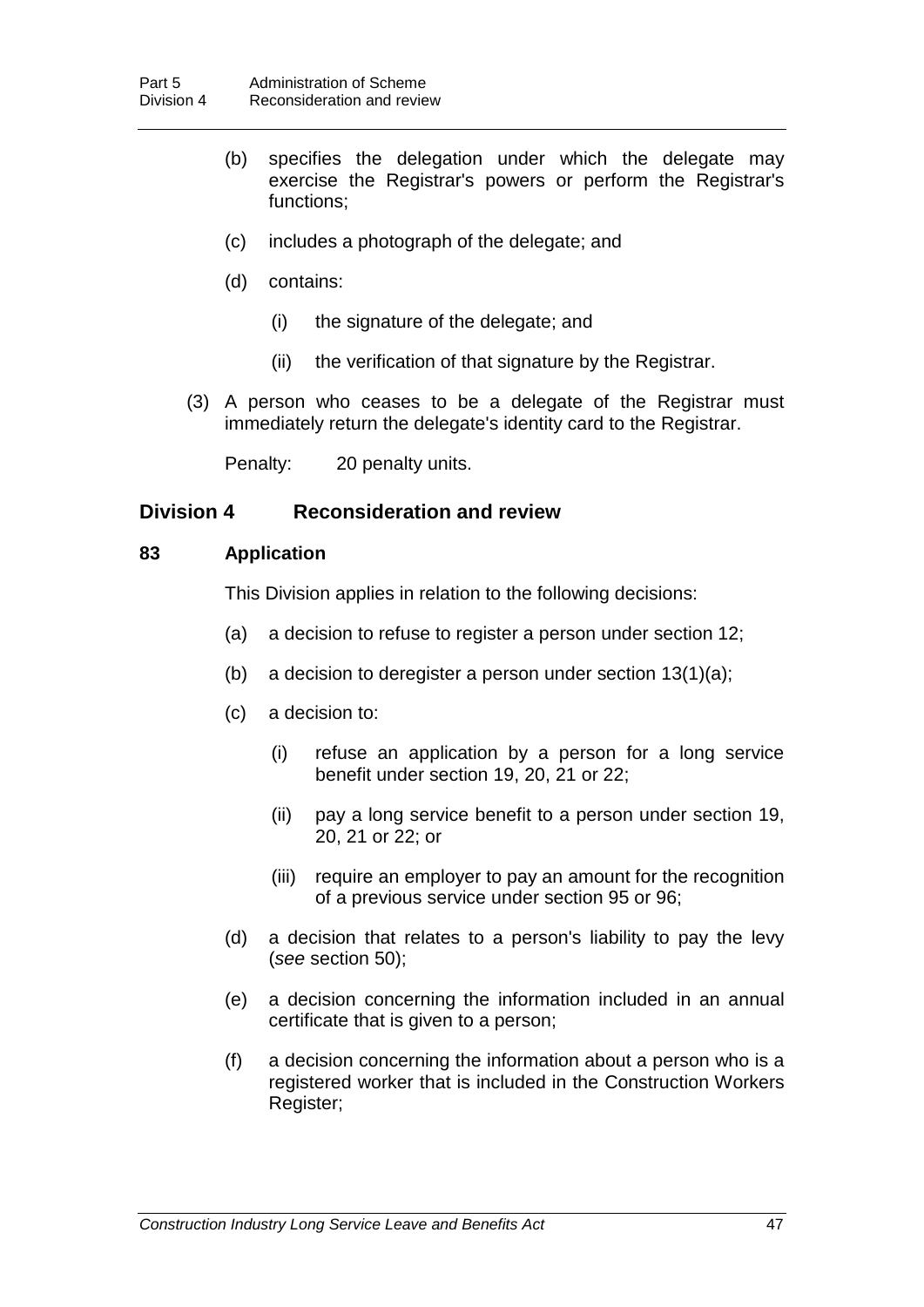(b) specifies the delegation under which the delegate may exercise the Registrar's powers or perform the Registrar's functions;

(c) includes a photograph of the delegate; and

(d) contains:

(i) the signature of the delegate; and

(ii) the verification of that signature by the Registrar.

(3) A person who ceases to be a delegate of the Registrar must immediately return the delegate's identity card to the Registrar.

Penalty: 20 penalty units.

## Division 4 Reconsideration and review

### 83 Application

This Division applies in relation to the following decisions:

(a) a decision to refuse to register a person under section 12;

(b) a decision to deregister a person under section 13(1)(a);

(c) a decision to:

(i) refuse an application by a person for a long service benefit under section 19, 20, 21 or 22;

(ii) pay a long service benefit to a person under section 19, 20, 21 or 22; or

(iii) require an employer to pay an amount for the recognition of a previous service under section 95 or 96;

(d) a decision that relates to a person's liability to pay the levy (*see* section 50);

(e) a decision concerning the information included in an annual certificate that is given to a person;

(f) a decision concerning the information about a person who is a registered worker that is included in the Construction Workers Register;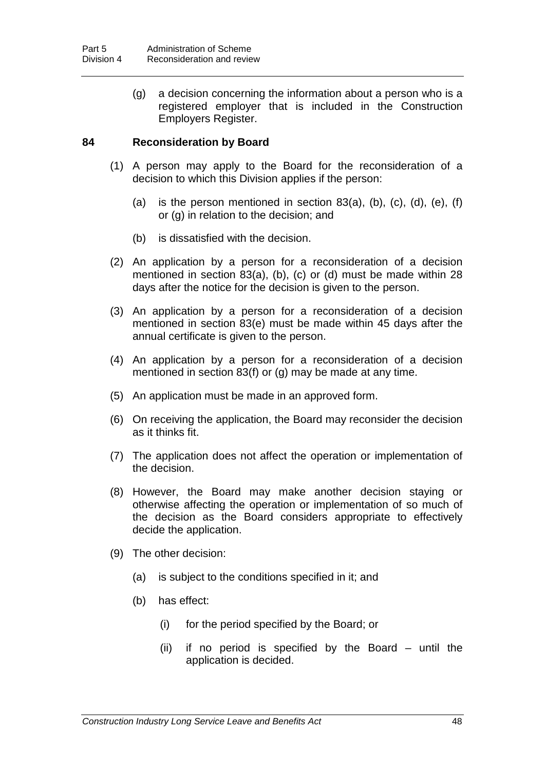(g) a decision concerning the information about a person who is a registered employer that is included in the Construction Employers Register.

### 84 Reconsideration by Board

(1) A person may apply to the Board for the reconsideration of a decision to which this Division applies if the person:

(a) is the person mentioned in section 83(a), (b), (c), (d), (e), (f) or (g) in relation to the decision; and

(b) is dissatisfied with the decision.

(2) An application by a person for a reconsideration of a decision mentioned in section 83(a), (b), (c) or (d) must be made within 28 days after the notice for the decision is given to the person.

(3) An application by a person for a reconsideration of a decision mentioned in section 83(e) must be made within 45 days after the annual certificate is given to the person.

(4) An application by a person for a reconsideration of a decision mentioned in section 83(f) or (g) may be made at any time.

(5) An application must be made in an approved form.

(6) On receiving the application, the Board may reconsider the decision as it thinks fit.

(7) The application does not affect the operation or implementation of the decision.

(8) However, the Board may make another decision staying or otherwise affecting the operation or implementation of so much of the decision as the Board considers appropriate to effectively decide the application.

(9) The other decision:

(a) is subject to the conditions specified in it; and

(b) has effect:

(i) for the period specified by the Board; or

(ii) if no period is specified by the Board – until the application is decided.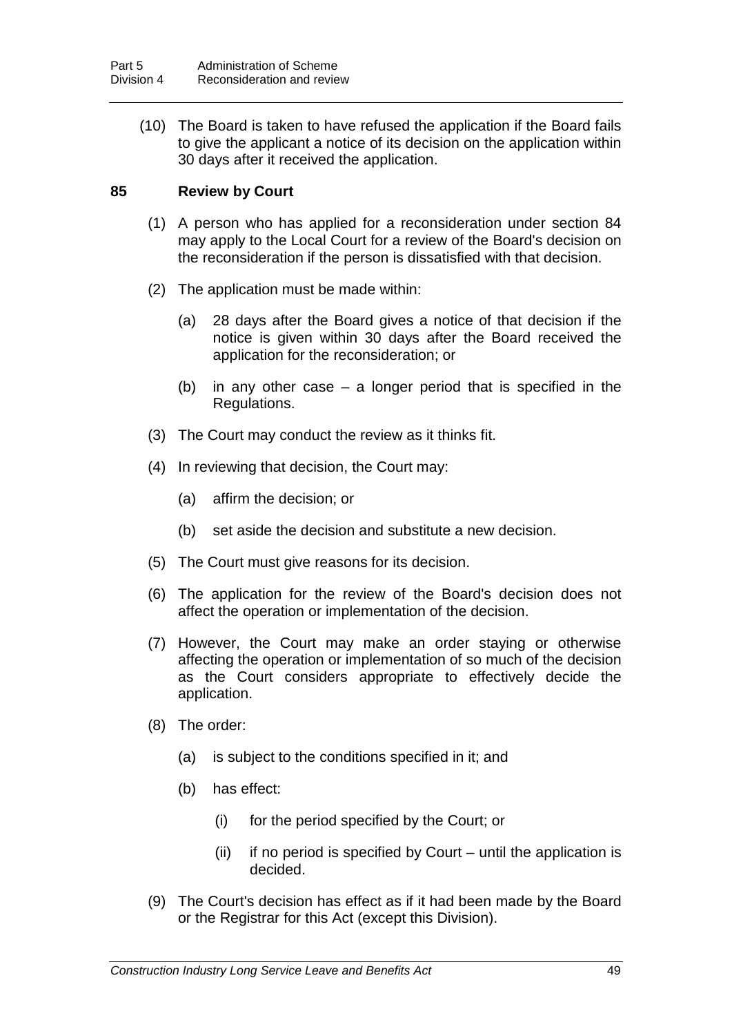(10) The Board is taken to have refused the application if the Board fails to give the applicant a notice of its decision on the application within 30 days after it received the application.

### 85 Review by Court

(1) A person who has applied for a reconsideration under section 84 may apply to the Local Court for a review of the Board's decision on the reconsideration if the person is dissatisfied with that decision.

(2) The application must be made within:

(a) 28 days after the Board gives a notice of that decision if the notice is given within 30 days after the Board received the application for the reconsideration; or

(b) in any other case – a longer period that is specified in the Regulations.

(3) The Court may conduct the review as it thinks fit.

(4) In reviewing that decision, the Court may:

(a) affirm the decision; or

(b) set aside the decision and substitute a new decision.

(5) The Court must give reasons for its decision.

(6) The application for the review of the Board's decision does not affect the operation or implementation of the decision.

(7) However, the Court may make an order staying or otherwise affecting the operation or implementation of so much of the decision as the Court considers appropriate to effectively decide the application.

(8) The order:

(a) is subject to the conditions specified in it; and

(b) has effect:

(i) for the period specified by the Court; or

(ii) if no period is specified by Court – until the application is decided.

(9) The Court's decision has effect as if it had been made by the Board or the Registrar for this Act (except this Division).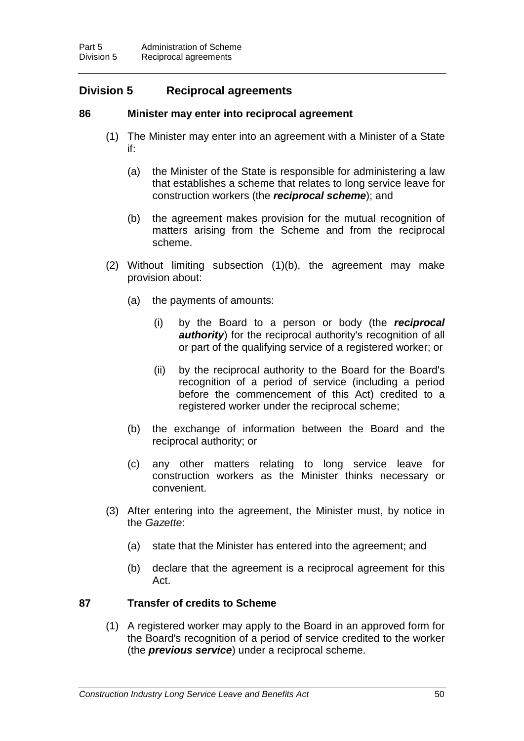## Division 5 Reciprocal agreements

### 86 Minister may enter into reciprocal agreement

(1) The Minister may enter into an agreement with a Minister of a State if:

(a) the Minister of the State is responsible for administering a law that establishes a scheme that relates to long service leave for construction workers (the ***reciprocal scheme***); and

(b) the agreement makes provision for the mutual recognition of matters arising from the Scheme and from the reciprocal scheme.

(2) Without limiting subsection (1)(b), the agreement may make provision about:

(a) the payments of amounts:

(i) by the Board to a person or body (the ***reciprocal authority***) for the reciprocal authority's recognition of all or part of the qualifying service of a registered worker; or

(ii) by the reciprocal authority to the Board for the Board's recognition of a period of service (including a period before the commencement of this Act) credited to a registered worker under the reciprocal scheme;

(b) the exchange of information between the Board and the reciprocal authority; or

(c) any other matters relating to long service leave for construction workers as the Minister thinks necessary or convenient.

(3) After entering into the agreement, the Minister must, by notice in the *Gazette*:

(a) state that the Minister has entered into the agreement; and

(b) declare that the agreement is a reciprocal agreement for this Act.

### 87 Transfer of credits to Scheme

(1) A registered worker may apply to the Board in an approved form for the Board's recognition of a period of service credited to the worker (the ***previous service***) under a reciprocal scheme.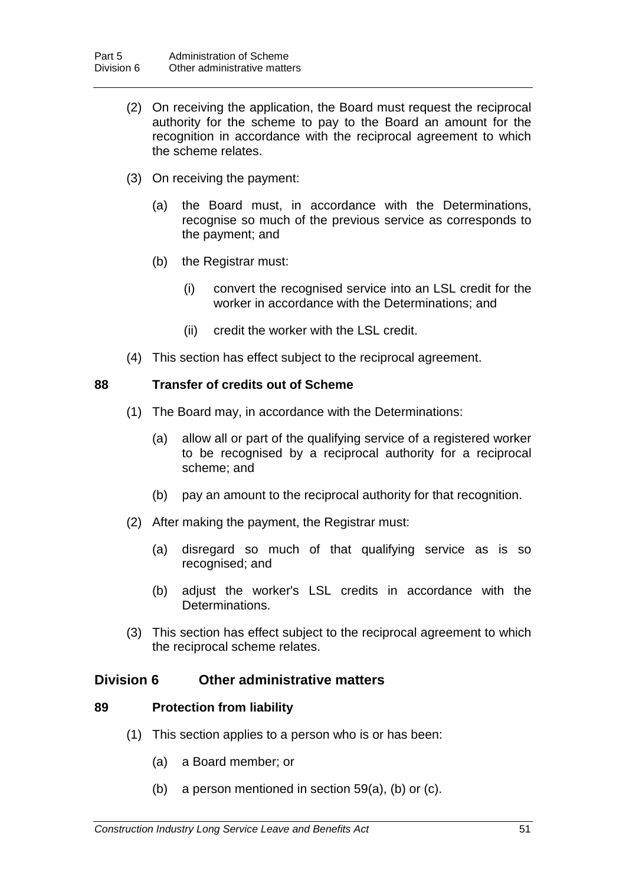(2) On receiving the application, the Board must request the reciprocal authority for the scheme to pay to the Board an amount for the recognition in accordance with the reciprocal agreement to which the scheme relates.

(3) On receiving the payment:

(a) the Board must, in accordance with the Determinations, recognise so much of the previous service as corresponds to the payment; and

(b) the Registrar must:

(i) convert the recognised service into an LSL credit for the worker in accordance with the Determinations; and

(ii) credit the worker with the LSL credit.

(4) This section has effect subject to the reciprocal agreement.

### 88 Transfer of credits out of Scheme

(1) The Board may, in accordance with the Determinations:

(a) allow all or part of the qualifying service of a registered worker to be recognised by a reciprocal authority for a reciprocal scheme; and

(b) pay an amount to the reciprocal authority for that recognition.

(2) After making the payment, the Registrar must:

(a) disregard so much of that qualifying service as is so recognised; and

(b) adjust the worker's LSL credits in accordance with the Determinations.

(3) This section has effect subject to the reciprocal agreement to which the reciprocal scheme relates.

## Division 6 Other administrative matters

### 89 Protection from liability

(1) This section applies to a person who is or has been:

(a) a Board member; or

(b) a person mentioned in section 59(a), (b) or (c).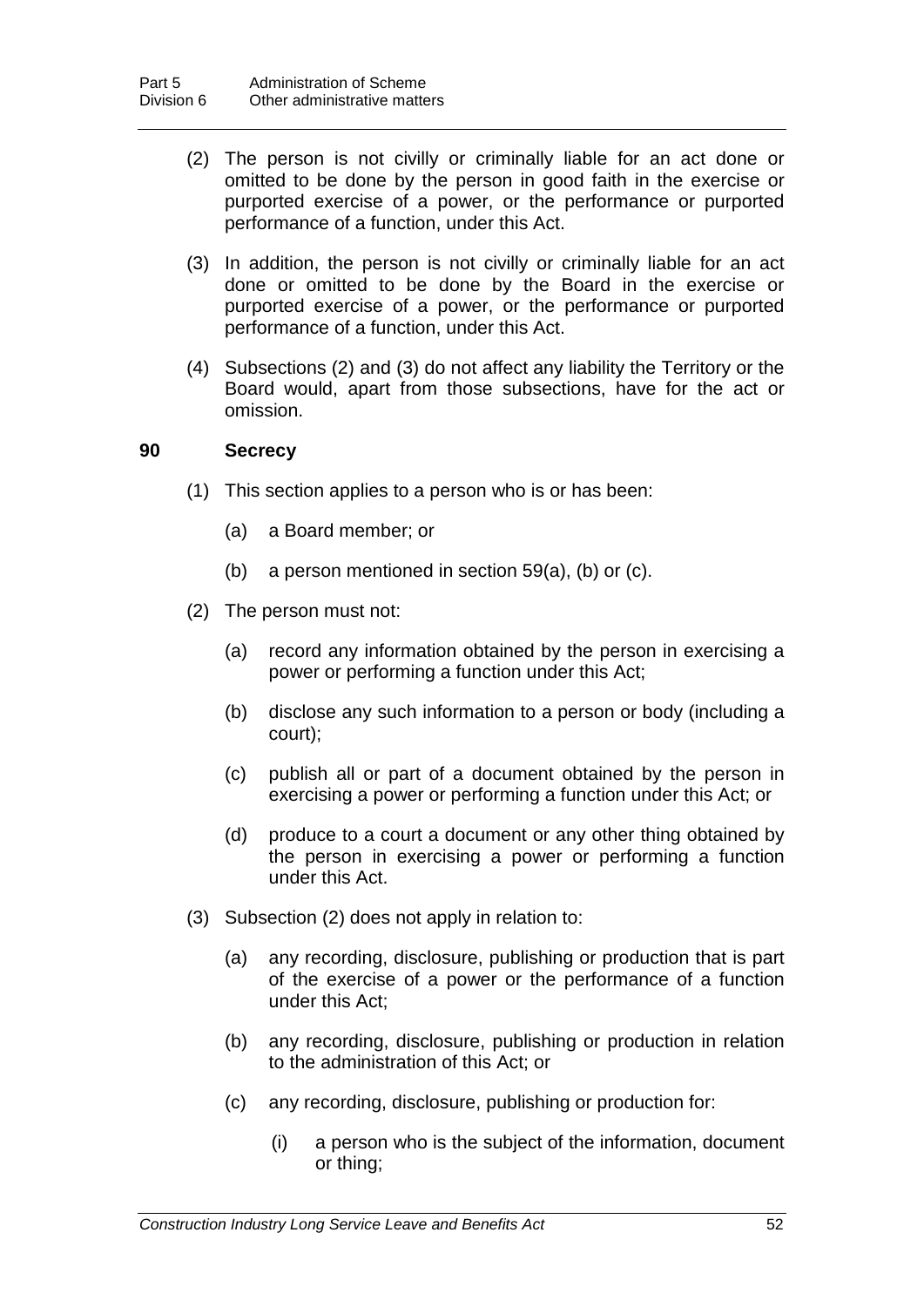(2) The person is not civilly or criminally liable for an act done or omitted to be done by the person in good faith in the exercise or purported exercise of a power, or the performance or purported performance of a function, under this Act.

(3) In addition, the person is not civilly or criminally liable for an act done or omitted to be done by the Board in the exercise or purported exercise of a power, or the performance or purported performance of a function, under this Act.

(4) Subsections (2) and (3) do not affect any liability the Territory or the Board would, apart from those subsections, have for the act or omission.

### 90 Secrecy

(1) This section applies to a person who is or has been:

- (a) a Board member; or
- (b) a person mentioned in section 59(a), (b) or (c).

(2) The person must not:

- (a) record any information obtained by the person in exercising a power or performing a function under this Act;
- (b) disclose any such information to a person or body (including a court);
- (c) publish all or part of a document obtained by the person in exercising a power or performing a function under this Act; or
- (d) produce to a court a document or any other thing obtained by the person in exercising a power or performing a function under this Act.

(3) Subsection (2) does not apply in relation to:

- (a) any recording, disclosure, publishing or production that is part of the exercise of a power or the performance of a function under this Act;
- (b) any recording, disclosure, publishing or production in relation to the administration of this Act; or
- (c) any recording, disclosure, publishing or production for:
  - (i) a person who is the subject of the information, document or thing;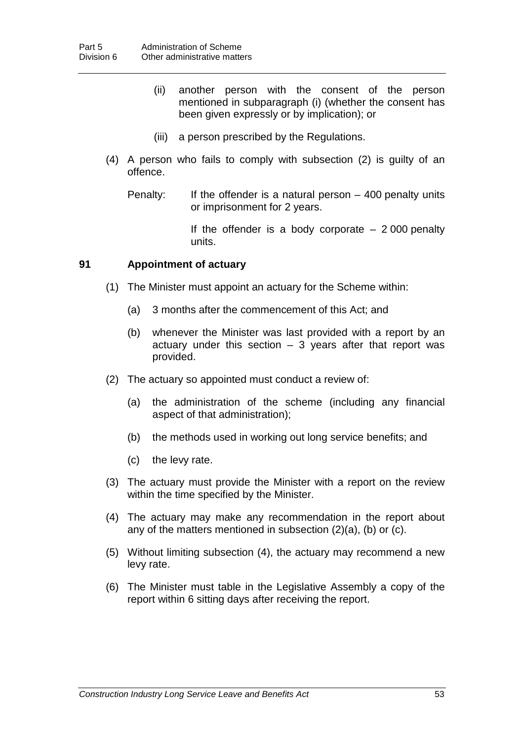(ii) another person with the consent of the person mentioned in subparagraph (i) (whether the consent has been given expressly or by implication); or

(iii) a person prescribed by the Regulations.

(4) A person who fails to comply with subsection (2) is guilty of an offence.

Penalty: If the offender is a natural person – 400 penalty units or imprisonment for 2 years.

If the offender is a body corporate – 2 000 penalty units.

### 91 Appointment of actuary

(1) The Minister must appoint an actuary for the Scheme within:

(a) 3 months after the commencement of this Act; and

(b) whenever the Minister was last provided with a report by an actuary under this section – 3 years after that report was provided.

(2) The actuary so appointed must conduct a review of:

(a) the administration of the scheme (including any financial aspect of that administration);

(b) the methods used in working out long service benefits; and

(c) the levy rate.

(3) The actuary must provide the Minister with a report on the review within the time specified by the Minister.

(4) The actuary may make any recommendation in the report about any of the matters mentioned in subsection (2)(a), (b) or (c).

(5) Without limiting subsection (4), the actuary may recommend a new levy rate.

(6) The Minister must table in the Legislative Assembly a copy of the report within 6 sitting days after receiving the report.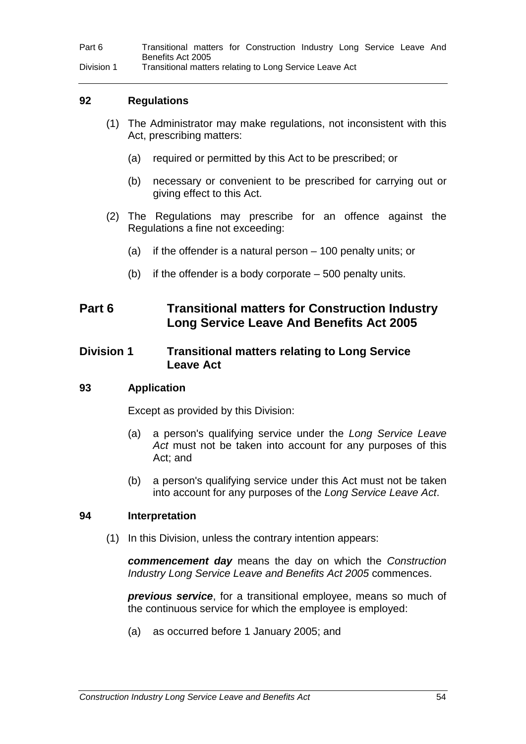### 92 Regulations

(1) The Administrator may make regulations, not inconsistent with this Act, prescribing matters:

(a) required or permitted by this Act to be prescribed; or

(b) necessary or convenient to be prescribed for carrying out or giving effect to this Act.

(2) The Regulations may prescribe for an offence against the Regulations a fine not exceeding:

(a) if the offender is a natural person – 100 penalty units; or

(b) if the offender is a body corporate – 500 penalty units.

# Part 6 Transitional matters for Construction Industry Long Service Leave And Benefits Act 2005

## Division 1 Transitional matters relating to Long Service Leave Act

### 93 Application

Except as provided by this Division:

(a) a person's qualifying service under the *Long Service Leave Act* must not be taken into account for any purposes of this Act; and

(b) a person's qualifying service under this Act must not be taken into account for any purposes of the *Long Service Leave Act*.

### 94 Interpretation

(1) In this Division, unless the contrary intention appears:

***commencement day*** means the day on which the *Construction Industry Long Service Leave and Benefits Act 2005* commences.

***previous service***, for a transitional employee, means so much of the continuous service for which the employee is employed:

(a) as occurred before 1 January 2005; and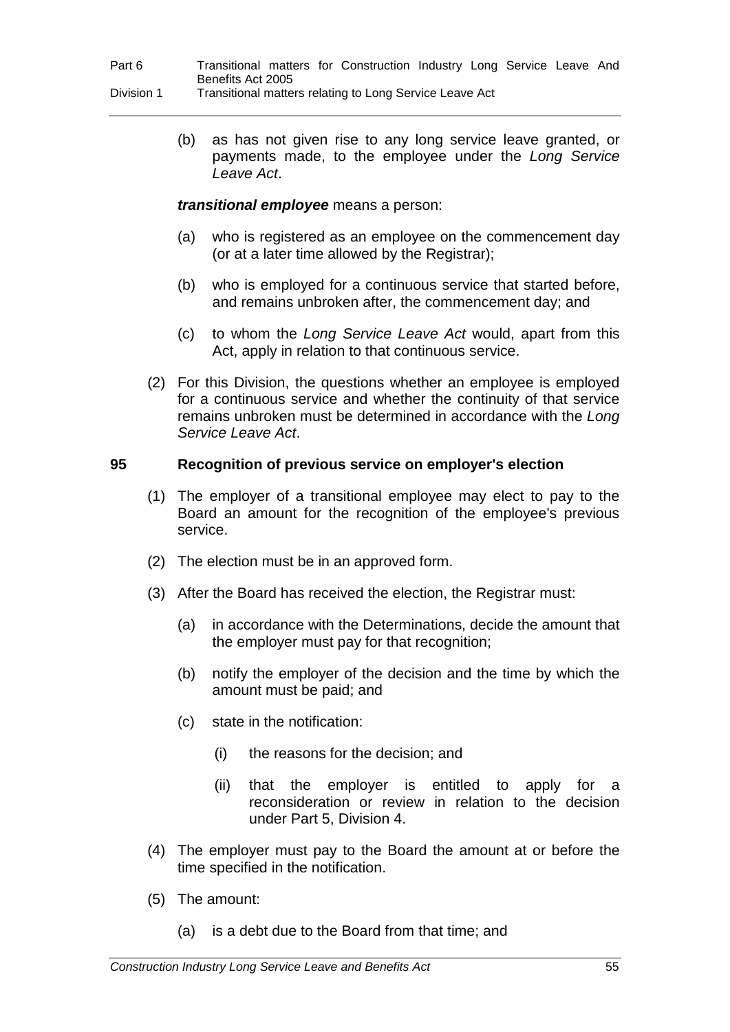(b) as has not given rise to any long service leave granted, or payments made, to the employee under the *Long Service Leave Act*.

***transitional employee*** means a person:

(a) who is registered as an employee on the commencement day (or at a later time allowed by the Registrar);

(b) who is employed for a continuous service that started before, and remains unbroken after, the commencement day; and

(c) to whom the *Long Service Leave Act* would, apart from this Act, apply in relation to that continuous service.

(2) For this Division, the questions whether an employee is employed for a continuous service and whether the continuity of that service remains unbroken must be determined in accordance with the *Long Service Leave Act*.

## 95 Recognition of previous service on employer's election

(1) The employer of a transitional employee may elect to pay to the Board an amount for the recognition of the employee's previous service.

(2) The election must be in an approved form.

(3) After the Board has received the election, the Registrar must:

(a) in accordance with the Determinations, decide the amount that the employer must pay for that recognition;

(b) notify the employer of the decision and the time by which the amount must be paid; and

(c) state in the notification:

(i) the reasons for the decision; and

(ii) that the employer is entitled to apply for a reconsideration or review in relation to the decision under Part 5, Division 4.

(4) The employer must pay to the Board the amount at or before the time specified in the notification.

(5) The amount:

(a) is a debt due to the Board from that time; and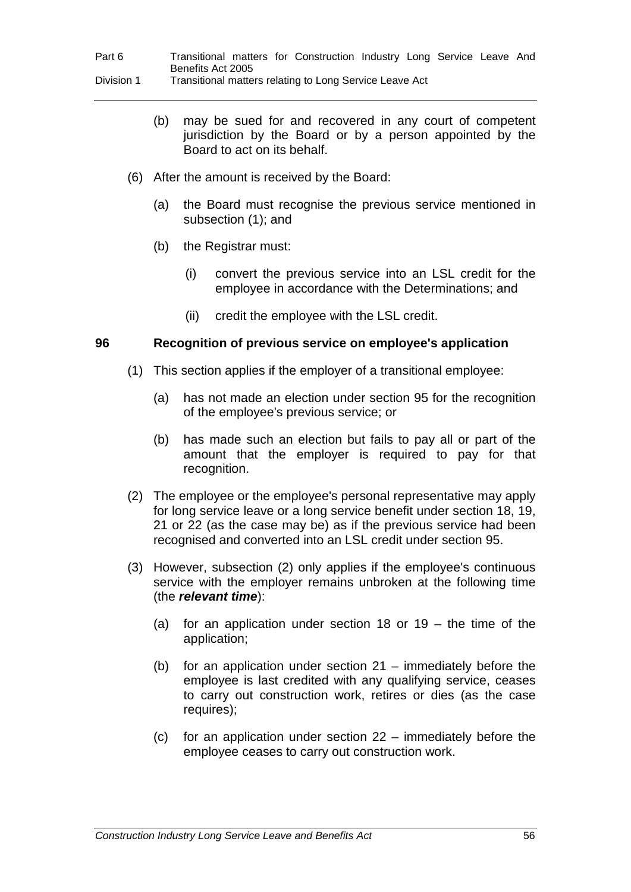(b) may be sued for and recovered in any court of competent jurisdiction by the Board or by a person appointed by the Board to act on its behalf.

(6) After the amount is received by the Board:

(a) the Board must recognise the previous service mentioned in subsection (1); and

(b) the Registrar must:

(i) convert the previous service into an LSL credit for the employee in accordance with the Determinations; and

(ii) credit the employee with the LSL credit.

### 96 Recognition of previous service on employee's application

(1) This section applies if the employer of a transitional employee:

(a) has not made an election under section 95 for the recognition of the employee's previous service; or

(b) has made such an election but fails to pay all or part of the amount that the employer is required to pay for that recognition.

(2) The employee or the employee's personal representative may apply for long service leave or a long service benefit under section 18, 19, 21 or 22 (as the case may be) as if the previous service had been recognised and converted into an LSL credit under section 95.

(3) However, subsection (2) only applies if the employee's continuous service with the employer remains unbroken at the following time (the ***relevant time***):

(a) for an application under section 18 or 19 – the time of the application;

(b) for an application under section 21 – immediately before the employee is last credited with any qualifying service, ceases to carry out construction work, retires or dies (as the case requires);

(c) for an application under section 22 – immediately before the employee ceases to carry out construction work.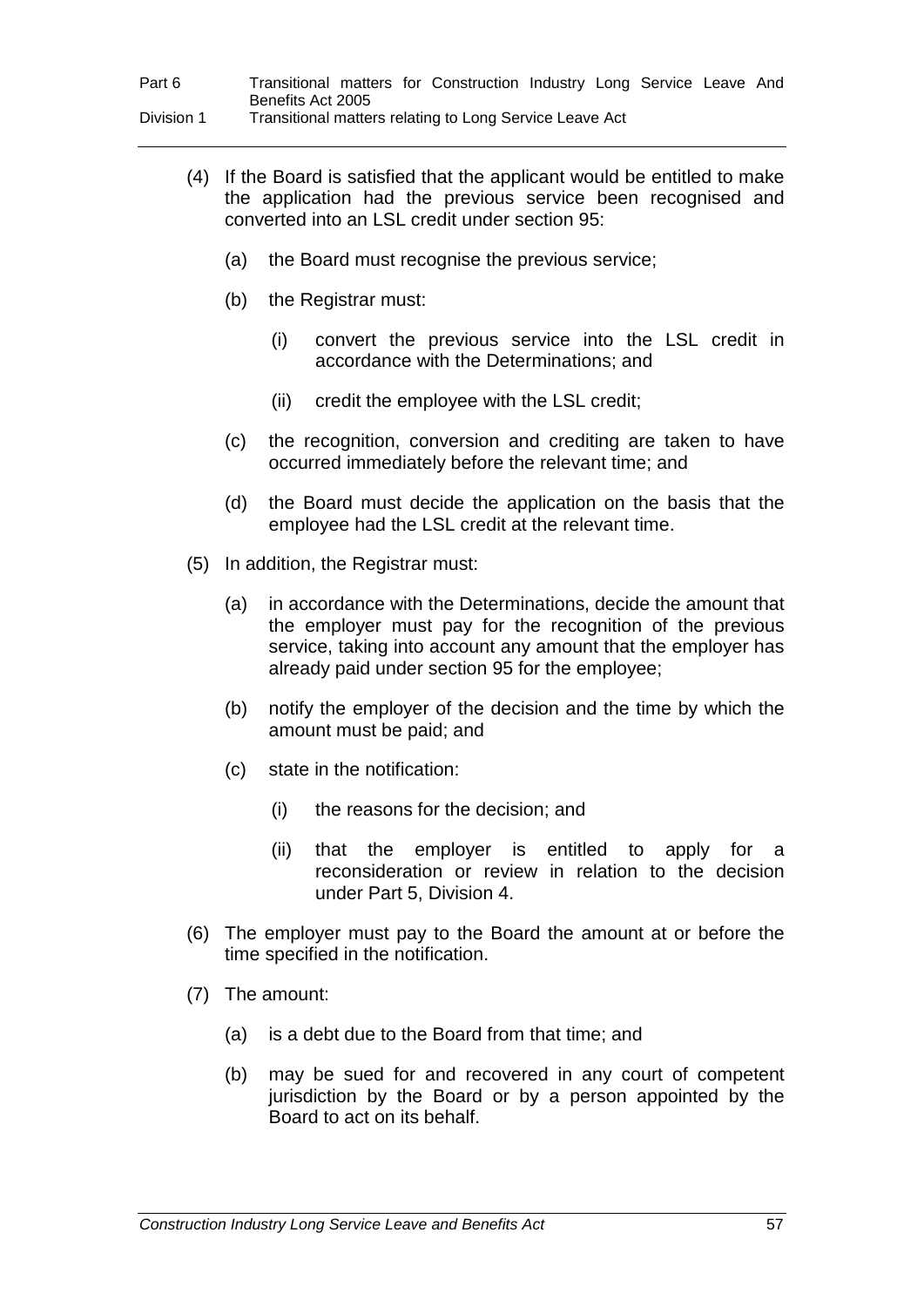(4) If the Board is satisfied that the applicant would be entitled to make the application had the previous service been recognised and converted into an LSL credit under section 95:

   (a) the Board must recognise the previous service;

   (b) the Registrar must:

      (i) convert the previous service into the LSL credit in accordance with the Determinations; and

      (ii) credit the employee with the LSL credit;

   (c) the recognition, conversion and crediting are taken to have occurred immediately before the relevant time; and

   (d) the Board must decide the application on the basis that the employee had the LSL credit at the relevant time.

(5) In addition, the Registrar must:

   (a) in accordance with the Determinations, decide the amount that the employer must pay for the recognition of the previous service, taking into account any amount that the employer has already paid under section 95 for the employee;

   (b) notify the employer of the decision and the time by which the amount must be paid; and

   (c) state in the notification:

      (i) the reasons for the decision; and

      (ii) that the employer is entitled to apply for a reconsideration or review in relation to the decision under Part 5, Division 4.

(6) The employer must pay to the Board the amount at or before the time specified in the notification.

(7) The amount:

   (a) is a debt due to the Board from that time; and

   (b) may be sued for and recovered in any court of competent jurisdiction by the Board or by a person appointed by the Board to act on its behalf.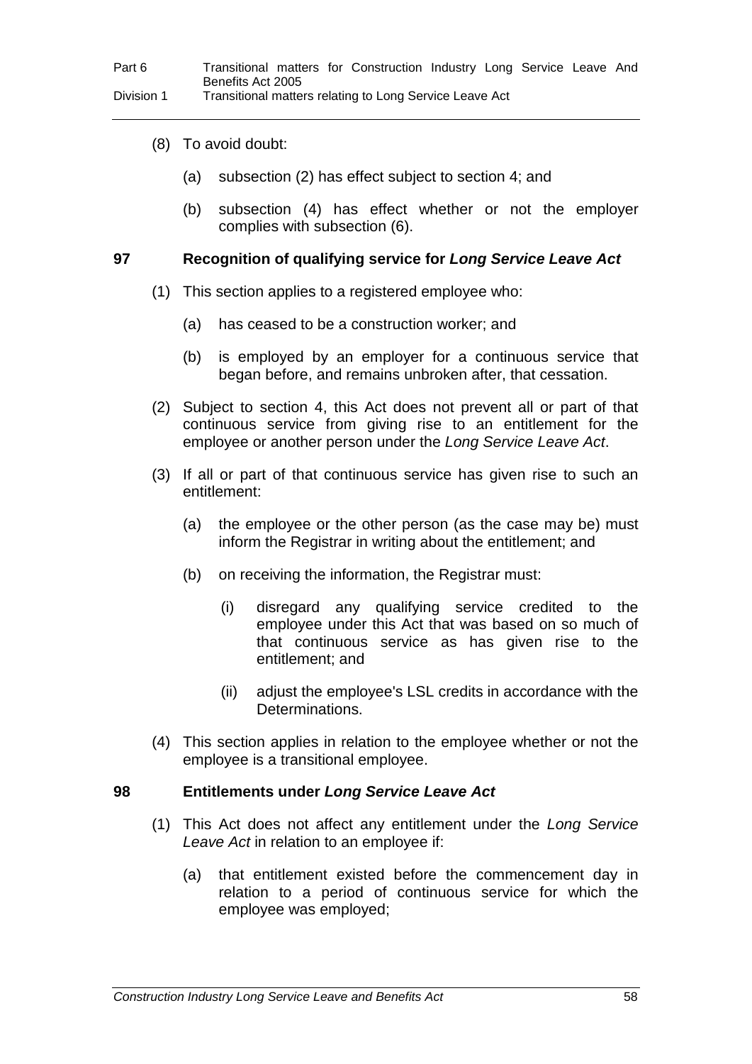(8) To avoid doubt:

(a) subsection (2) has effect subject to section 4; and

(b) subsection (4) has effect whether or not the employer complies with subsection (6).

### 97 Recognition of qualifying service for *Long Service Leave Act*

(1) This section applies to a registered employee who:

(a) has ceased to be a construction worker; and

(b) is employed by an employer for a continuous service that began before, and remains unbroken after, that cessation.

(2) Subject to section 4, this Act does not prevent all or part of that continuous service from giving rise to an entitlement for the employee or another person under the *Long Service Leave Act*.

(3) If all or part of that continuous service has given rise to such an entitlement:

(a) the employee or the other person (as the case may be) must inform the Registrar in writing about the entitlement; and

(b) on receiving the information, the Registrar must:

(i) disregard any qualifying service credited to the employee under this Act that was based on so much of that continuous service as has given rise to the entitlement; and

(ii) adjust the employee's LSL credits in accordance with the Determinations.

(4) This section applies in relation to the employee whether or not the employee is a transitional employee.

### 98 Entitlements under *Long Service Leave Act*

(1) This Act does not affect any entitlement under the *Long Service Leave Act* in relation to an employee if:

(a) that entitlement existed before the commencement day in relation to a period of continuous service for which the employee was employed;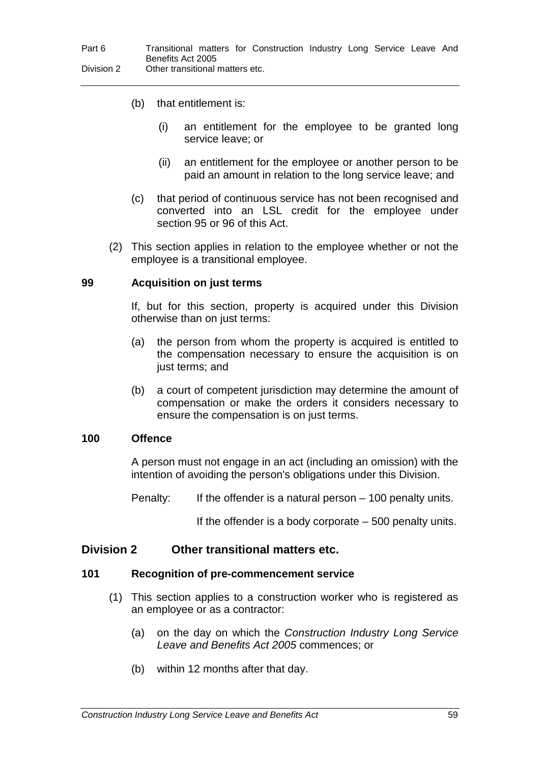(b) that entitlement is:

(i) an entitlement for the employee to be granted long service leave; or

(ii) an entitlement for the employee or another person to be paid an amount in relation to the long service leave; and

(c) that period of continuous service has not been recognised and converted into an LSL credit for the employee under section 95 or 96 of this Act.

(2) This section applies in relation to the employee whether or not the employee is a transitional employee.

### 99 Acquisition on just terms

If, but for this section, property is acquired under this Division otherwise than on just terms:

(a) the person from whom the property is acquired is entitled to the compensation necessary to ensure the acquisition is on just terms; and

(b) a court of competent jurisdiction may determine the amount of compensation or make the orders it considers necessary to ensure the compensation is on just terms.

### 100 Offence

A person must not engage in an act (including an omission) with the intention of avoiding the person's obligations under this Division.

Penalty: If the offender is a natural person – 100 penalty units.

If the offender is a body corporate – 500 penalty units.

## Division 2 Other transitional matters etc.

### 101 Recognition of pre-commencement service

(1) This section applies to a construction worker who is registered as an employee or as a contractor:

(a) on the day on which the *Construction Industry Long Service Leave and Benefits Act 2005* commences; or

(b) within 12 months after that day.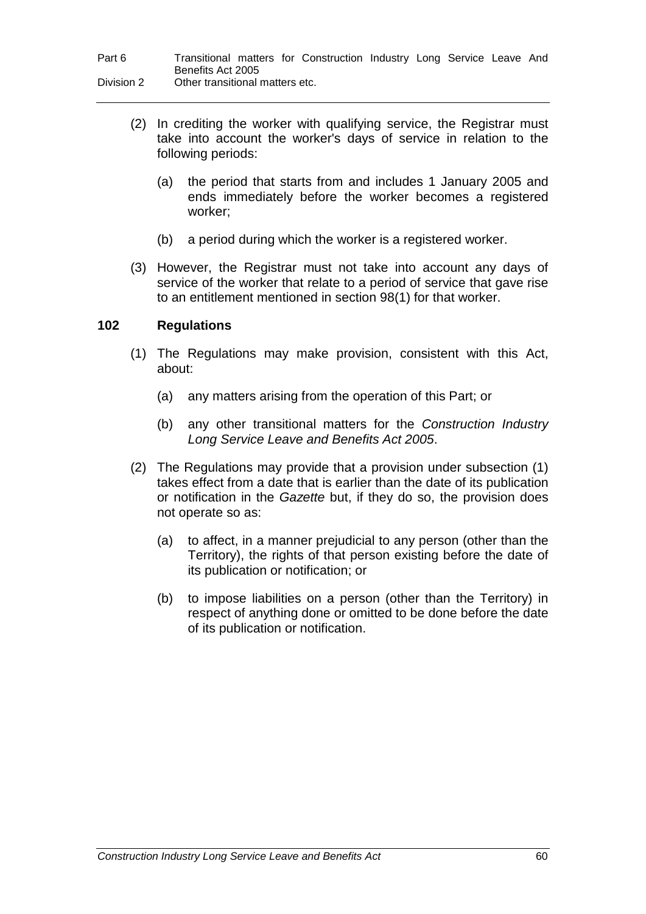(2) In crediting the worker with qualifying service, the Registrar must take into account the worker's days of service in relation to the following periods:

(a) the period that starts from and includes 1 January 2005 and ends immediately before the worker becomes a registered worker;

(b) a period during which the worker is a registered worker.

(3) However, the Registrar must not take into account any days of service of the worker that relate to a period of service that gave rise to an entitlement mentioned in section 98(1) for that worker.

### 102 Regulations

(1) The Regulations may make provision, consistent with this Act, about:

(a) any matters arising from the operation of this Part; or

(b) any other transitional matters for the *Construction Industry Long Service Leave and Benefits Act 2005*.

(2) The Regulations may provide that a provision under subsection (1) takes effect from a date that is earlier than the date of its publication or notification in the *Gazette* but, if they do so, the provision does not operate so as:

(a) to affect, in a manner prejudicial to any person (other than the Territory), the rights of that person existing before the date of its publication or notification; or

(b) to impose liabilities on a person (other than the Territory) in respect of anything done or omitted to be done before the date of its publication or notification.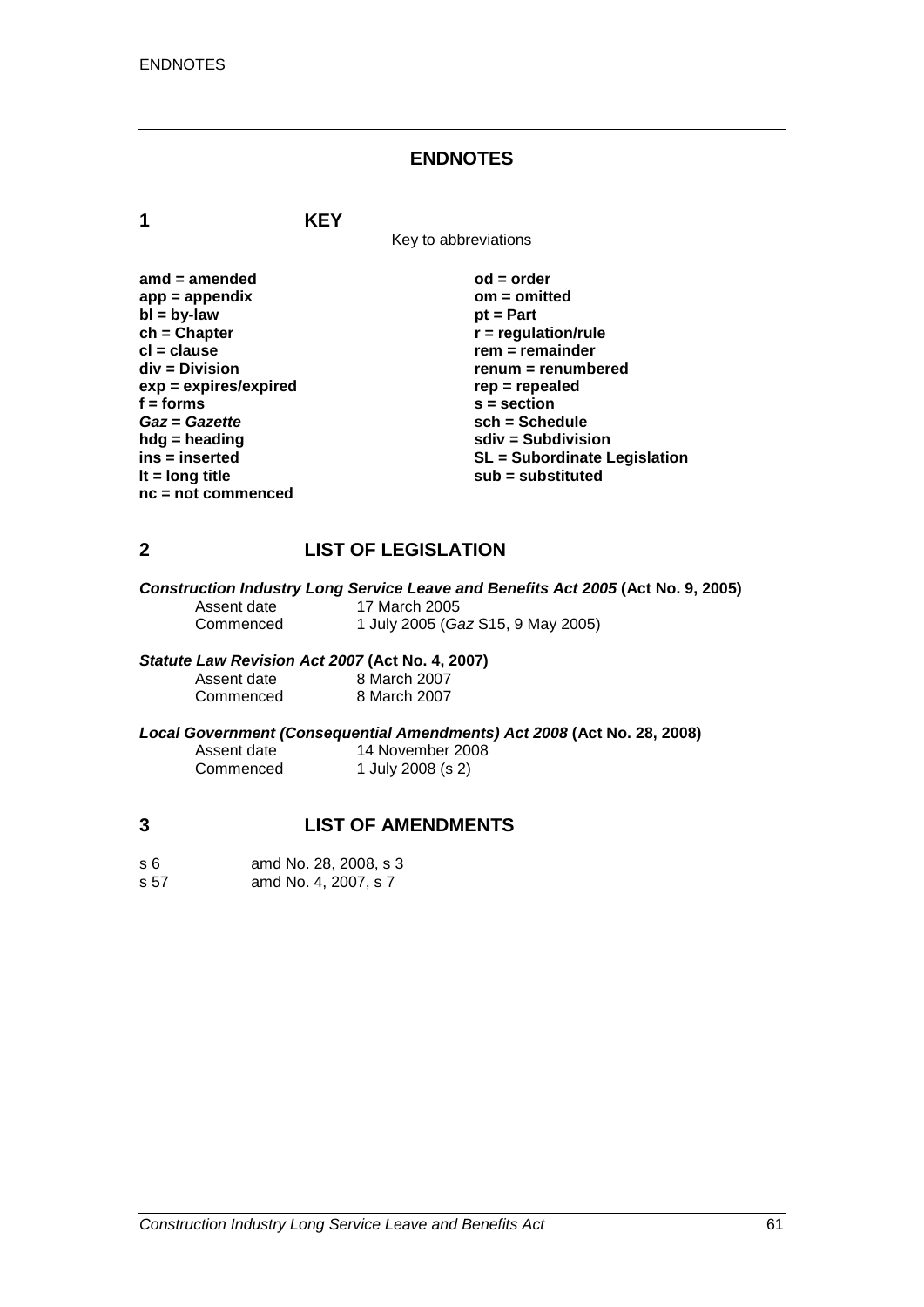# ENDNOTES

## 1 KEY

Key to abbreviations

**amd = amended**
**app = appendix**
**bl = by-law**
**ch = Chapter**
**cl = clause**
**div = Division**
**exp = expires/expired**
**f = forms**
***Gaz* = *Gazette***
**hdg = heading**
**ins = inserted**
**lt = long title**
**nc = not commenced**
**od = order**
**om = omitted**
**pt = Part**
**r = regulation/rule**
**rem = remainder**
**renum = renumbered**
**rep = repealed**
**s = section**
**sch = Schedule**
**sdiv = Subdivision**
**SL = Subordinate Legislation**
**sub = substituted**

## 2 LIST OF LEGISLATION

***Construction Industry Long Service Leave and Benefits Act 2005* (Act No. 9, 2005)**

Assent date 17 March 2005
Commenced 1 July 2005 (*Gaz* S15, 9 May 2005)

***Statute Law Revision Act 2007* (Act No. 4, 2007)**

Assent date 8 March 2007
Commenced 8 March 2007

***Local Government (Consequential Amendments) Act 2008* (Act No. 28, 2008)**

Assent date 14 November 2008
Commenced 1 July 2008 (s 2)

## 3 LIST OF AMENDMENTS

| | |
|---|---|
| s 6 | amd No. 28, 2008, s 3 |
| s 57 | amd No. 4, 2007, s 7 |